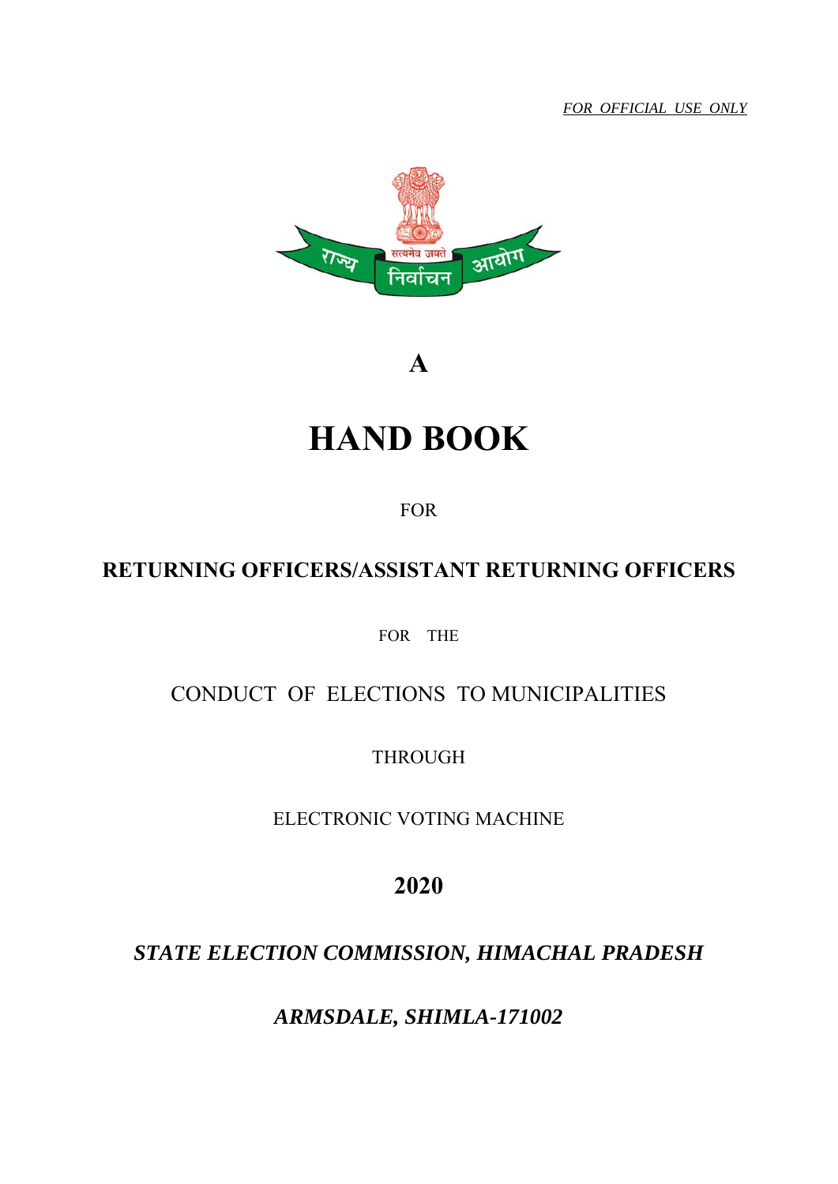*FOR OFFICIAL USE ONLY*

राज्य सत्यमेव जयते निर्वाचन आयोग

**A**

# HAND BOOK

FOR

## RETURNING OFFICERS/ASSISTANT RETURNING OFFICERS

FOR THE

CONDUCT OF ELECTIONS TO MUNICIPALITIES

THROUGH

ELECTRONIC VOTING MACHINE

**2020**

***STATE ELECTION COMMISSION, HIMACHAL PRADESH***

***ARMSDALE, SHIMLA-171002***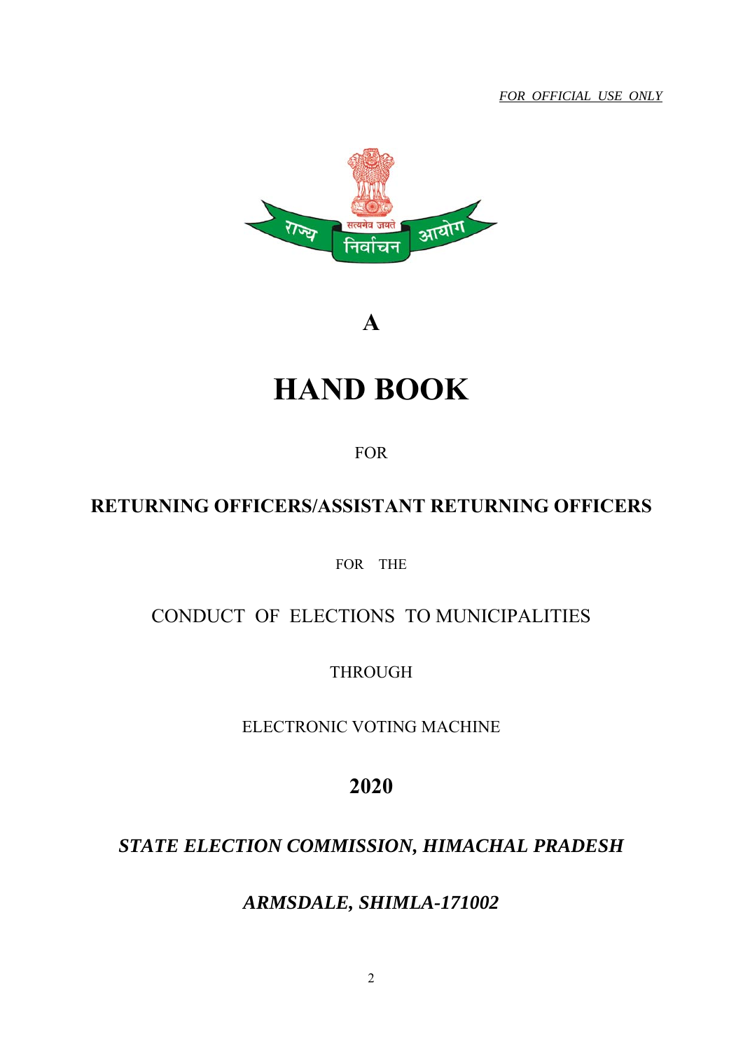*FOR OFFICIAL USE ONLY*

राज्य सत्यमेव जयते निर्वाचन आयोग

# A

# HAND BOOK

FOR

## RETURNING OFFICERS/ASSISTANT RETURNING OFFICERS

FOR THE

CONDUCT OF ELECTIONS TO MUNICIPALITIES

THROUGH

ELECTRONIC VOTING MACHINE

## 2020

***STATE ELECTION COMMISSION, HIMACHAL PRADESH***

***ARMSDALE, SHIMLA-171002***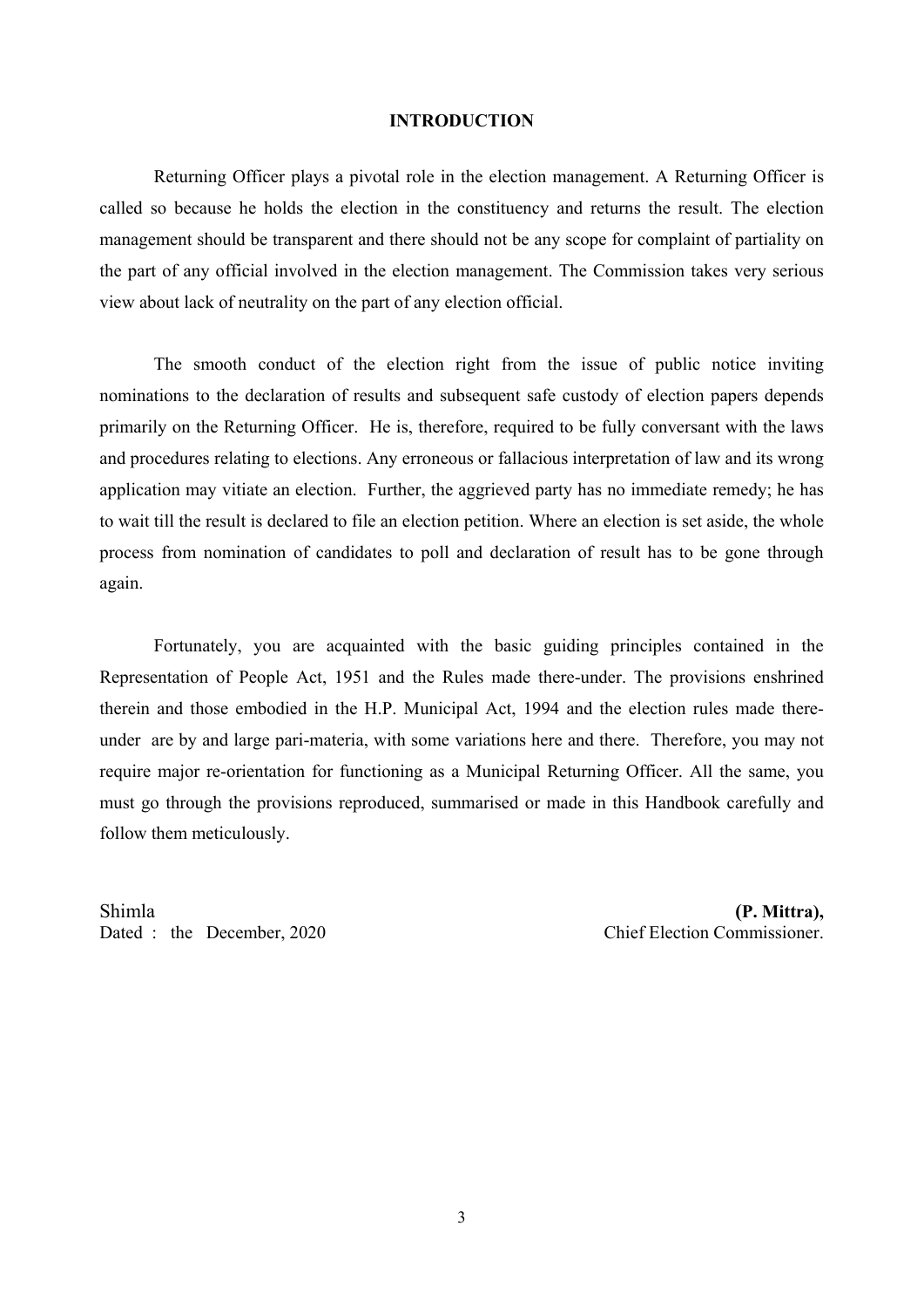# INTRODUCTION

Returning Officer plays a pivotal role in the election management. A Returning Officer is called so because he holds the election in the constituency and returns the result. The election management should be transparent and there should not be any scope for complaint of partiality on the part of any official involved in the election management. The Commission takes very serious view about lack of neutrality on the part of any election official.

The smooth conduct of the election right from the issue of public notice inviting nominations to the declaration of results and subsequent safe custody of election papers depends primarily on the Returning Officer. He is, therefore, required to be fully conversant with the laws and procedures relating to elections. Any erroneous or fallacious interpretation of law and its wrong application may vitiate an election. Further, the aggrieved party has no immediate remedy; he has to wait till the result is declared to file an election petition. Where an election is set aside, the whole process from nomination of candidates to poll and declaration of result has to be gone through again.

Fortunately, you are acquainted with the basic guiding principles contained in the Representation of People Act, 1951 and the Rules made there-under. The provisions enshrined therein and those embodied in the H.P. Municipal Act, 1994 and the election rules made there-under are by and large pari-materia, with some variations here and there. Therefore, you may not require major re-orientation for functioning as a Municipal Returning Officer. All the same, you must go through the provisions reproduced, summarised or made in this Handbook carefully and follow them meticulously.

Shimla
Dated : the December, 2020

**(P. Mittra),**
Chief Election Commissioner.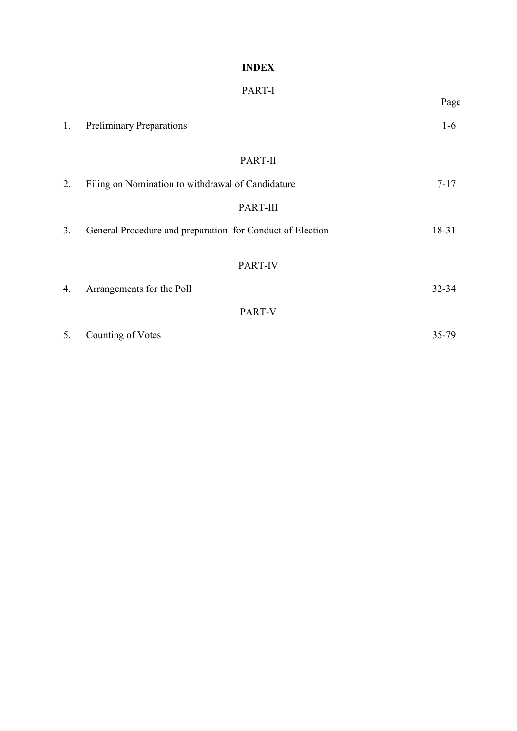# INDEX

## PART-I

| | | Page |
|---|---|---|
| 1. | Preliminary Preparations | 1-6 |

## PART-II

| | | |
|---|---|---|
| 2. | Filing on Nomination to withdrawal of Candidature | 7-17 |

## PART-III

| | | |
|---|---|---|
| 3. | General Procedure and preparation for Conduct of Election | 18-31 |

## PART-IV

| | | |
|---|---|---|
| 4. | Arrangements for the Poll | 32-34 |

## PART-V

| | | |
|---|---|---|
| 5. | Counting of Votes | 35-79 |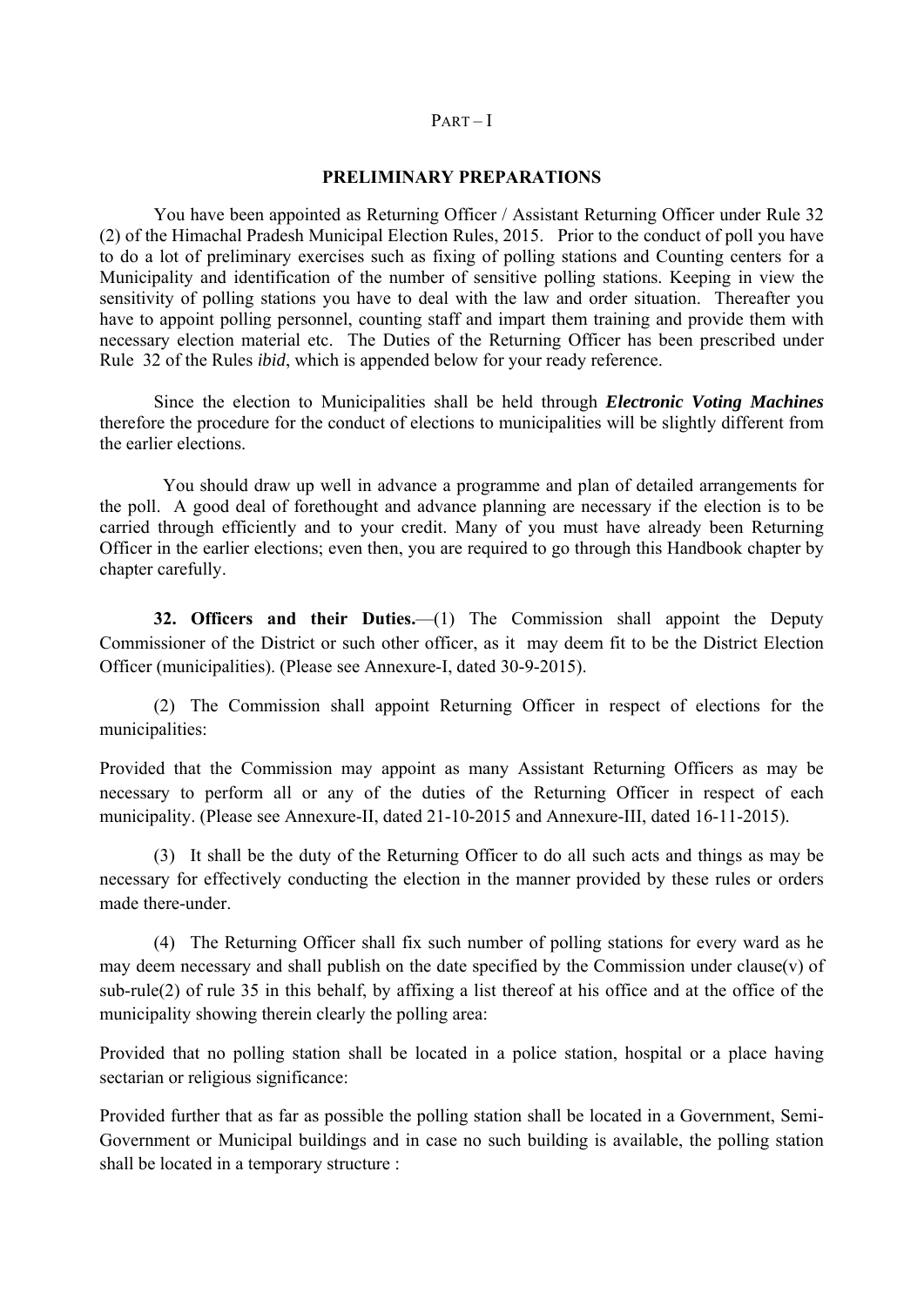PART – I

## PRELIMINARY PREPARATIONS

You have been appointed as Returning Officer / Assistant Returning Officer under Rule 32 (2) of the Himachal Pradesh Municipal Election Rules, 2015. Prior to the conduct of poll you have to do a lot of preliminary exercises such as fixing of polling stations and Counting centers for a Municipality and identification of the number of sensitive polling stations. Keeping in view the sensitivity of polling stations you have to deal with the law and order situation. Thereafter you have to appoint polling personnel, counting staff and impart them training and provide them with necessary election material etc. The Duties of the Returning Officer has been prescribed under Rule 32 of the Rules *ibid*, which is appended below for your ready reference.

Since the election to Municipalities shall be held through ***Electronic Voting Machines*** therefore the procedure for the conduct of elections to municipalities will be slightly different from the earlier elections.

You should draw up well in advance a programme and plan of detailed arrangements for the poll. A good deal of forethought and advance planning are necessary if the election is to be carried through efficiently and to your credit. Many of you must have already been Returning Officer in the earlier elections; even then, you are required to go through this Handbook chapter by chapter carefully.

**32. Officers and their Duties.**—(1) The Commission shall appoint the Deputy Commissioner of the District or such other officer, as it may deem fit to be the District Election Officer (municipalities). (Please see Annexure-I, dated 30-9-2015).

(2) The Commission shall appoint Returning Officer in respect of elections for the municipalities:

Provided that the Commission may appoint as many Assistant Returning Officers as may be necessary to perform all or any of the duties of the Returning Officer in respect of each municipality. (Please see Annexure-II, dated 21-10-2015 and Annexure-III, dated 16-11-2015).

(3) It shall be the duty of the Returning Officer to do all such acts and things as may be necessary for effectively conducting the election in the manner provided by these rules or orders made there-under.

(4) The Returning Officer shall fix such number of polling stations for every ward as he may deem necessary and shall publish on the date specified by the Commission under clause(v) of sub-rule(2) of rule 35 in this behalf, by affixing a list thereof at his office and at the office of the municipality showing therein clearly the polling area:

Provided that no polling station shall be located in a police station, hospital or a place having sectarian or religious significance:

Provided further that as far as possible the polling station shall be located in a Government, Semi-Government or Municipal buildings and in case no such building is available, the polling station shall be located in a temporary structure :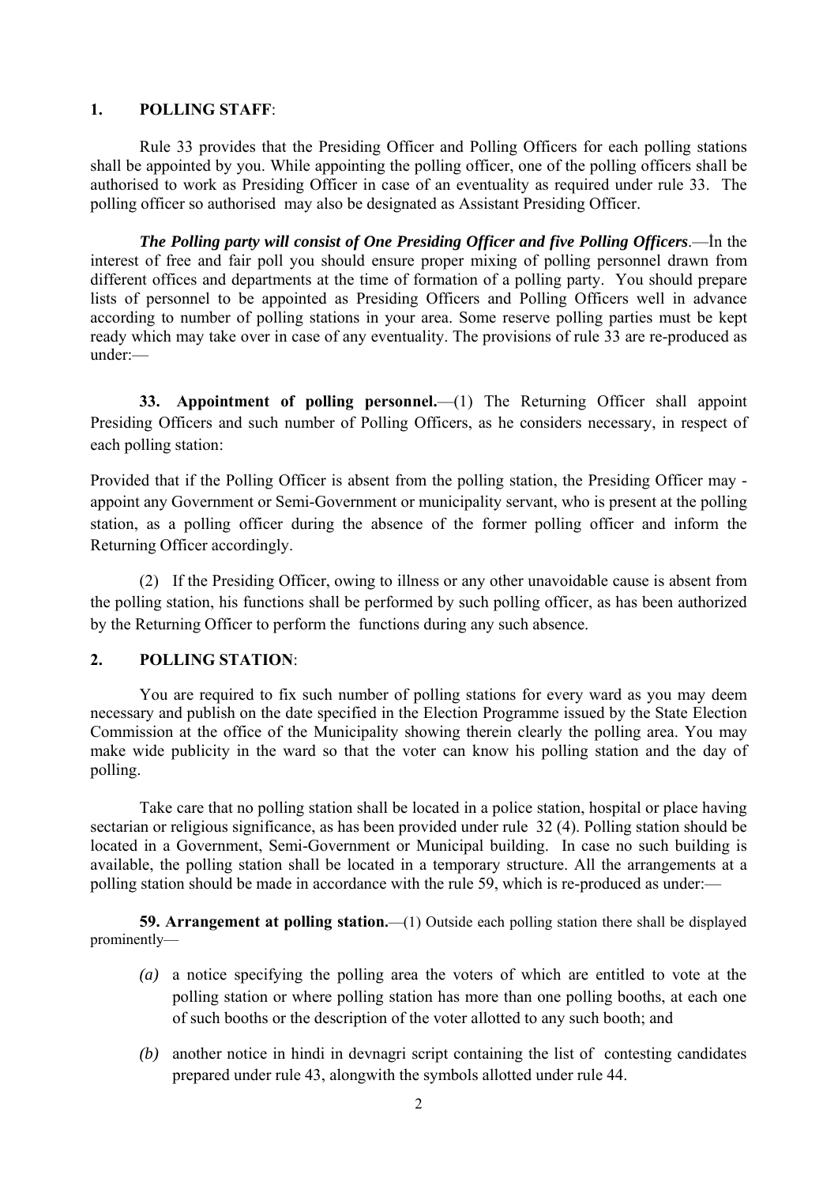## 1. POLLING STAFF:

Rule 33 provides that the Presiding Officer and Polling Officers for each polling stations shall be appointed by you. While appointing the polling officer, one of the polling officers shall be authorised to work as Presiding Officer in case of an eventuality as required under rule 33. The polling officer so authorised may also be designated as Assistant Presiding Officer.

***The Polling party will consist of One Presiding Officer and five Polling Officers***.—In the interest of free and fair poll you should ensure proper mixing of polling personnel drawn from different offices and departments at the time of formation of a polling party. You should prepare lists of personnel to be appointed as Presiding Officers and Polling Officers well in advance according to number of polling stations in your area. Some reserve polling parties must be kept ready which may take over in case of any eventuality. The provisions of rule 33 are re-produced as under:—

**33. Appointment of polling personnel.**—(1) The Returning Officer shall appoint Presiding Officers and such number of Polling Officers, as he considers necessary, in respect of each polling station:

Provided that if the Polling Officer is absent from the polling station, the Presiding Officer may - appoint any Government or Semi-Government or municipality servant, who is present at the polling station, as a polling officer during the absence of the former polling officer and inform the Returning Officer accordingly.

(2) If the Presiding Officer, owing to illness or any other unavoidable cause is absent from the polling station, his functions shall be performed by such polling officer, as has been authorized by the Returning Officer to perform the functions during any such absence.

## 2. POLLING STATION:

You are required to fix such number of polling stations for every ward as you may deem necessary and publish on the date specified in the Election Programme issued by the State Election Commission at the office of the Municipality showing therein clearly the polling area. You may make wide publicity in the ward so that the voter can know his polling station and the day of polling.

Take care that no polling station shall be located in a police station, hospital or place having sectarian or religious significance, as has been provided under rule 32 (4). Polling station should be located in a Government, Semi-Government or Municipal building. In case no such building is available, the polling station shall be located in a temporary structure. All the arrangements at a polling station should be made in accordance with the rule 59, which is re-produced as under:—

**59. Arrangement at polling station.**—(1) Outside each polling station there shall be displayed prominently—

*(a)* a notice specifying the polling area the voters of which are entitled to vote at the polling station or where polling station has more than one polling booths, at each one of such booths or the description of the voter allotted to any such booth; and

*(b)* another notice in hindi in devnagri script containing the list of contesting candidates prepared under rule 43, alongwith the symbols allotted under rule 44.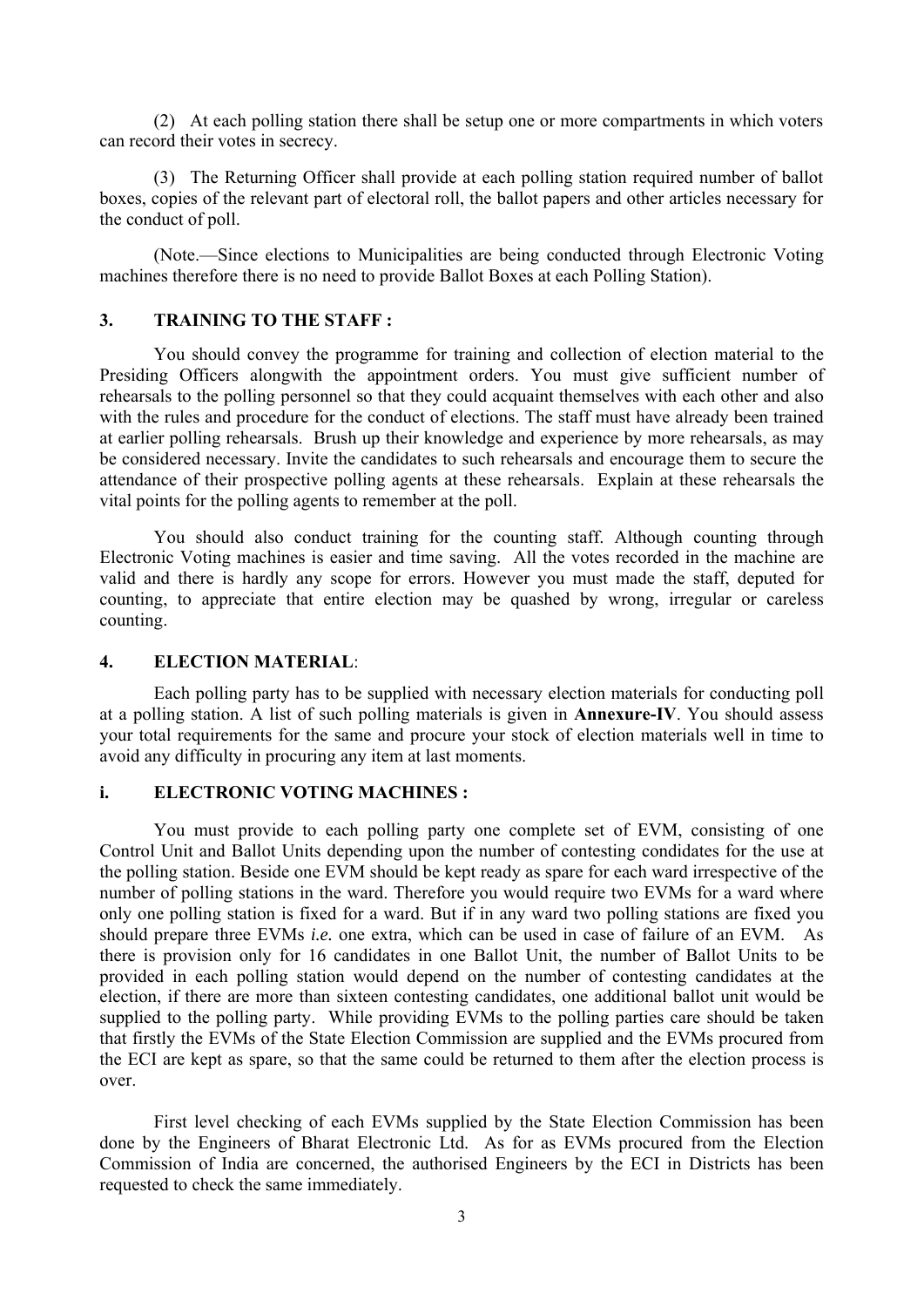(2) At each polling station there shall be setup one or more compartments in which voters can record their votes in secrecy.

(3) The Returning Officer shall provide at each polling station required number of ballot boxes, copies of the relevant part of electoral roll, the ballot papers and other articles necessary for the conduct of poll.

(Note.—Since elections to Municipalities are being conducted through Electronic Voting machines therefore there is no need to provide Ballot Boxes at each Polling Station).

## 3. TRAINING TO THE STAFF :

You should convey the programme for training and collection of election material to the Presiding Officers alongwith the appointment orders. You must give sufficient number of rehearsals to the polling personnel so that they could acquaint themselves with each other and also with the rules and procedure for the conduct of elections. The staff must have already been trained at earlier polling rehearsals. Brush up their knowledge and experience by more rehearsals, as may be considered necessary. Invite the candidates to such rehearsals and encourage them to secure the attendance of their prospective polling agents at these rehearsals. Explain at these rehearsals the vital points for the polling agents to remember at the poll.

You should also conduct training for the counting staff. Although counting through Electronic Voting machines is easier and time saving. All the votes recorded in the machine are valid and there is hardly any scope for errors. However you must made the staff, deputed for counting, to appreciate that entire election may be quashed by wrong, irregular or careless counting.

## 4. ELECTION MATERIAL:

Each polling party has to be supplied with necessary election materials for conducting poll at a polling station. A list of such polling materials is given in **Annexure-IV**. You should assess your total requirements for the same and procure your stock of election materials well in time to avoid any difficulty in procuring any item at last moments.

### i. ELECTRONIC VOTING MACHINES :

You must provide to each polling party one complete set of EVM, consisting of one Control Unit and Ballot Units depending upon the number of contesting condidates for the use at the polling station. Beside one EVM should be kept ready as spare for each ward irrespective of the number of polling stations in the ward. Therefore you would require two EVMs for a ward where only one polling station is fixed for a ward. But if in any ward two polling stations are fixed you should prepare three EVMs *i.e.* one extra, which can be used in case of failure of an EVM. As there is provision only for 16 candidates in one Ballot Unit, the number of Ballot Units to be provided in each polling station would depend on the number of contesting candidates at the election, if there are more than sixteen contesting candidates, one additional ballot unit would be supplied to the polling party. While providing EVMs to the polling parties care should be taken that firstly the EVMs of the State Election Commission are supplied and the EVMs procured from the ECI are kept as spare, so that the same could be returned to them after the election process is over.

First level checking of each EVMs supplied by the State Election Commission has been done by the Engineers of Bharat Electronic Ltd. As for as EVMs procured from the Election Commission of India are concerned, the authorised Engineers by the ECI in Districts has been requested to check the same immediately.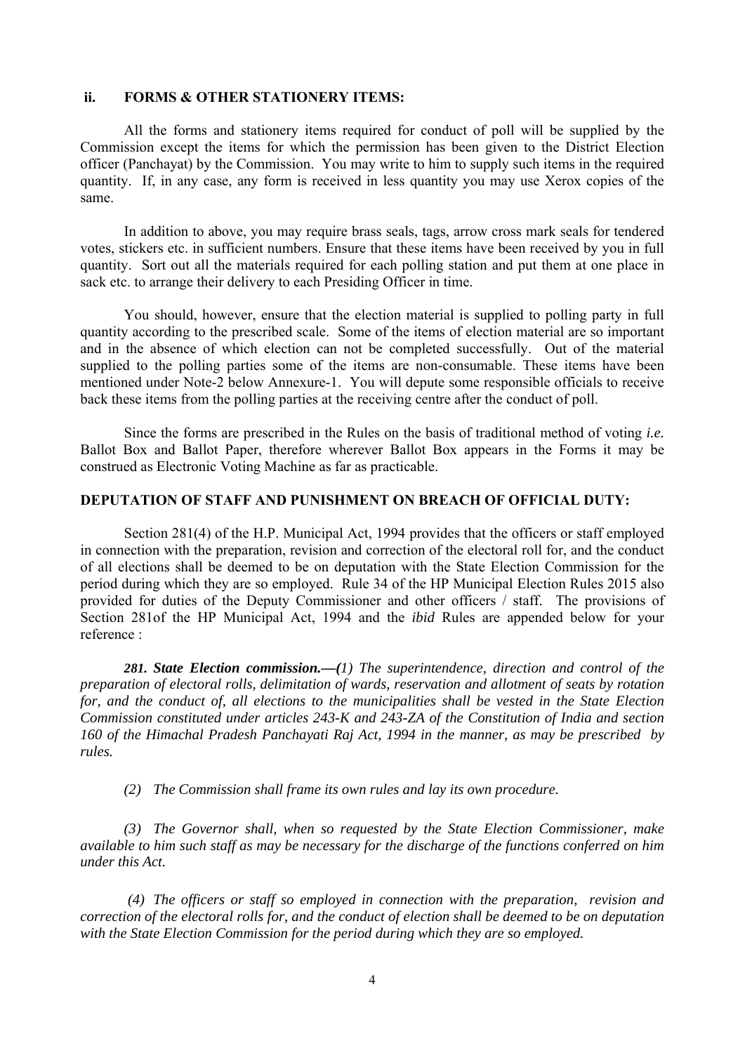### ii. FORMS & OTHER STATIONERY ITEMS:

All the forms and stationery items required for conduct of poll will be supplied by the Commission except the items for which the permission has been given to the District Election officer (Panchayat) by the Commission. You may write to him to supply such items in the required quantity. If, in any case, any form is received in less quantity you may use Xerox copies of the same.

In addition to above, you may require brass seals, tags, arrow cross mark seals for tendered votes, stickers etc. in sufficient numbers. Ensure that these items have been received by you in full quantity. Sort out all the materials required for each polling station and put them at one place in sack etc. to arrange their delivery to each Presiding Officer in time.

You should, however, ensure that the election material is supplied to polling party in full quantity according to the prescribed scale. Some of the items of election material are so important and in the absence of which election can not be completed successfully. Out of the material supplied to the polling parties some of the items are non-consumable. These items have been mentioned under Note-2 below Annexure-1. You will depute some responsible officials to receive back these items from the polling parties at the receiving centre after the conduct of poll.

Since the forms are prescribed in the Rules on the basis of traditional method of voting *i.e.* Ballot Box and Ballot Paper, therefore wherever Ballot Box appears in the Forms it may be construed as Electronic Voting Machine as far as practicable.

### DEPUTATION OF STAFF AND PUNISHMENT ON BREACH OF OFFICIAL DUTY:

Section 281(4) of the H.P. Municipal Act, 1994 provides that the officers or staff employed in connection with the preparation, revision and correction of the electoral roll for, and the conduct of all elections shall be deemed to be on deputation with the State Election Commission for the period during which they are so employed. Rule 34 of the HP Municipal Election Rules 2015 also provided for duties of the Deputy Commissioner and other officers / staff. The provisions of Section 281of the HP Municipal Act, 1994 and the *ibid* Rules are appended below for your reference :

***281. State Election commission.—****(1) The superintendence, direction and control of the preparation of electoral rolls, delimitation of wards, reservation and allotment of seats by rotation for, and the conduct of, all elections to the municipalities shall be vested in the State Election Commission constituted under articles 243-K and 243-ZA of the Constitution of India and section 160 of the Himachal Pradesh Panchayati Raj Act, 1994 in the manner, as may be prescribed by rules.*

*(2) The Commission shall frame its own rules and lay its own procedure.*

*(3) The Governor shall, when so requested by the State Election Commissioner, make available to him such staff as may be necessary for the discharge of the functions conferred on him under this Act.*

*(4) The officers or staff so employed in connection with the preparation, revision and correction of the electoral rolls for, and the conduct of election shall be deemed to be on deputation with the State Election Commission for the period during which they are so employed.*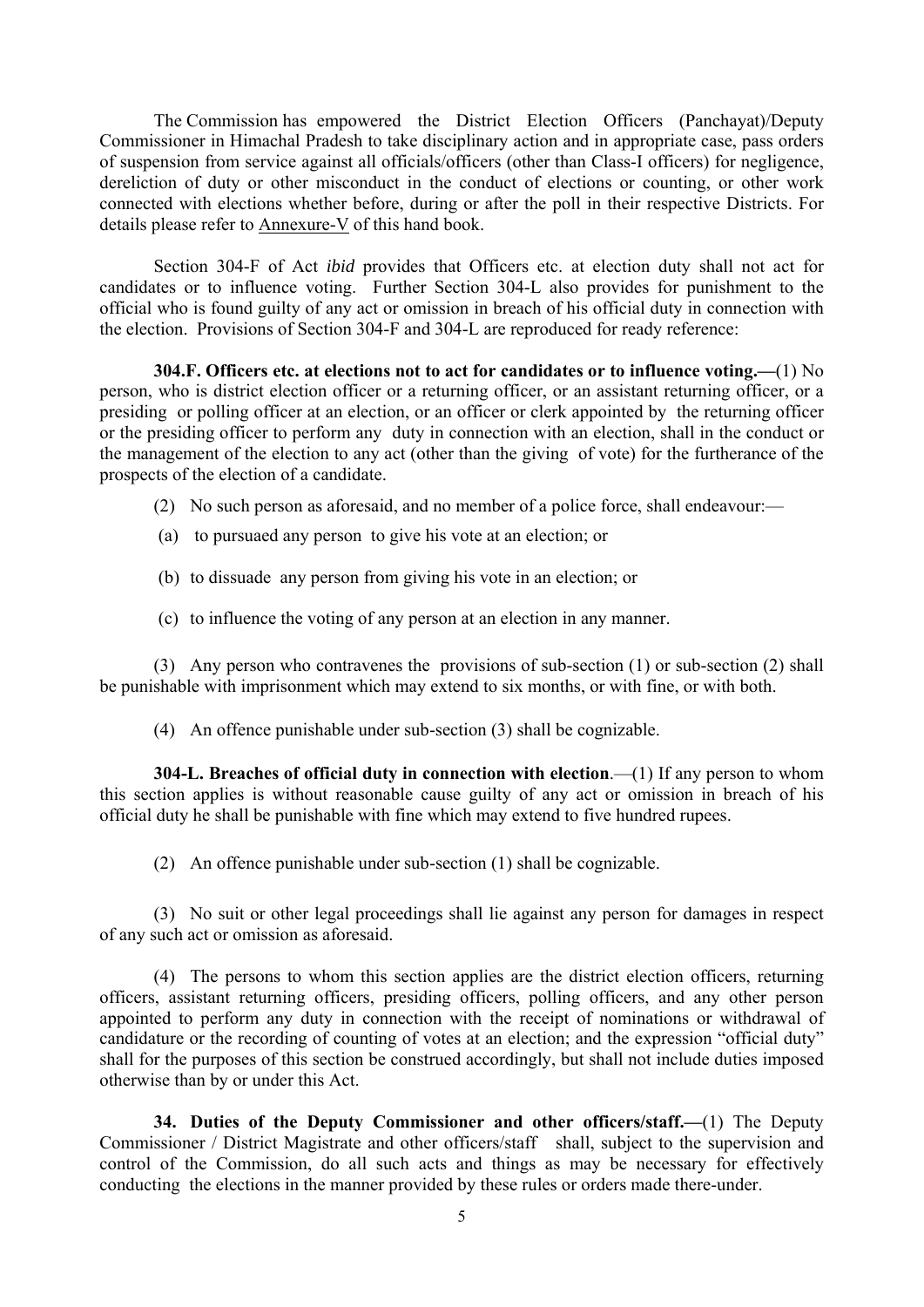The Commission has empowered the District Election Officers (Panchayat)/Deputy Commissioner in Himachal Pradesh to take disciplinary action and in appropriate case, pass orders of suspension from service against all officials/officers (other than Class-I officers) for negligence, dereliction of duty or other misconduct in the conduct of elections or counting, or other work connected with elections whether before, during or after the poll in their respective Districts. For details please refer to Annexure-V of this hand book.

Section 304-F of Act *ibid* provides that Officers etc. at election duty shall not act for candidates or to influence voting. Further Section 304-L also provides for punishment to the official who is found guilty of any act or omission in breach of his official duty in connection with the election. Provisions of Section 304-F and 304-L are reproduced for ready reference:

**304.F. Officers etc. at elections not to act for candidates or to influence voting.—**(1) No person, who is district election officer or a returning officer, or an assistant returning officer, or a presiding or polling officer at an election, or an officer or clerk appointed by the returning officer or the presiding officer to perform any duty in connection with an election, shall in the conduct or the management of the election to any act (other than the giving of vote) for the furtherance of the prospects of the election of a candidate.

(2) No such person as aforesaid, and no member of a police force, shall endeavour:—

(a) to pursuaed any person to give his vote at an election; or

(b) to dissuade any person from giving his vote in an election; or

(c) to influence the voting of any person at an election in any manner.

(3) Any person who contravenes the provisions of sub-section (1) or sub-section (2) shall be punishable with imprisonment which may extend to six months, or with fine, or with both.

(4) An offence punishable under sub-section (3) shall be cognizable.

**304-L. Breaches of official duty in connection with election**.—(1) If any person to whom this section applies is without reasonable cause guilty of any act or omission in breach of his official duty he shall be punishable with fine which may extend to five hundred rupees.

(2) An offence punishable under sub-section (1) shall be cognizable.

(3) No suit or other legal proceedings shall lie against any person for damages in respect of any such act or omission as aforesaid.

(4) The persons to whom this section applies are the district election officers, returning officers, assistant returning officers, presiding officers, polling officers, and any other person appointed to perform any duty in connection with the receipt of nominations or withdrawal of candidature or the recording of counting of votes at an election; and the expression "official duty" shall for the purposes of this section be construed accordingly, but shall not include duties imposed otherwise than by or under this Act.

**34. Duties of the Deputy Commissioner and other officers/staff.—**(1) The Deputy Commissioner / District Magistrate and other officers/staff shall, subject to the supervision and control of the Commission, do all such acts and things as may be necessary for effectively conducting the elections in the manner provided by these rules or orders made there-under.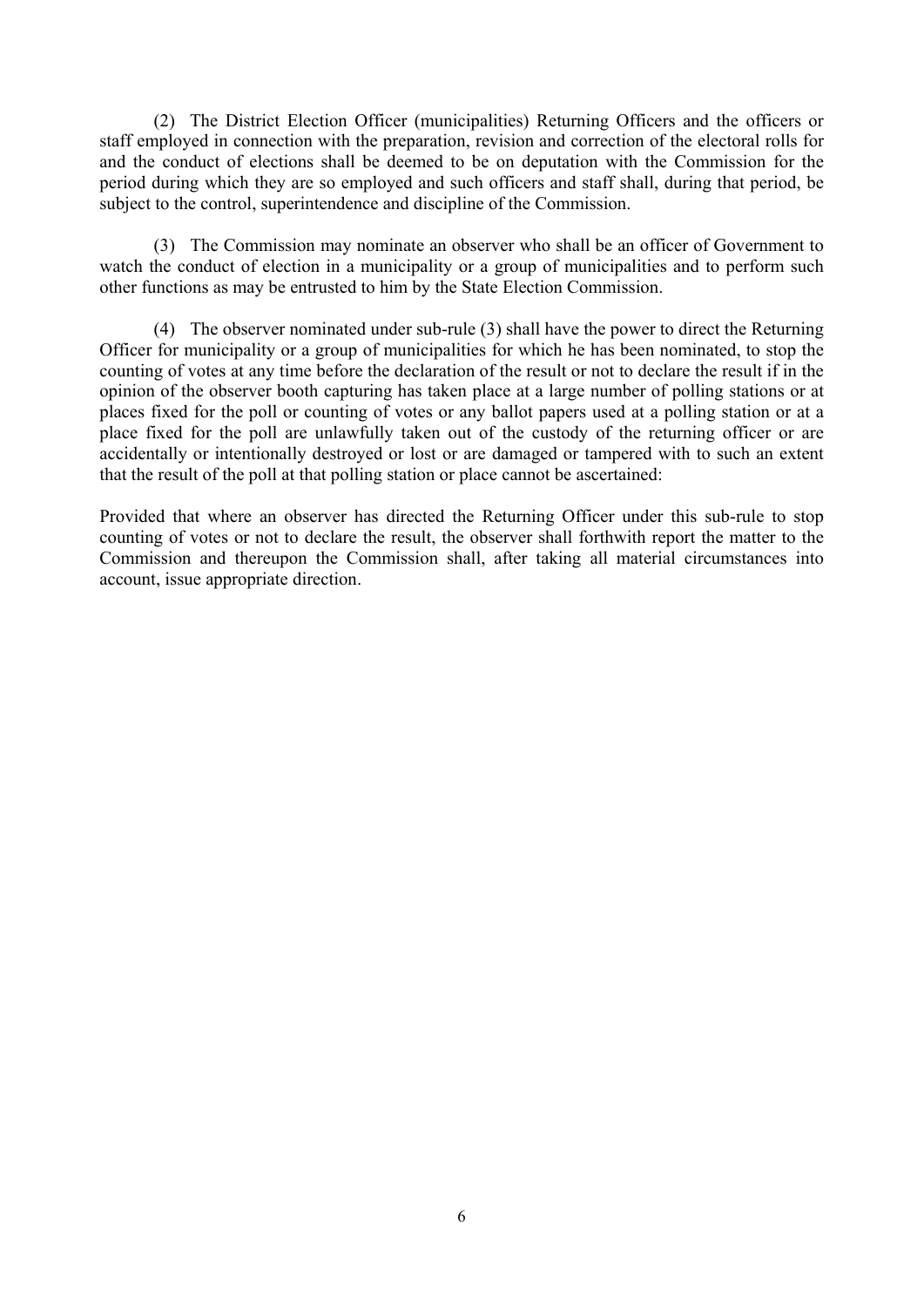(2) The District Election Officer (municipalities) Returning Officers and the officers or staff employed in connection with the preparation, revision and correction of the electoral rolls for and the conduct of elections shall be deemed to be on deputation with the Commission for the period during which they are so employed and such officers and staff shall, during that period, be subject to the control, superintendence and discipline of the Commission.

(3) The Commission may nominate an observer who shall be an officer of Government to watch the conduct of election in a municipality or a group of municipalities and to perform such other functions as may be entrusted to him by the State Election Commission.

(4) The observer nominated under sub-rule (3) shall have the power to direct the Returning Officer for municipality or a group of municipalities for which he has been nominated, to stop the counting of votes at any time before the declaration of the result or not to declare the result if in the opinion of the observer booth capturing has taken place at a large number of polling stations or at places fixed for the poll or counting of votes or any ballot papers used at a polling station or at a place fixed for the poll are unlawfully taken out of the custody of the returning officer or are accidentally or intentionally destroyed or lost or are damaged or tampered with to such an extent that the result of the poll at that polling station or place cannot be ascertained:

Provided that where an observer has directed the Returning Officer under this sub-rule to stop counting of votes or not to declare the result, the observer shall forthwith report the matter to the Commission and thereupon the Commission shall, after taking all material circumstances into account, issue appropriate direction.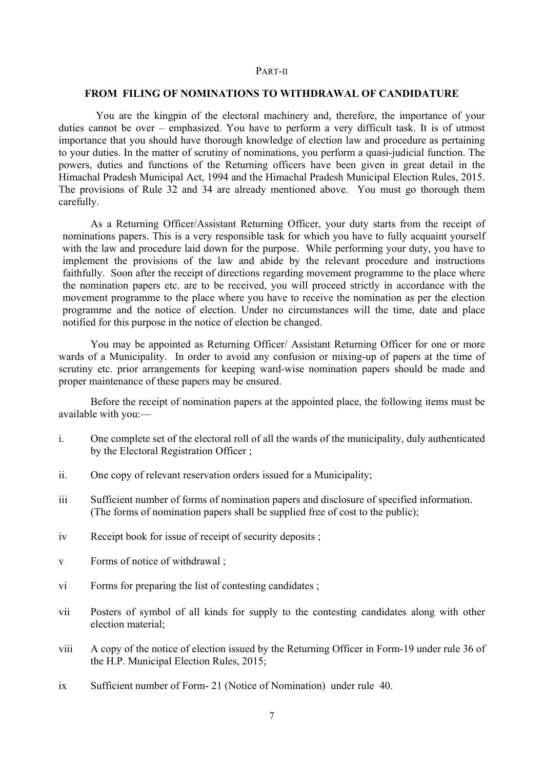PART-II

## FROM FILING OF NOMINATIONS TO WITHDRAWAL OF CANDIDATURE

You are the kingpin of the electoral machinery and, therefore, the importance of your duties cannot be over – emphasized. You have to perform a very difficult task. It is of utmost importance that you should have thorough knowledge of election law and procedure as pertaining to your duties. In the matter of scrutiny of nominations, you perform a quasi-judicial function. The powers, duties and functions of the Returning officers have been given in great detail in the Himachal Pradesh Municipal Act, 1994 and the Himachal Pradesh Municipal Election Rules, 2015. The provisions of Rule 32 and 34 are already mentioned above. You must go thorough them carefully.

As a Returning Officer/Assistant Returning Officer, your duty starts from the receipt of nominations papers. This is a very responsible task for which you have to fully acquaint yourself with the law and procedure laid down for the purpose. While performing your duty, you have to implement the provisions of the law and abide by the relevant procedure and instructions faithfully. Soon after the receipt of directions regarding movement programme to the place where the nomination papers etc. are to be received, you will proceed strictly in accordance with the movement programme to the place where you have to receive the nomination as per the election programme and the notice of election. Under no circumstances will the time, date and place notified for this purpose in the notice of election be changed.

You may be appointed as Returning Officer/ Assistant Returning Officer for one or more wards of a Municipality. In order to avoid any confusion or mixing-up of papers at the time of scrutiny etc. prior arrangements for keeping ward-wise nomination papers should be made and proper maintenance of these papers may be ensured.

Before the receipt of nomination papers at the appointed place, the following items must be available with you:—

i. One complete set of the electoral roll of all the wards of the municipality, duly authenticated by the Electoral Registration Officer ;

ii. One copy of relevant reservation orders issued for a Municipality;

iii Sufficient number of forms of nomination papers and disclosure of specified information. (The forms of nomination papers shall be supplied free of cost to the public);

iv Receipt book for issue of receipt of security deposits ;

v Forms of notice of withdrawal ;

vi Forms for preparing the list of contesting candidates ;

vii Posters of symbol of all kinds for supply to the contesting candidates along with other election material;

viii A copy of the notice of election issued by the Returning Officer in Form-19 under rule 36 of the H.P. Municipal Election Rules, 2015;

ix Sufficient number of Form- 21 (Notice of Nomination) under rule 40.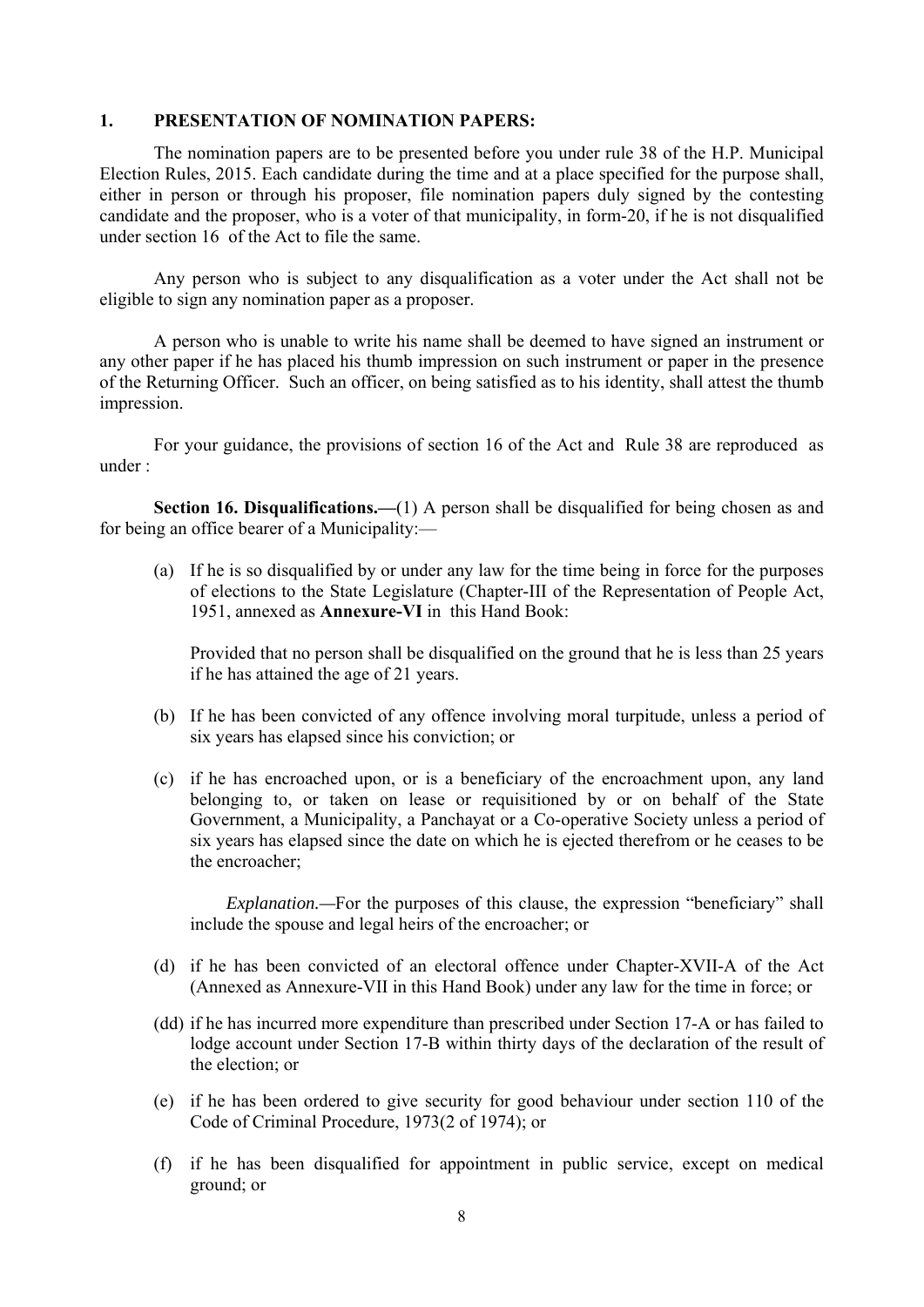## 1. PRESENTATION OF NOMINATION PAPERS:

The nomination papers are to be presented before you under rule 38 of the H.P. Municipal Election Rules, 2015. Each candidate during the time and at a place specified for the purpose shall, either in person or through his proposer, file nomination papers duly signed by the contesting candidate and the proposer, who is a voter of that municipality, in form-20, if he is not disqualified under section 16 of the Act to file the same.

Any person who is subject to any disqualification as a voter under the Act shall not be eligible to sign any nomination paper as a proposer.

A person who is unable to write his name shall be deemed to have signed an instrument or any other paper if he has placed his thumb impression on such instrument or paper in the presence of the Returning Officer. Such an officer, on being satisfied as to his identity, shall attest the thumb impression.

For your guidance, the provisions of section 16 of the Act and Rule 38 are reproduced as under :

**Section 16. Disqualifications.—**(1) A person shall be disqualified for being chosen as and for being an office bearer of a Municipality:—

(a) If he is so disqualified by or under any law for the time being in force for the purposes of elections to the State Legislature (Chapter-III of the Representation of People Act, 1951, annexed as **Annexure-VI** in this Hand Book:

Provided that no person shall be disqualified on the ground that he is less than 25 years if he has attained the age of 21 years.

(b) If he has been convicted of any offence involving moral turpitude, unless a period of six years has elapsed since his conviction; or

(c) if he has encroached upon, or is a beneficiary of the encroachment upon, any land belonging to, or taken on lease or requisitioned by or on behalf of the State Government, a Municipality, a Panchayat or a Co-operative Society unless a period of six years has elapsed since the date on which he is ejected therefrom or he ceases to be the encroacher;

*Explanation.*—For the purposes of this clause, the expression "beneficiary" shall include the spouse and legal heirs of the encroacher; or

(d) if he has been convicted of an electoral offence under Chapter-XVII-A of the Act (Annexed as Annexure-VII in this Hand Book) under any law for the time in force; or

(dd) if he has incurred more expenditure than prescribed under Section 17-A or has failed to lodge account under Section 17-B within thirty days of the declaration of the result of the election; or

(e) if he has been ordered to give security for good behaviour under section 110 of the Code of Criminal Procedure, 1973(2 of 1974); or

(f) if he has been disqualified for appointment in public service, except on medical ground; or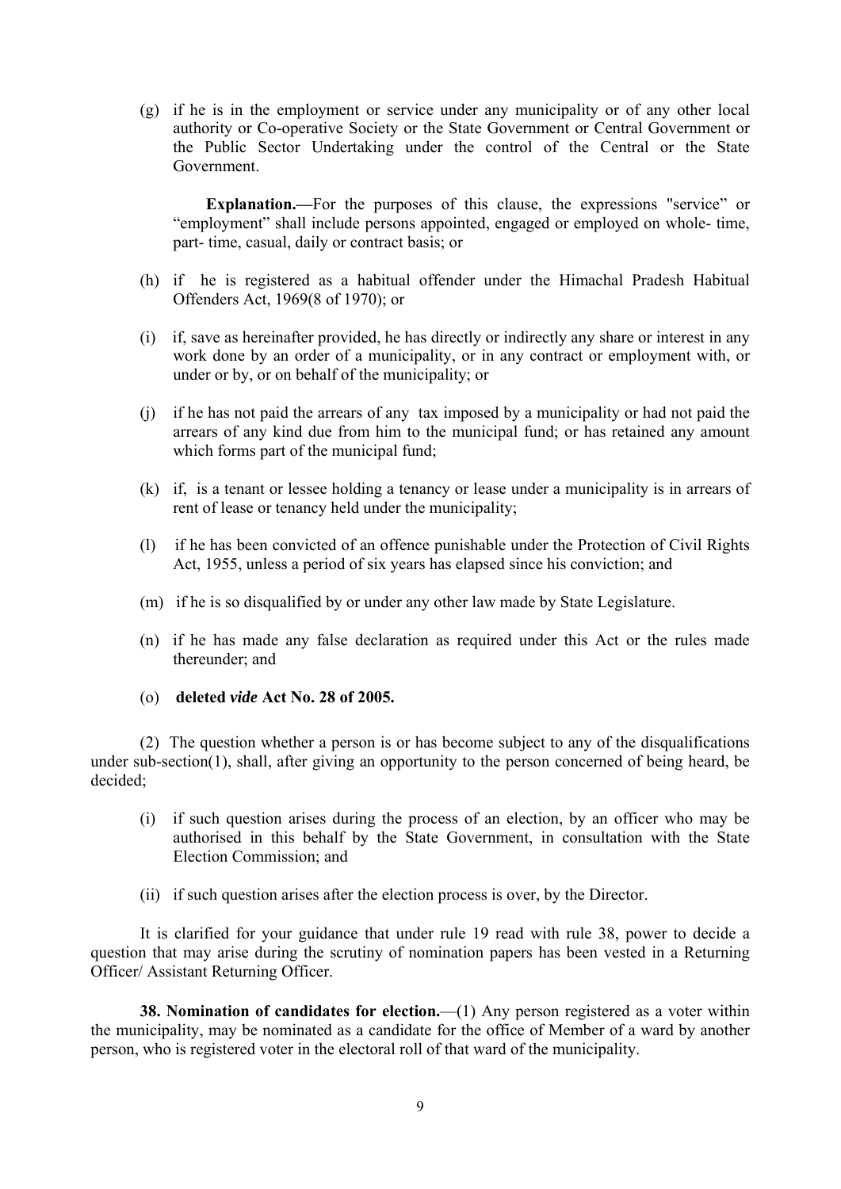(g) if he is in the employment or service under any municipality or of any other local authority or Co-operative Society or the State Government or Central Government or the Public Sector Undertaking under the control of the Central or the State Government.

**Explanation.—**For the purposes of this clause, the expressions "service" or "employment" shall include persons appointed, engaged or employed on whole- time, part- time, casual, daily or contract basis; or

(h) if he is registered as a habitual offender under the Himachal Pradesh Habitual Offenders Act, 1969(8 of 1970); or

(i) if, save as hereinafter provided, he has directly or indirectly any share or interest in any work done by an order of a municipality, or in any contract or employment with, or under or by, or on behalf of the municipality; or

(j) if he has not paid the arrears of any tax imposed by a municipality or had not paid the arrears of any kind due from him to the municipal fund; or has retained any amount which forms part of the municipal fund;

(k) if, is a tenant or lessee holding a tenancy or lease under a municipality is in arrears of rent of lease or tenancy held under the municipality;

(l) if he has been convicted of an offence punishable under the Protection of Civil Rights Act, 1955, unless a period of six years has elapsed since his conviction; and

(m) if he is so disqualified by or under any other law made by State Legislature.

(n) if he has made any false declaration as required under this Act or the rules made thereunder; and

(o) **deleted *vide* Act No. 28 of 2005.**

(2) The question whether a person is or has become subject to any of the disqualifications under sub-section(1), shall, after giving an opportunity to the person concerned of being heard, be decided;

(i) if such question arises during the process of an election, by an officer who may be authorised in this behalf by the State Government, in consultation with the State Election Commission; and

(ii) if such question arises after the election process is over, by the Director.

It is clarified for your guidance that under rule 19 read with rule 38, power to decide a question that may arise during the scrutiny of nomination papers has been vested in a Returning Officer/ Assistant Returning Officer.

**38. Nomination of candidates for election.**—(1) Any person registered as a voter within the municipality, may be nominated as a candidate for the office of Member of a ward by another person, who is registered voter in the electoral roll of that ward of the municipality.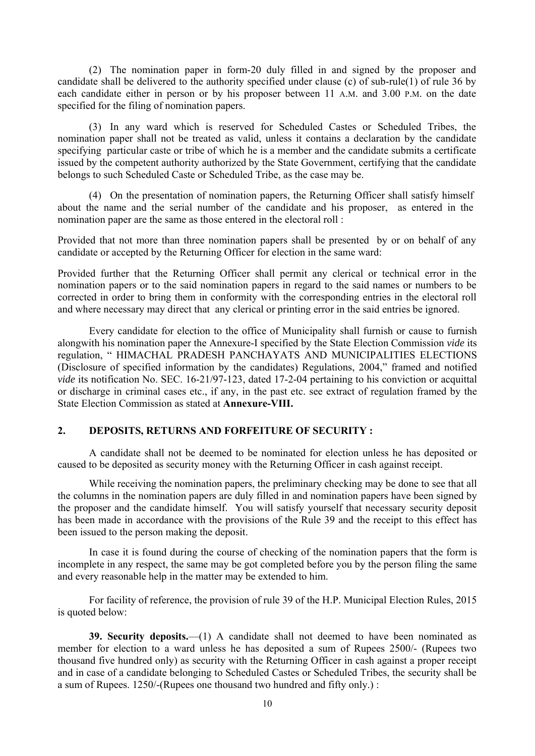(2) The nomination paper in form-20 duly filled in and signed by the proposer and candidate shall be delivered to the authority specified under clause (c) of sub-rule(1) of rule 36 by each candidate either in person or by his proposer between 11 A.M. and 3.00 P.M. on the date specified for the filing of nomination papers.

(3) In any ward which is reserved for Scheduled Castes or Scheduled Tribes, the nomination paper shall not be treated as valid, unless it contains a declaration by the candidate specifying particular caste or tribe of which he is a member and the candidate submits a certificate issued by the competent authority authorized by the State Government, certifying that the candidate belongs to such Scheduled Caste or Scheduled Tribe, as the case may be.

(4) On the presentation of nomination papers, the Returning Officer shall satisfy himself about the name and the serial number of the candidate and his proposer, as entered in the nomination paper are the same as those entered in the electoral roll :

Provided that not more than three nomination papers shall be presented by or on behalf of any candidate or accepted by the Returning Officer for election in the same ward:

Provided further that the Returning Officer shall permit any clerical or technical error in the nomination papers or to the said nomination papers in regard to the said names or numbers to be corrected in order to bring them in conformity with the corresponding entries in the electoral roll and where necessary may direct that any clerical or printing error in the said entries be ignored.

Every candidate for election to the office of Municipality shall furnish or cause to furnish alongwith his nomination paper the Annexure-I specified by the State Election Commission *vide* its regulation, " HIMACHAL PRADESH PANCHAYATS AND MUNICIPALITIES ELECTIONS (Disclosure of specified information by the candidates) Regulations, 2004," framed and notified *vide* its notification No. SEC. 16-21/97-123, dated 17-2-04 pertaining to his conviction or acquittal or discharge in criminal cases etc., if any, in the past etc. see extract of regulation framed by the State Election Commission as stated at **Annexure-VIII.**

## 2. DEPOSITS, RETURNS AND FORFEITURE OF SECURITY :

A candidate shall not be deemed to be nominated for election unless he has deposited or caused to be deposited as security money with the Returning Officer in cash against receipt.

While receiving the nomination papers, the preliminary checking may be done to see that all the columns in the nomination papers are duly filled in and nomination papers have been signed by the proposer and the candidate himself. You will satisfy yourself that necessary security deposit has been made in accordance with the provisions of the Rule 39 and the receipt to this effect has been issued to the person making the deposit.

In case it is found during the course of checking of the nomination papers that the form is incomplete in any respect, the same may be got completed before you by the person filing the same and every reasonable help in the matter may be extended to him.

For facility of reference, the provision of rule 39 of the H.P. Municipal Election Rules, 2015 is quoted below:

**39. Security deposits.**—(1) A candidate shall not deemed to have been nominated as member for election to a ward unless he has deposited a sum of Rupees 2500/- (Rupees two thousand five hundred only) as security with the Returning Officer in cash against a proper receipt and in case of a candidate belonging to Scheduled Castes or Scheduled Tribes, the security shall be a sum of Rupees. 1250/-(Rupees one thousand two hundred and fifty only.) :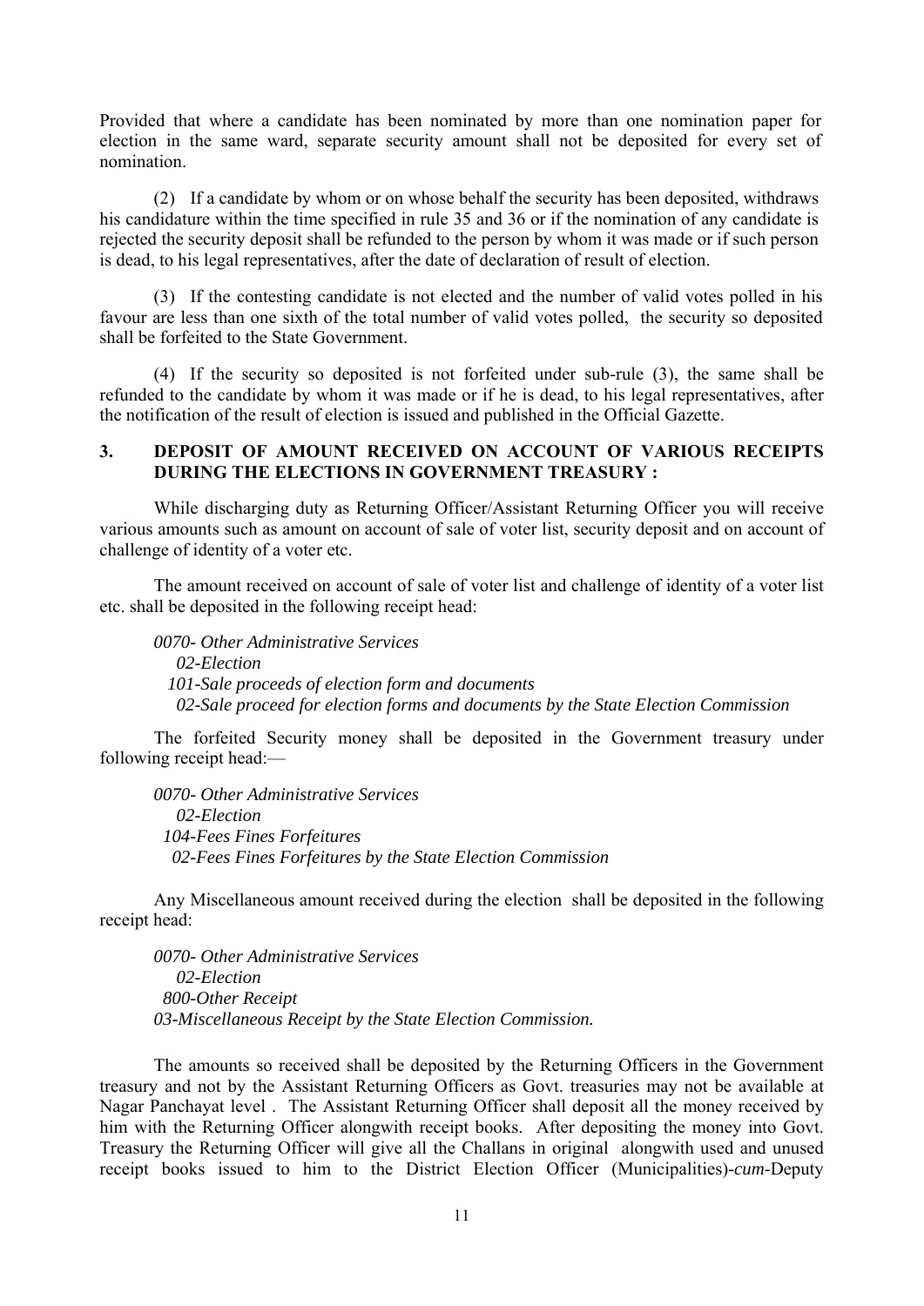Provided that where a candidate has been nominated by more than one nomination paper for election in the same ward, separate security amount shall not be deposited for every set of nomination.

(2) If a candidate by whom or on whose behalf the security has been deposited, withdraws his candidature within the time specified in rule 35 and 36 or if the nomination of any candidate is rejected the security deposit shall be refunded to the person by whom it was made or if such person is dead, to his legal representatives, after the date of declaration of result of election.

(3) If the contesting candidate is not elected and the number of valid votes polled in his favour are less than one sixth of the total number of valid votes polled, the security so deposited shall be forfeited to the State Government.

(4) If the security so deposited is not forfeited under sub-rule (3), the same shall be refunded to the candidate by whom it was made or if he is dead, to his legal representatives, after the notification of the result of election is issued and published in the Official Gazette.

## 3. DEPOSIT OF AMOUNT RECEIVED ON ACCOUNT OF VARIOUS RECEIPTS DURING THE ELECTIONS IN GOVERNMENT TREASURY :

While discharging duty as Returning Officer/Assistant Returning Officer you will receive various amounts such as amount on account of sale of voter list, security deposit and on account of challenge of identity of a voter etc.

The amount received on account of sale of voter list and challenge of identity of a voter list etc. shall be deposited in the following receipt head:

*0070- Other Administrative Services*
*02-Election*
*101-Sale proceeds of election form and documents*
*02-Sale proceed for election forms and documents by the State Election Commission*

The forfeited Security money shall be deposited in the Government treasury under following receipt head:—

*0070- Other Administrative Services*
*02-Election*
*104-Fees Fines Forfeitures*
*02-Fees Fines Forfeitures by the State Election Commission*

Any Miscellaneous amount received during the election shall be deposited in the following receipt head:

*0070- Other Administrative Services*
*02-Election*
*800-Other Receipt*
*03-Miscellaneous Receipt by the State Election Commission.*

The amounts so received shall be deposited by the Returning Officers in the Government treasury and not by the Assistant Returning Officers as Govt. treasuries may not be available at Nagar Panchayat level . The Assistant Returning Officer shall deposit all the money received by him with the Returning Officer alongwith receipt books. After depositing the money into Govt. Treasury the Returning Officer will give all the Challans in original alongwith used and unused receipt books issued to him to the District Election Officer (Municipalities)-*cum*-Deputy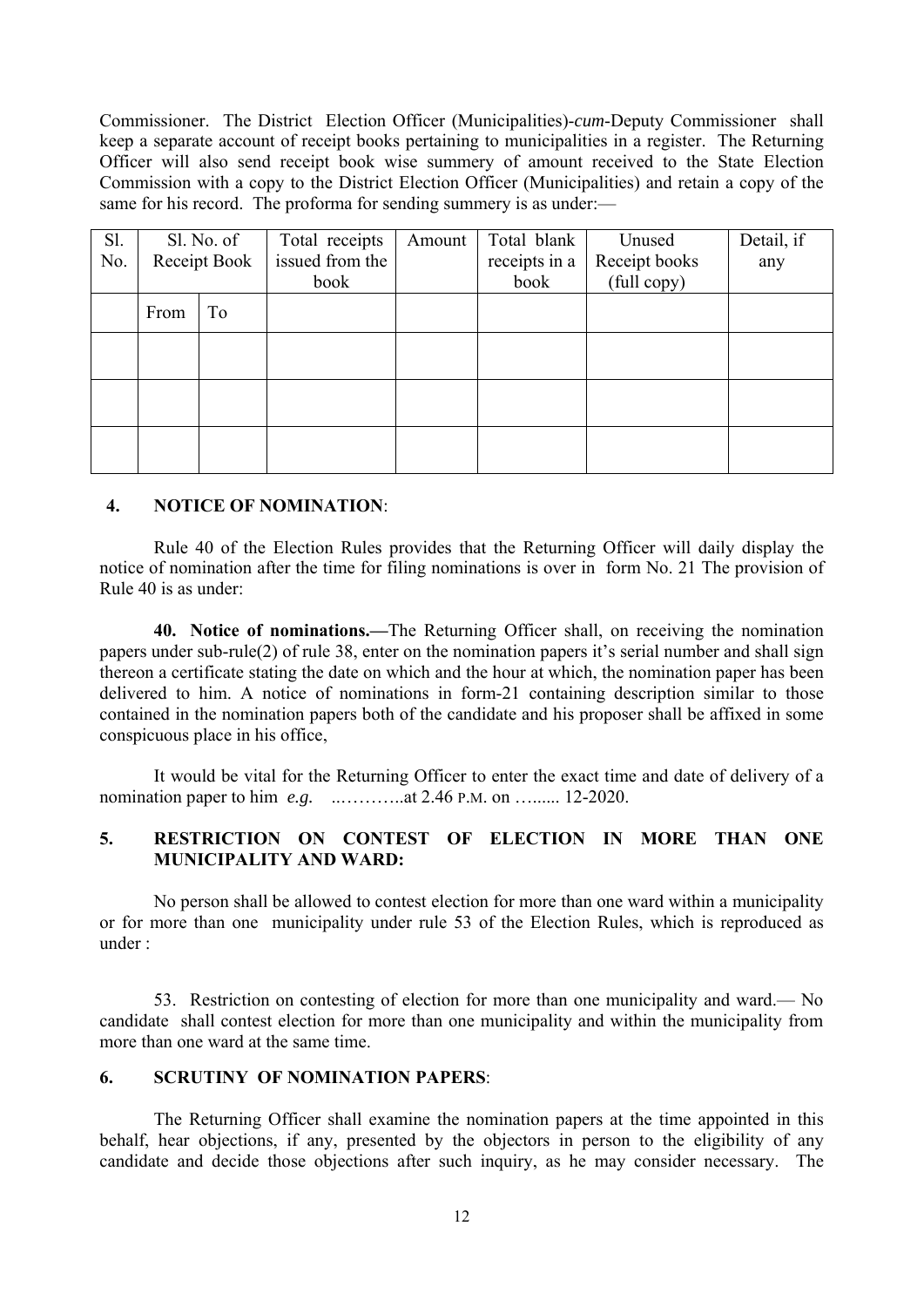Commissioner. The District Election Officer (Municipalities)-*cum*-Deputy Commissioner shall keep a separate account of receipt books pertaining to municipalities in a register. The Returning Officer will also send receipt book wise summery of amount received to the State Election Commission with a copy to the District Election Officer (Municipalities) and retain a copy of the same for his record. The proforma for sending summery is as under:—

| Sl. No. | Sl. No. of Receipt Book | | Total receipts issued from the book | Amount | Total blank receipts in a book | Unused Receipt books (full copy) | Detail, if any |
|---|---|---|---|---|---|---|---|
| | From | To | | | | | |
| | | | | | | | |
| | | | | | | | |
| | | | | | | | |

## 4. NOTICE OF NOMINATION:

Rule 40 of the Election Rules provides that the Returning Officer will daily display the notice of nomination after the time for filing nominations is over in form No. 21 The provision of Rule 40 is as under:

**40. Notice of nominations.—**The Returning Officer shall, on receiving the nomination papers under sub-rule(2) of rule 38, enter on the nomination papers it's serial number and shall sign thereon a certificate stating the date on which and the hour at which, the nomination paper has been delivered to him. A notice of nominations in form-21 containing description similar to those contained in the nomination papers both of the candidate and his proposer shall be affixed in some conspicuous place in his office,

It would be vital for the Returning Officer to enter the exact time and date of delivery of a nomination paper to him *e.g.* ..………..at 2.46 P.M. on …...... 12-2020.

## 5. RESTRICTION ON CONTEST OF ELECTION IN MORE THAN ONE MUNICIPALITY AND WARD:

No person shall be allowed to contest election for more than one ward within a municipality or for more than one municipality under rule 53 of the Election Rules, which is reproduced as under :

53. Restriction on contesting of election for more than one municipality and ward.— No candidate shall contest election for more than one municipality and within the municipality from more than one ward at the same time.

## 6. SCRUTINY OF NOMINATION PAPERS:

The Returning Officer shall examine the nomination papers at the time appointed in this behalf, hear objections, if any, presented by the objectors in person to the eligibility of any candidate and decide those objections after such inquiry, as he may consider necessary. The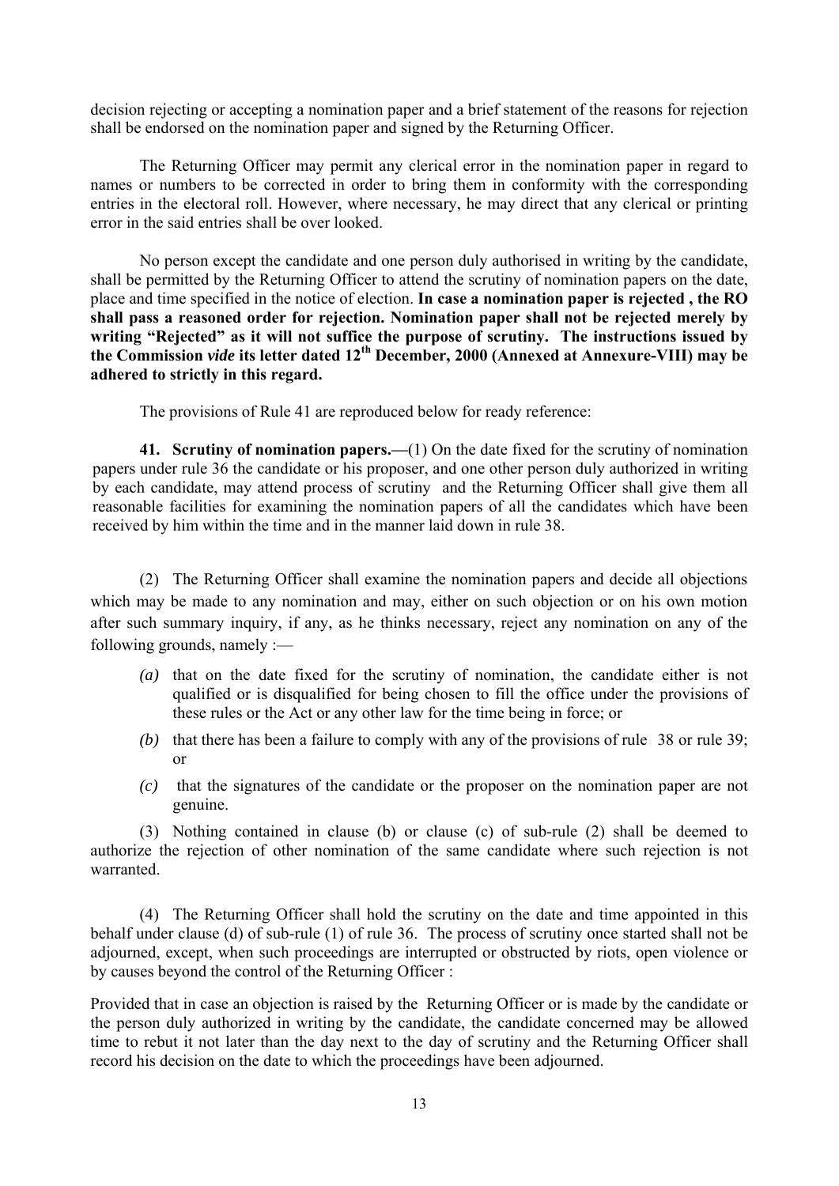decision rejecting or accepting a nomination paper and a brief statement of the reasons for rejection shall be endorsed on the nomination paper and signed by the Returning Officer.

The Returning Officer may permit any clerical error in the nomination paper in regard to names or numbers to be corrected in order to bring them in conformity with the corresponding entries in the electoral roll. However, where necessary, he may direct that any clerical or printing error in the said entries shall be over looked.

No person except the candidate and one person duly authorised in writing by the candidate, shall be permitted by the Returning Officer to attend the scrutiny of nomination papers on the date, place and time specified in the notice of election. **In case a nomination paper is rejected , the RO shall pass a reasoned order for rejection. Nomination paper shall not be rejected merely by writing "Rejected" as it will not suffice the purpose of scrutiny. The instructions issued by the Commission *vide* its letter dated 12th December, 2000 (Annexed at Annexure-VIII) may be adhered to strictly in this regard.**

The provisions of Rule 41 are reproduced below for ready reference:

**41. Scrutiny of nomination papers.—**(1) On the date fixed for the scrutiny of nomination papers under rule 36 the candidate or his proposer, and one other person duly authorized in writing by each candidate, may attend process of scrutiny and the Returning Officer shall give them all reasonable facilities for examining the nomination papers of all the candidates which have been received by him within the time and in the manner laid down in rule 38.

(2) The Returning Officer shall examine the nomination papers and decide all objections which may be made to any nomination and may, either on such objection or on his own motion after such summary inquiry, if any, as he thinks necessary, reject any nomination on any of the following grounds, namely :—

- *(a)* that on the date fixed for the scrutiny of nomination, the candidate either is not qualified or is disqualified for being chosen to fill the office under the provisions of these rules or the Act or any other law for the time being in force; or
- *(b)* that there has been a failure to comply with any of the provisions of rule 38 or rule 39; or
- *(c)* that the signatures of the candidate or the proposer on the nomination paper are not genuine.

(3) Nothing contained in clause (b) or clause (c) of sub-rule (2) shall be deemed to authorize the rejection of other nomination of the same candidate where such rejection is not warranted.

(4) The Returning Officer shall hold the scrutiny on the date and time appointed in this behalf under clause (d) of sub-rule (1) of rule 36. The process of scrutiny once started shall not be adjourned, except, when such proceedings are interrupted or obstructed by riots, open violence or by causes beyond the control of the Returning Officer :

Provided that in case an objection is raised by the Returning Officer or is made by the candidate or the person duly authorized in writing by the candidate, the candidate concerned may be allowed time to rebut it not later than the day next to the day of scrutiny and the Returning Officer shall record his decision on the date to which the proceedings have been adjourned.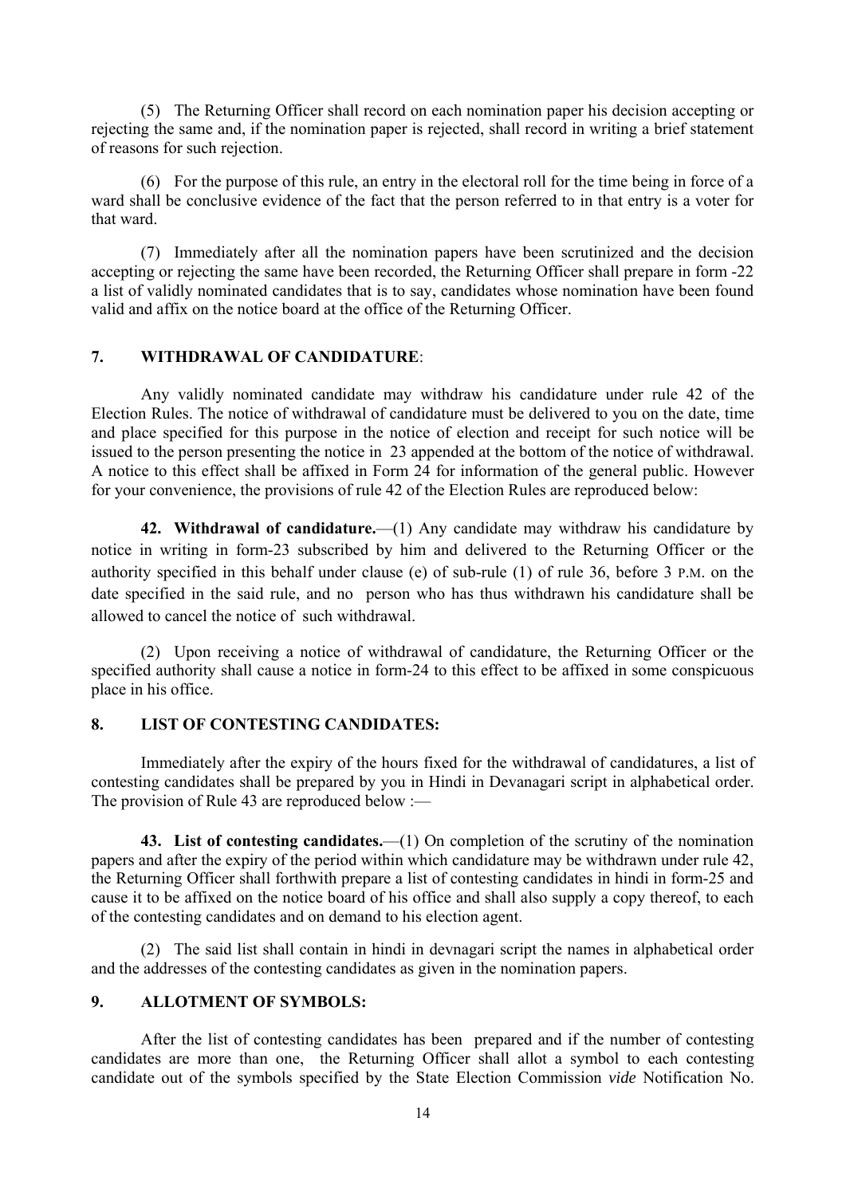(5) The Returning Officer shall record on each nomination paper his decision accepting or rejecting the same and, if the nomination paper is rejected, shall record in writing a brief statement of reasons for such rejection.

(6) For the purpose of this rule, an entry in the electoral roll for the time being in force of a ward shall be conclusive evidence of the fact that the person referred to in that entry is a voter for that ward.

(7) Immediately after all the nomination papers have been scrutinized and the decision accepting or rejecting the same have been recorded, the Returning Officer shall prepare in form -22 a list of validly nominated candidates that is to say, candidates whose nomination have been found valid and affix on the notice board at the office of the Returning Officer.

## 7. WITHDRAWAL OF CANDIDATURE:

Any validly nominated candidate may withdraw his candidature under rule 42 of the Election Rules. The notice of withdrawal of candidature must be delivered to you on the date, time and place specified for this purpose in the notice of election and receipt for such notice will be issued to the person presenting the notice in 23 appended at the bottom of the notice of withdrawal. A notice to this effect shall be affixed in Form 24 for information of the general public. However for your convenience, the provisions of rule 42 of the Election Rules are reproduced below:

**42. Withdrawal of candidature.**—(1) Any candidate may withdraw his candidature by notice in writing in form-23 subscribed by him and delivered to the Returning Officer or the authority specified in this behalf under clause (e) of sub-rule (1) of rule 36, before 3 P.M. on the date specified in the said rule, and no person who has thus withdrawn his candidature shall be allowed to cancel the notice of such withdrawal.

(2) Upon receiving a notice of withdrawal of candidature, the Returning Officer or the specified authority shall cause a notice in form-24 to this effect to be affixed in some conspicuous place in his office.

## 8. LIST OF CONTESTING CANDIDATES:

Immediately after the expiry of the hours fixed for the withdrawal of candidatures, a list of contesting candidates shall be prepared by you in Hindi in Devanagari script in alphabetical order. The provision of Rule 43 are reproduced below :—

**43. List of contesting candidates.**—(1) On completion of the scrutiny of the nomination papers and after the expiry of the period within which candidature may be withdrawn under rule 42, the Returning Officer shall forthwith prepare a list of contesting candidates in hindi in form-25 and cause it to be affixed on the notice board of his office and shall also supply a copy thereof, to each of the contesting candidates and on demand to his election agent.

(2) The said list shall contain in hindi in devnagari script the names in alphabetical order and the addresses of the contesting candidates as given in the nomination papers.

## 9. ALLOTMENT OF SYMBOLS:

After the list of contesting candidates has been prepared and if the number of contesting candidates are more than one, the Returning Officer shall allot a symbol to each contesting candidate out of the symbols specified by the State Election Commission *vide* Notification No.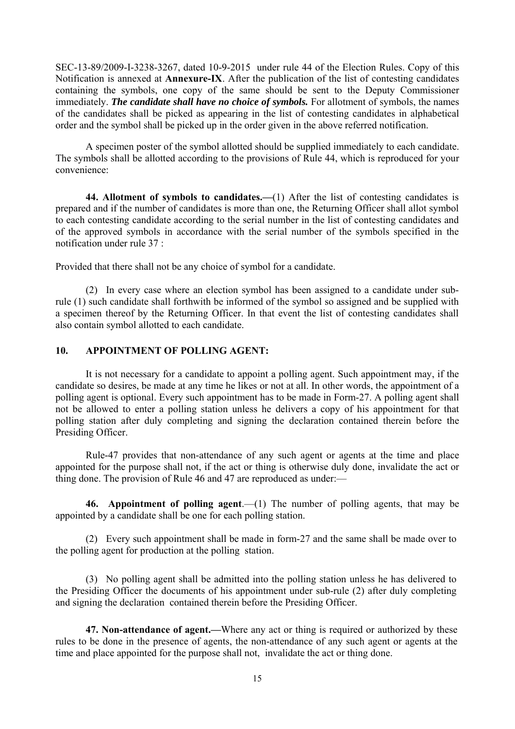SEC-13-89/2009-I-3238-3267, dated 10-9-2015 under rule 44 of the Election Rules. Copy of this Notification is annexed at **Annexure-IX**. After the publication of the list of contesting candidates containing the symbols, one copy of the same should be sent to the Deputy Commissioner immediately. ***The candidate shall have no choice of symbols.*** For allotment of symbols, the names of the candidates shall be picked as appearing in the list of contesting candidates in alphabetical order and the symbol shall be picked up in the order given in the above referred notification.

A specimen poster of the symbol allotted should be supplied immediately to each candidate. The symbols shall be allotted according to the provisions of Rule 44, which is reproduced for your convenience:

**44. Allotment of symbols to candidates.—**(1) After the list of contesting candidates is prepared and if the number of candidates is more than one, the Returning Officer shall allot symbol to each contesting candidate according to the serial number in the list of contesting candidates and of the approved symbols in accordance with the serial number of the symbols specified in the notification under rule 37 :

Provided that there shall not be any choice of symbol for a candidate.

(2) In every case where an election symbol has been assigned to a candidate under sub-rule (1) such candidate shall forthwith be informed of the symbol so assigned and be supplied with a specimen thereof by the Returning Officer. In that event the list of contesting candidates shall also contain symbol allotted to each candidate.

## 10. APPOINTMENT OF POLLING AGENT:

It is not necessary for a candidate to appoint a polling agent. Such appointment may, if the candidate so desires, be made at any time he likes or not at all. In other words, the appointment of a polling agent is optional. Every such appointment has to be made in Form-27. A polling agent shall not be allowed to enter a polling station unless he delivers a copy of his appointment for that polling station after duly completing and signing the declaration contained therein before the Presiding Officer.

Rule-47 provides that non-attendance of any such agent or agents at the time and place appointed for the purpose shall not, if the act or thing is otherwise duly done, invalidate the act or thing done. The provision of Rule 46 and 47 are reproduced as under:—

**46. Appointment of polling agent**.—(1) The number of polling agents, that may be appointed by a candidate shall be one for each polling station.

(2) Every such appointment shall be made in form-27 and the same shall be made over to the polling agent for production at the polling station.

(3) No polling agent shall be admitted into the polling station unless he has delivered to the Presiding Officer the documents of his appointment under sub-rule (2) after duly completing and signing the declaration contained therein before the Presiding Officer.

**47. Non-attendance of agent.—**Where any act or thing is required or authorized by these rules to be done in the presence of agents, the non-attendance of any such agent or agents at the time and place appointed for the purpose shall not, invalidate the act or thing done.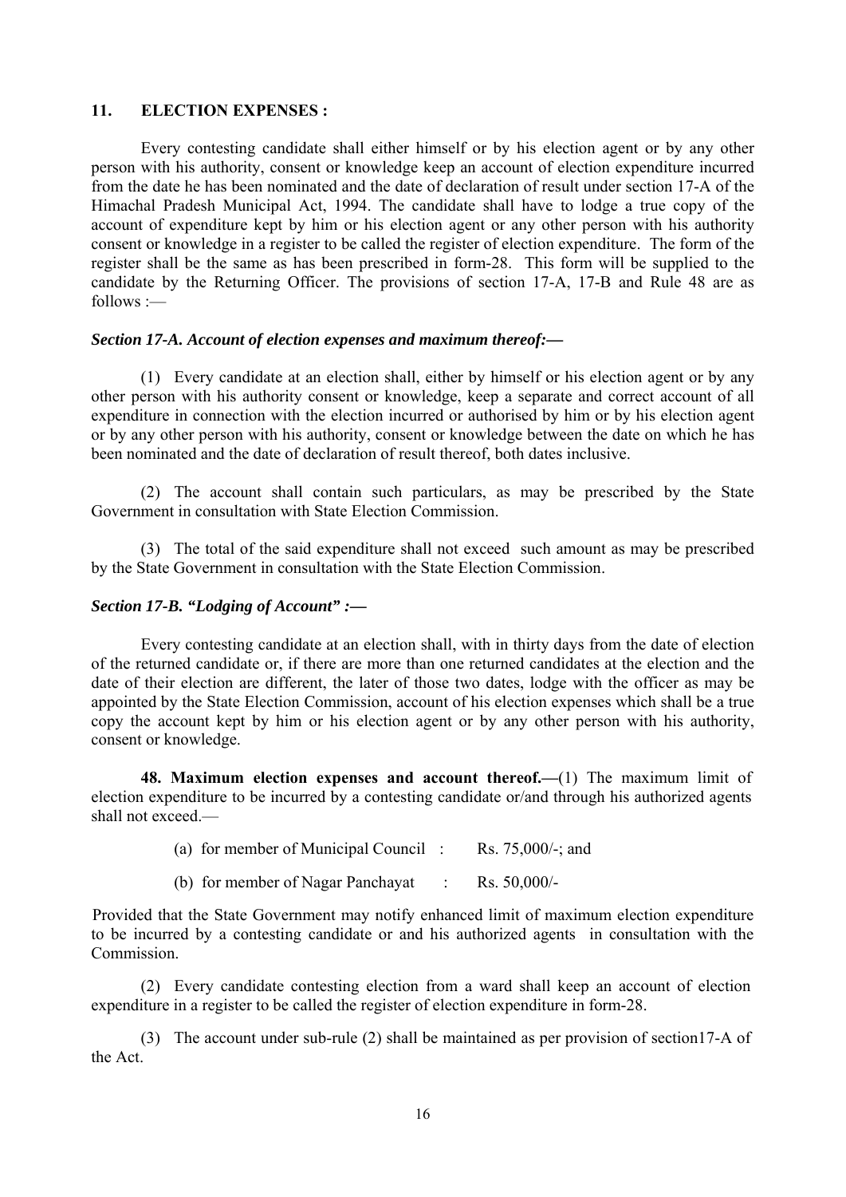## 11. ELECTION EXPENSES :

Every contesting candidate shall either himself or by his election agent or by any other person with his authority, consent or knowledge keep an account of election expenditure incurred from the date he has been nominated and the date of declaration of result under section 17-A of the Himachal Pradesh Municipal Act, 1994. The candidate shall have to lodge a true copy of the account of expenditure kept by him or his election agent or any other person with his authority consent or knowledge in a register to be called the register of election expenditure. The form of the register shall be the same as has been prescribed in form-28. This form will be supplied to the candidate by the Returning Officer. The provisions of section 17-A, 17-B and Rule 48 are as follows :—

***Section 17-A. Account of election expenses and maximum thereof:—***

(1) Every candidate at an election shall, either by himself or his election agent or by any other person with his authority consent or knowledge, keep a separate and correct account of all expenditure in connection with the election incurred or authorised by him or by his election agent or by any other person with his authority, consent or knowledge between the date on which he has been nominated and the date of declaration of result thereof, both dates inclusive.

(2) The account shall contain such particulars, as may be prescribed by the State Government in consultation with State Election Commission.

(3) The total of the said expenditure shall not exceed such amount as may be prescribed by the State Government in consultation with the State Election Commission.

***Section 17-B. "Lodging of Account" :—***

Every contesting candidate at an election shall, with in thirty days from the date of election of the returned candidate or, if there are more than one returned candidates at the election and the date of their election are different, the later of those two dates, lodge with the officer as may be appointed by the State Election Commission, account of his election expenses which shall be a true copy the account kept by him or his election agent or by any other person with his authority, consent or knowledge.

**48. Maximum election expenses and account thereof.—**(1) The maximum limit of election expenditure to be incurred by a contesting candidate or/and through his authorized agents shall not exceed.—

(a) for member of Municipal Council : Rs. 75,000/-; and

(b) for member of Nagar Panchayat : Rs. 50,000/-

Provided that the State Government may notify enhanced limit of maximum election expenditure to be incurred by a contesting candidate or and his authorized agents in consultation with the Commission.

(2) Every candidate contesting election from a ward shall keep an account of election expenditure in a register to be called the register of election expenditure in form-28.

(3) The account under sub-rule (2) shall be maintained as per provision of section17-A of the Act.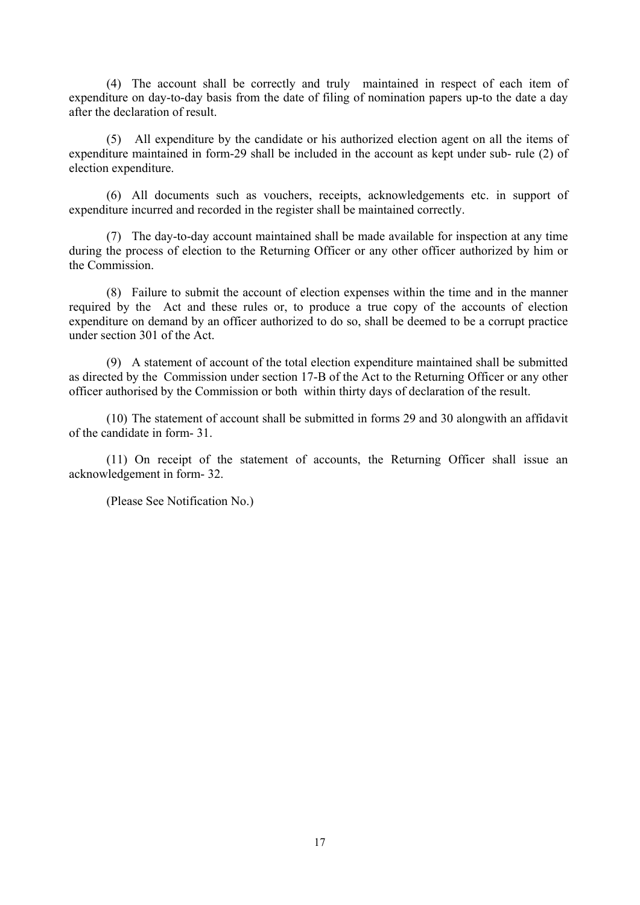(4) The account shall be correctly and truly maintained in respect of each item of expenditure on day-to-day basis from the date of filing of nomination papers up-to the date a day after the declaration of result.

(5) All expenditure by the candidate or his authorized election agent on all the items of expenditure maintained in form-29 shall be included in the account as kept under sub- rule (2) of election expenditure.

(6) All documents such as vouchers, receipts, acknowledgements etc. in support of expenditure incurred and recorded in the register shall be maintained correctly.

(7) The day-to-day account maintained shall be made available for inspection at any time during the process of election to the Returning Officer or any other officer authorized by him or the Commission.

(8) Failure to submit the account of election expenses within the time and in the manner required by the Act and these rules or, to produce a true copy of the accounts of election expenditure on demand by an officer authorized to do so, shall be deemed to be a corrupt practice under section 301 of the Act.

(9) A statement of account of the total election expenditure maintained shall be submitted as directed by the Commission under section 17-B of the Act to the Returning Officer or any other officer authorised by the Commission or both within thirty days of declaration of the result.

(10) The statement of account shall be submitted in forms 29 and 30 alongwith an affidavit of the candidate in form- 31.

(11) On receipt of the statement of accounts, the Returning Officer shall issue an acknowledgement in form- 32.

(Please See Notification No.)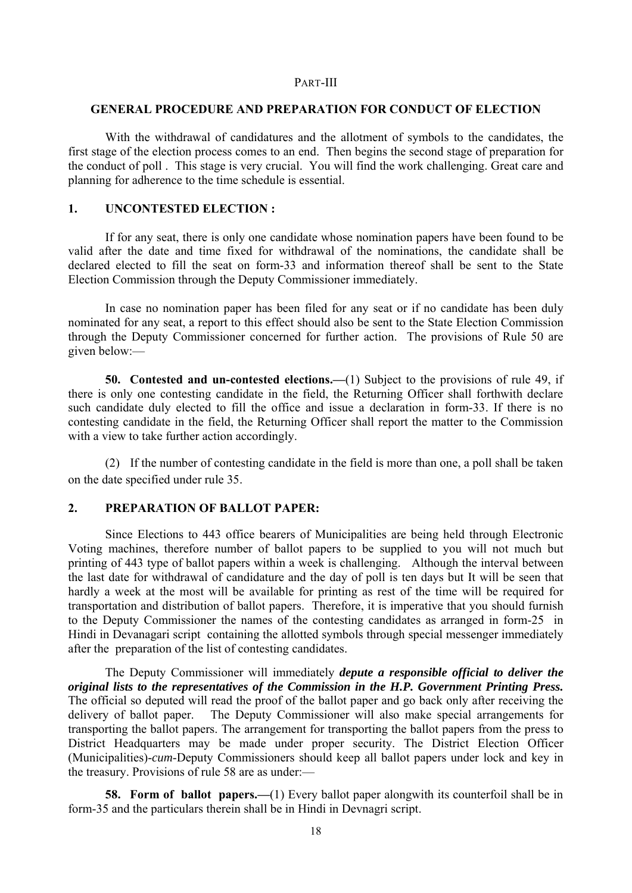PART-III

## GENERAL PROCEDURE AND PREPARATION FOR CONDUCT OF ELECTION

With the withdrawal of candidatures and the allotment of symbols to the candidates, the first stage of the election process comes to an end. Then begins the second stage of preparation for the conduct of poll . This stage is very crucial. You will find the work challenging. Great care and planning for adherence to the time schedule is essential.

### 1. UNCONTESTED ELECTION :

If for any seat, there is only one candidate whose nomination papers have been found to be valid after the date and time fixed for withdrawal of the nominations, the candidate shall be declared elected to fill the seat on form-33 and information thereof shall be sent to the State Election Commission through the Deputy Commissioner immediately.

In case no nomination paper has been filed for any seat or if no candidate has been duly nominated for any seat, a report to this effect should also be sent to the State Election Commission through the Deputy Commissioner concerned for further action. The provisions of Rule 50 are given below:—

**50. Contested and un-contested elections.—**(1) Subject to the provisions of rule 49, if there is only one contesting candidate in the field, the Returning Officer shall forthwith declare such candidate duly elected to fill the office and issue a declaration in form-33. If there is no contesting candidate in the field, the Returning Officer shall report the matter to the Commission with a view to take further action accordingly.

(2) If the number of contesting candidate in the field is more than one, a poll shall be taken on the date specified under rule 35.

### 2. PREPARATION OF BALLOT PAPER:

Since Elections to 443 office bearers of Municipalities are being held through Electronic Voting machines, therefore number of ballot papers to be supplied to you will not much but printing of 443 type of ballot papers within a week is challenging. Although the interval between the last date for withdrawal of candidature and the day of poll is ten days but It will be seen that hardly a week at the most will be available for printing as rest of the time will be required for transportation and distribution of ballot papers. Therefore, it is imperative that you should furnish to the Deputy Commissioner the names of the contesting candidates as arranged in form-25 in Hindi in Devanagari script containing the allotted symbols through special messenger immediately after the preparation of the list of contesting candidates.

The Deputy Commissioner will immediately ***depute a responsible official to deliver the original lists to the representatives of the Commission in the H.P. Government Printing Press.*** The official so deputed will read the proof of the ballot paper and go back only after receiving the delivery of ballot paper. The Deputy Commissioner will also make special arrangements for transporting the ballot papers. The arrangement for transporting the ballot papers from the press to District Headquarters may be made under proper security. The District Election Officer (Municipalities)-*cum*-Deputy Commissioners should keep all ballot papers under lock and key in the treasury. Provisions of rule 58 are as under:—

**58. Form of ballot papers.—**(1) Every ballot paper alongwith its counterfoil shall be in form-35 and the particulars therein shall be in Hindi in Devnagri script.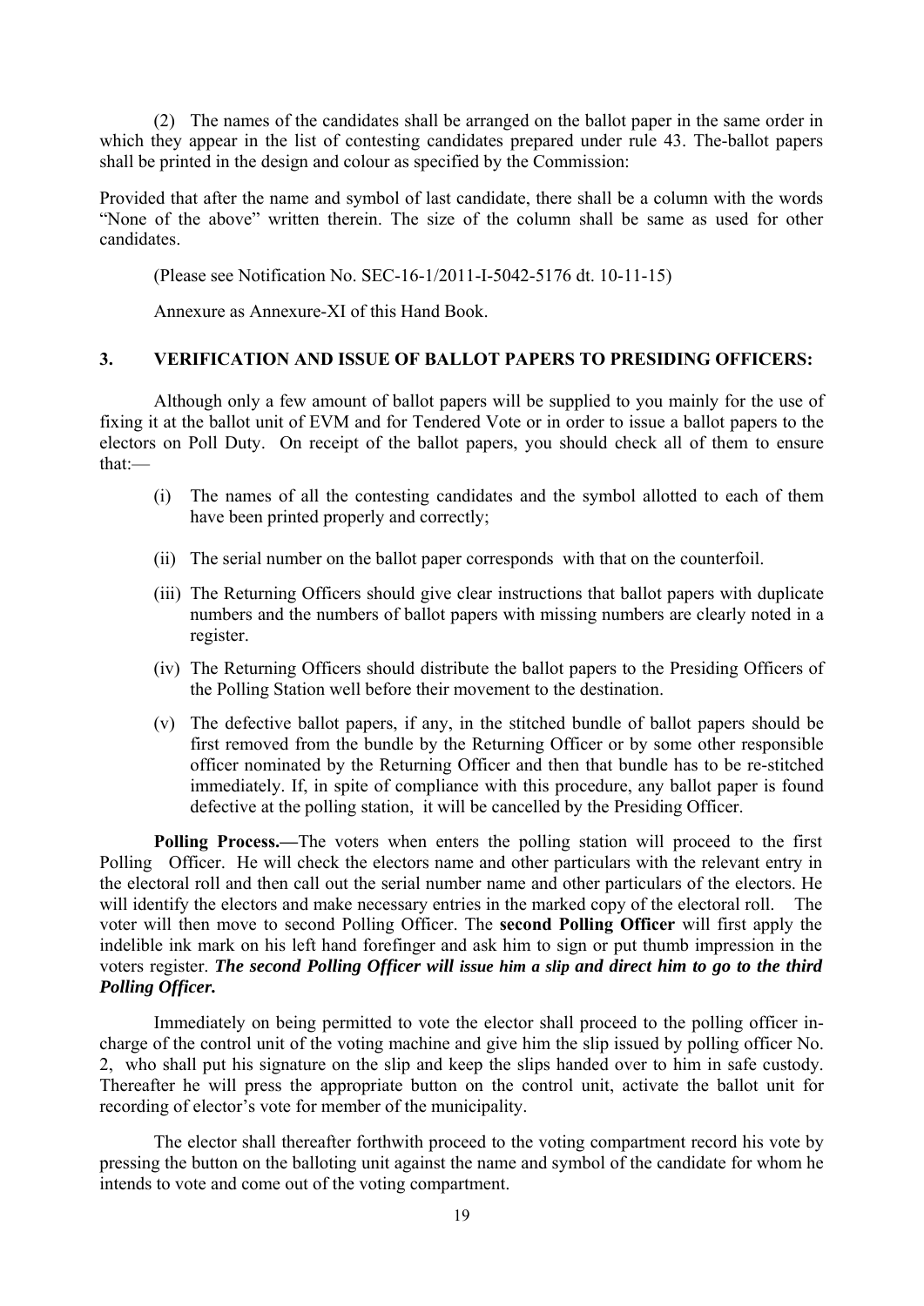(2) The names of the candidates shall be arranged on the ballot paper in the same order in which they appear in the list of contesting candidates prepared under rule 43. The-ballot papers shall be printed in the design and colour as specified by the Commission:

Provided that after the name and symbol of last candidate, there shall be a column with the words "None of the above" written therein. The size of the column shall be same as used for other candidates.

(Please see Notification No. SEC-16-1/2011-I-5042-5176 dt. 10-11-15)

Annexure as Annexure-XI of this Hand Book.

## 3. VERIFICATION AND ISSUE OF BALLOT PAPERS TO PRESIDING OFFICERS:

Although only a few amount of ballot papers will be supplied to you mainly for the use of fixing it at the ballot unit of EVM and for Tendered Vote or in order to issue a ballot papers to the electors on Poll Duty. On receipt of the ballot papers, you should check all of them to ensure that:—

(i) The names of all the contesting candidates and the symbol allotted to each of them have been printed properly and correctly;

(ii) The serial number on the ballot paper corresponds with that on the counterfoil.

(iii) The Returning Officers should give clear instructions that ballot papers with duplicate numbers and the numbers of ballot papers with missing numbers are clearly noted in a register.

(iv) The Returning Officers should distribute the ballot papers to the Presiding Officers of the Polling Station well before their movement to the destination.

(v) The defective ballot papers, if any, in the stitched bundle of ballot papers should be first removed from the bundle by the Returning Officer or by some other responsible officer nominated by the Returning Officer and then that bundle has to be re-stitched immediately. If, in spite of compliance with this procedure, any ballot paper is found defective at the polling station, it will be cancelled by the Presiding Officer.

**Polling Process.—**The voters when enters the polling station will proceed to the first Polling Officer. He will check the electors name and other particulars with the relevant entry in the electoral roll and then call out the serial number name and other particulars of the electors. He will identify the electors and make necessary entries in the marked copy of the electoral roll. The voter will then move to second Polling Officer. The **second Polling Officer** will first apply the indelible ink mark on his left hand forefinger and ask him to sign or put thumb impression in the voters register. ***The second Polling Officer will issue him a slip and direct him to go to the third Polling Officer.***

Immediately on being permitted to vote the elector shall proceed to the polling officer in-charge of the control unit of the voting machine and give him the slip issued by polling officer No. 2, who shall put his signature on the slip and keep the slips handed over to him in safe custody. Thereafter he will press the appropriate button on the control unit, activate the ballot unit for recording of elector's vote for member of the municipality.

The elector shall thereafter forthwith proceed to the voting compartment record his vote by pressing the button on the balloting unit against the name and symbol of the candidate for whom he intends to vote and come out of the voting compartment.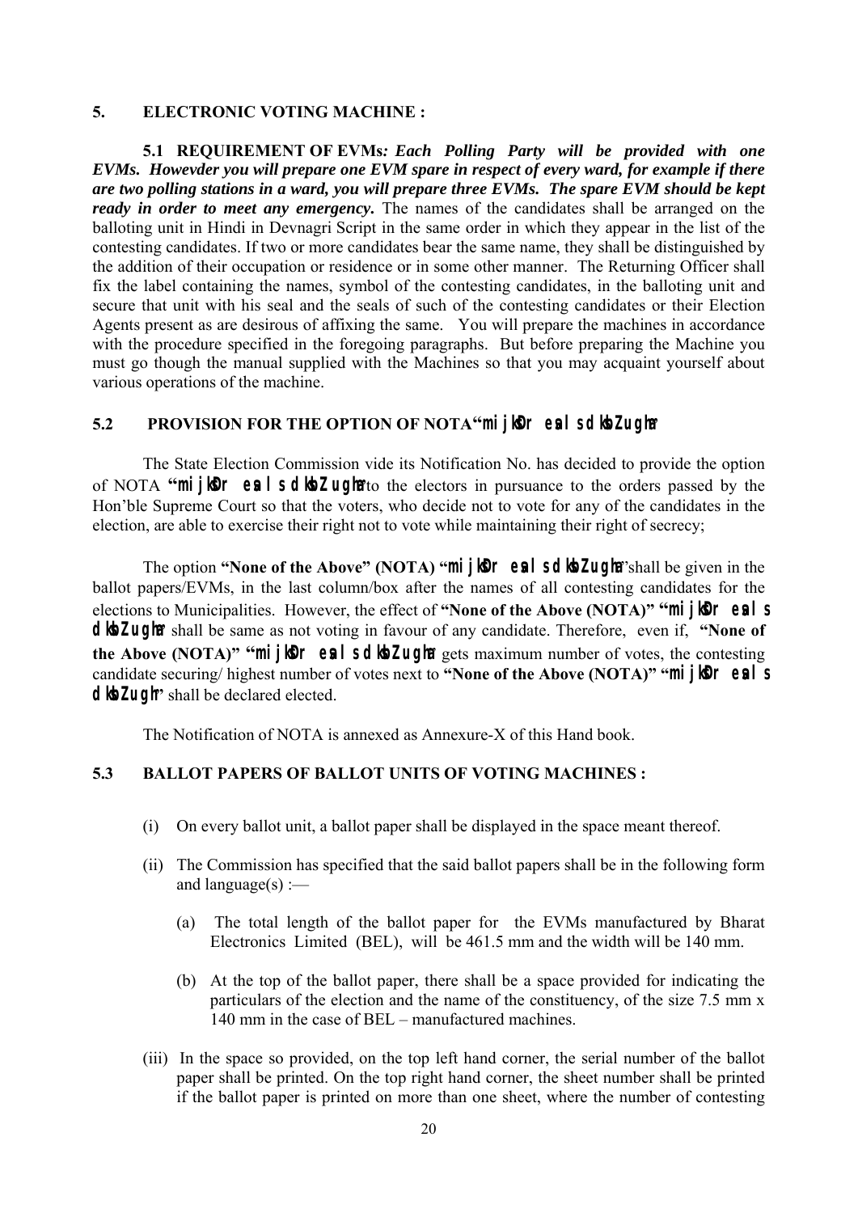## 5. ELECTRONIC VOTING MACHINE :

**5.1 REQUIREMENT OF EVMs***: Each Polling Party will be provided with one EVMs. Howevder you will prepare one EVM spare in respect of every ward, for example if there are two polling stations in a ward, you will prepare three EVMs. The spare EVM should be kept ready in order to meet any emergency.* The names of the candidates shall be arranged on the balloting unit in Hindi in Devnagri Script in the same order in which they appear in the list of the contesting candidates. If two or more candidates bear the same name, they shall be distinguished by the addition of their occupation or residence or in some other manner. The Returning Officer shall fix the label containing the names, symbol of the contesting candidates, in the balloting unit and secure that unit with his seal and the seals of such of the contesting candidates or their Election Agents present as are desirous of affixing the same. You will prepare the machines in accordance with the procedure specified in the foregoing paragraphs. But before preparing the Machine you must go though the manual supplied with the Machines so that you may acquaint yourself about various operations of the machine.

### 5.2 PROVISION FOR THE OPTION OF NOTA "mijksDr esa ls dksbZ ugha"

The State Election Commission vide its Notification No. has decided to provide the option of NOTA **"mijksDr esa ls dksbZ ugha"** to the electors in pursuance to the orders passed by the Hon'ble Supreme Court so that the voters, who decide not to vote for any of the candidates in the election, are able to exercise their right not to vote while maintaining their right of secrecy;

The option **"None of the Above" (NOTA) "mijksDr esa ls dksbZ ugha"** shall be given in the ballot papers/EVMs, in the last column/box after the names of all contesting candidates for the elections to Municipalities. However, the effect of **"None of the Above (NOTA)" "mijksDr esa ls dksbZ ugha"** shall be same as not voting in favour of any candidate. Therefore, even if, **"None of the Above (NOTA)" "mijksDr esa ls dksbZ ugha"** gets maximum number of votes, the contesting candidate securing/ highest number of votes next to **"None of the Above (NOTA)" "mijksDr esa ls dksbZ ugh"** shall be declared elected.

The Notification of NOTA is annexed as Annexure-X of this Hand book.

### 5.3 BALLOT PAPERS OF BALLOT UNITS OF VOTING MACHINES :

(i) On every ballot unit, a ballot paper shall be displayed in the space meant thereof.

(ii) The Commission has specified that the said ballot papers shall be in the following form and language(s) :—

(a) The total length of the ballot paper for the EVMs manufactured by Bharat Electronics Limited (BEL), will be 461.5 mm and the width will be 140 mm.

(b) At the top of the ballot paper, there shall be a space provided for indicating the particulars of the election and the name of the constituency, of the size 7.5 mm x 140 mm in the case of BEL – manufactured machines.

(iii) In the space so provided, on the top left hand corner, the serial number of the ballot paper shall be printed. On the top right hand corner, the sheet number shall be printed if the ballot paper is printed on more than one sheet, where the number of contesting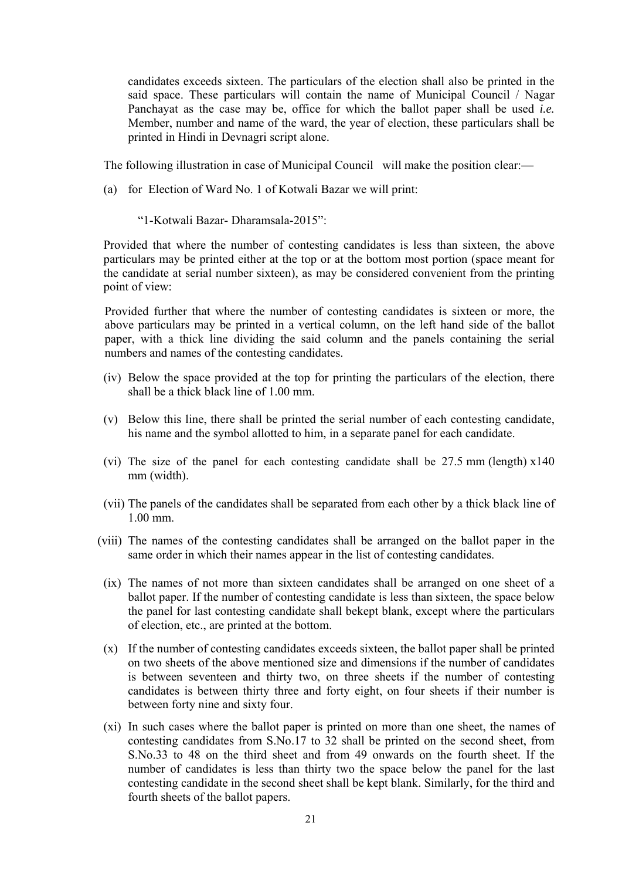candidates exceeds sixteen. The particulars of the election shall also be printed in the said space. These particulars will contain the name of Municipal Council / Nagar Panchayat as the case may be, office for which the ballot paper shall be used *i.e.* Member, number and name of the ward, the year of election, these particulars shall be printed in Hindi in Devnagri script alone.

The following illustration in case of Municipal Council will make the position clear:—

(a) for Election of Ward No. 1 of Kotwali Bazar we will print:

"1-Kotwali Bazar- Dharamsala-2015":

Provided that where the number of contesting candidates is less than sixteen, the above particulars may be printed either at the top or at the bottom most portion (space meant for the candidate at serial number sixteen), as may be considered convenient from the printing point of view:

Provided further that where the number of contesting candidates is sixteen or more, the above particulars may be printed in a vertical column, on the left hand side of the ballot paper, with a thick line dividing the said column and the panels containing the serial numbers and names of the contesting candidates.

(iv) Below the space provided at the top for printing the particulars of the election, there shall be a thick black line of 1.00 mm.

(v) Below this line, there shall be printed the serial number of each contesting candidate, his name and the symbol allotted to him, in a separate panel for each candidate.

(vi) The size of the panel for each contesting candidate shall be 27.5 mm (length) x140 mm (width).

(vii) The panels of the candidates shall be separated from each other by a thick black line of 1.00 mm.

(viii) The names of the contesting candidates shall be arranged on the ballot paper in the same order in which their names appear in the list of contesting candidates.

(ix) The names of not more than sixteen candidates shall be arranged on one sheet of a ballot paper. If the number of contesting candidate is less than sixteen, the space below the panel for last contesting candidate shall bekept blank, except where the particulars of election, etc., are printed at the bottom.

(x) If the number of contesting candidates exceeds sixteen, the ballot paper shall be printed on two sheets of the above mentioned size and dimensions if the number of candidates is between seventeen and thirty two, on three sheets if the number of contesting candidates is between thirty three and forty eight, on four sheets if their number is between forty nine and sixty four.

(xi) In such cases where the ballot paper is printed on more than one sheet, the names of contesting candidates from S.No.17 to 32 shall be printed on the second sheet, from S.No.33 to 48 on the third sheet and from 49 onwards on the fourth sheet. If the number of candidates is less than thirty two the space below the panel for the last contesting candidate in the second sheet shall be kept blank. Similarly, for the third and fourth sheets of the ballot papers.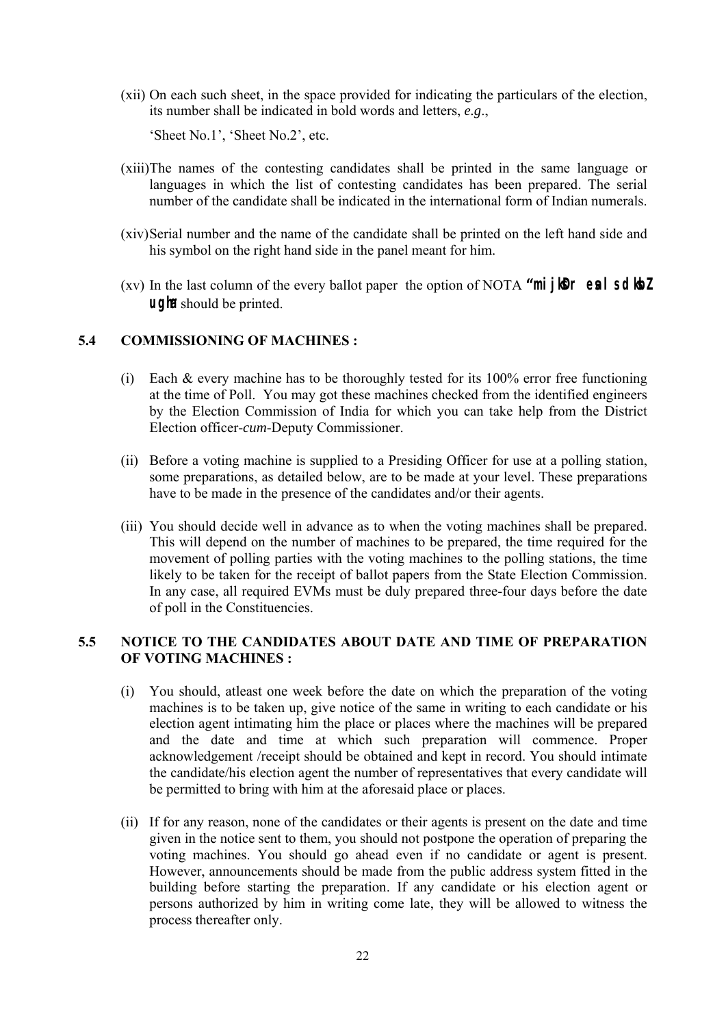(xii) On each such sheet, in the space provided for indicating the particulars of the election, its number shall be indicated in bold words and letters, *e.g*.,

'Sheet No.1', 'Sheet No.2', etc.

(xiii) The names of the contesting candidates shall be printed in the same language or languages in which the list of contesting candidates has been prepared. The serial number of the candidate shall be indicated in the international form of Indian numerals.

(xiv) Serial number and the name of the candidate shall be printed on the left hand side and his symbol on the right hand side in the panel meant for him.

(xv) In the last column of the every ballot paper the option of NOTA **"mijksDr esa ls dksbZ ugha"** should be printed.

## 5.4 COMMISSIONING OF MACHINES :

(i) Each & every machine has to be thoroughly tested for its 100% error free functioning at the time of Poll. You may got these machines checked from the identified engineers by the Election Commission of India for which you can take help from the District Election officer-*cum*-Deputy Commissioner.

(ii) Before a voting machine is supplied to a Presiding Officer for use at a polling station, some preparations, as detailed below, are to be made at your level. These preparations have to be made in the presence of the candidates and/or their agents.

(iii) You should decide well in advance as to when the voting machines shall be prepared. This will depend on the number of machines to be prepared, the time required for the movement of polling parties with the voting machines to the polling stations, the time likely to be taken for the receipt of ballot papers from the State Election Commission. In any case, all required EVMs must be duly prepared three-four days before the date of poll in the Constituencies.

## 5.5 NOTICE TO THE CANDIDATES ABOUT DATE AND TIME OF PREPARATION OF VOTING MACHINES :

(i) You should, atleast one week before the date on which the preparation of the voting machines is to be taken up, give notice of the same in writing to each candidate or his election agent intimating him the place or places where the machines will be prepared and the date and time at which such preparation will commence. Proper acknowledgement /receipt should be obtained and kept in record. You should intimate the candidate/his election agent the number of representatives that every candidate will be permitted to bring with him at the aforesaid place or places.

(ii) If for any reason, none of the candidates or their agents is present on the date and time given in the notice sent to them, you should not postpone the operation of preparing the voting machines. You should go ahead even if no candidate or agent is present. However, announcements should be made from the public address system fitted in the building before starting the preparation. If any candidate or his election agent or persons authorized by him in writing come late, they will be allowed to witness the process thereafter only.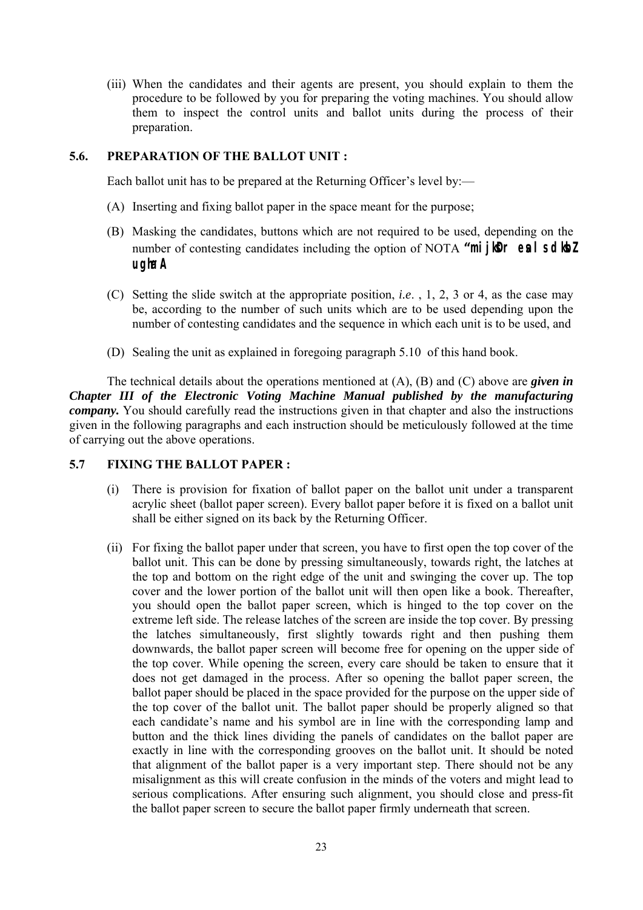(iii) When the candidates and their agents are present, you should explain to them the procedure to be followed by you for preparing the voting machines. You should allow them to inspect the control units and ballot units during the process of their preparation.

**5.6. PREPARATION OF THE BALLOT UNIT :**

Each ballot unit has to be prepared at the Returning Officer's level by:—

(A) Inserting and fixing ballot paper in the space meant for the purpose;

(B) Masking the candidates, buttons which are not required to be used, depending on the number of contesting candidates including the option of NOTA **"mijkDr esa ls dksbZ ugha A**

(C) Setting the slide switch at the appropriate position, *i.e*. , 1, 2, 3 or 4, as the case may be, according to the number of such units which are to be used depending upon the number of contesting candidates and the sequence in which each unit is to be used, and

(D) Sealing the unit as explained in foregoing paragraph 5.10 of this hand book.

The technical details about the operations mentioned at (A), (B) and (C) above are ***given in Chapter III of the Electronic Voting Machine Manual published by the manufacturing company.*** You should carefully read the instructions given in that chapter and also the instructions given in the following paragraphs and each instruction should be meticulously followed at the time of carrying out the above operations.

**5.7 FIXING THE BALLOT PAPER :**

(i) There is provision for fixation of ballot paper on the ballot unit under a transparent acrylic sheet (ballot paper screen). Every ballot paper before it is fixed on a ballot unit shall be either signed on its back by the Returning Officer.

(ii) For fixing the ballot paper under that screen, you have to first open the top cover of the ballot unit. This can be done by pressing simultaneously, towards right, the latches at the top and bottom on the right edge of the unit and swinging the cover up. The top cover and the lower portion of the ballot unit will then open like a book. Thereafter, you should open the ballot paper screen, which is hinged to the top cover on the extreme left side. The release latches of the screen are inside the top cover. By pressing the latches simultaneously, first slightly towards right and then pushing them downwards, the ballot paper screen will become free for opening on the upper side of the top cover. While opening the screen, every care should be taken to ensure that it does not get damaged in the process. After so opening the ballot paper screen, the ballot paper should be placed in the space provided for the purpose on the upper side of the top cover of the ballot unit. The ballot paper should be properly aligned so that each candidate's name and his symbol are in line with the corresponding lamp and button and the thick lines dividing the panels of candidates on the ballot paper are exactly in line with the corresponding grooves on the ballot unit. It should be noted that alignment of the ballot paper is a very important step. There should not be any misalignment as this will create confusion in the minds of the voters and might lead to serious complications. After ensuring such alignment, you should close and press-fit the ballot paper screen to secure the ballot paper firmly underneath that screen.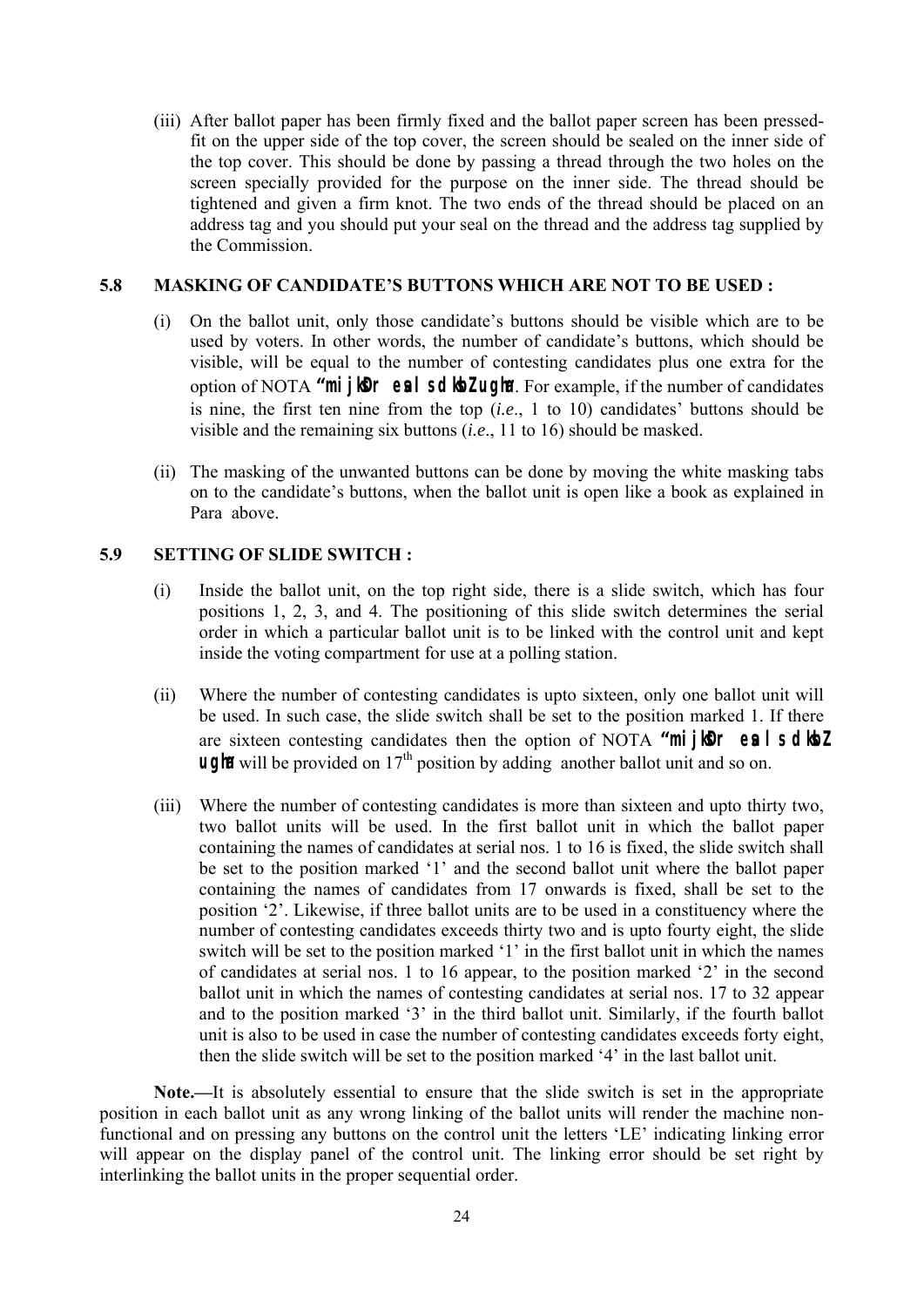(iii) After ballot paper has been firmly fixed and the ballot paper screen has been pressed-fit on the upper side of the top cover, the screen should be sealed on the inner side of the top cover. This should be done by passing a thread through the two holes on the screen specially provided for the purpose on the inner side. The thread should be tightened and given a firm knot. The two ends of the thread should be placed on an address tag and you should put your seal on the thread and the address tag supplied by the Commission.

### 5.8 MASKING OF CANDIDATE'S BUTTONS WHICH ARE NOT TO BE USED :

(i) On the ballot unit, only those candidate's buttons should be visible which are to be used by voters. In other words, the number of candidate's buttons, which should be visible, will be equal to the number of contesting candidates plus one extra for the option of NOTA **"mijkDr esa ls dksbZ ugha"**. For example, if the number of candidates is nine, the first ten nine from the top (*i.e*., 1 to 10) candidates' buttons should be visible and the remaining six buttons (*i.e*., 11 to 16) should be masked.

(ii) The masking of the unwanted buttons can be done by moving the white masking tabs on to the candidate's buttons, when the ballot unit is open like a book as explained in Para above.

### 5.9 SETTING OF SLIDE SWITCH :

(i) Inside the ballot unit, on the top right side, there is a slide switch, which has four positions 1, 2, 3, and 4. The positioning of this slide switch determines the serial order in which a particular ballot unit is to be linked with the control unit and kept inside the voting compartment for use at a polling station.

(ii) Where the number of contesting candidates is upto sixteen, only one ballot unit will be used. In such case, the slide switch shall be set to the position marked 1. If there are sixteen contesting candidates then the option of NOTA **"mijkDr esa ls dksbZ ugha"** will be provided on 17th position by adding another ballot unit and so on.

(iii) Where the number of contesting candidates is more than sixteen and upto thirty two, two ballot units will be used. In the first ballot unit in which the ballot paper containing the names of candidates at serial nos. 1 to 16 is fixed, the slide switch shall be set to the position marked '1' and the second ballot unit where the ballot paper containing the names of candidates from 17 onwards is fixed, shall be set to the position '2'. Likewise, if three ballot units are to be used in a constituency where the number of contesting candidates exceeds thirty two and is upto fourty eight, the slide switch will be set to the position marked '1' in the first ballot unit in which the names of candidates at serial nos. 1 to 16 appear, to the position marked '2' in the second ballot unit in which the names of contesting candidates at serial nos. 17 to 32 appear and to the position marked '3' in the third ballot unit. Similarly, if the fourth ballot unit is also to be used in case the number of contesting candidates exceeds forty eight, then the slide switch will be set to the position marked '4' in the last ballot unit.

**Note.—**It is absolutely essential to ensure that the slide switch is set in the appropriate position in each ballot unit as any wrong linking of the ballot units will render the machine non-functional and on pressing any buttons on the control unit the letters 'LE' indicating linking error will appear on the display panel of the control unit. The linking error should be set right by interlinking the ballot units in the proper sequential order.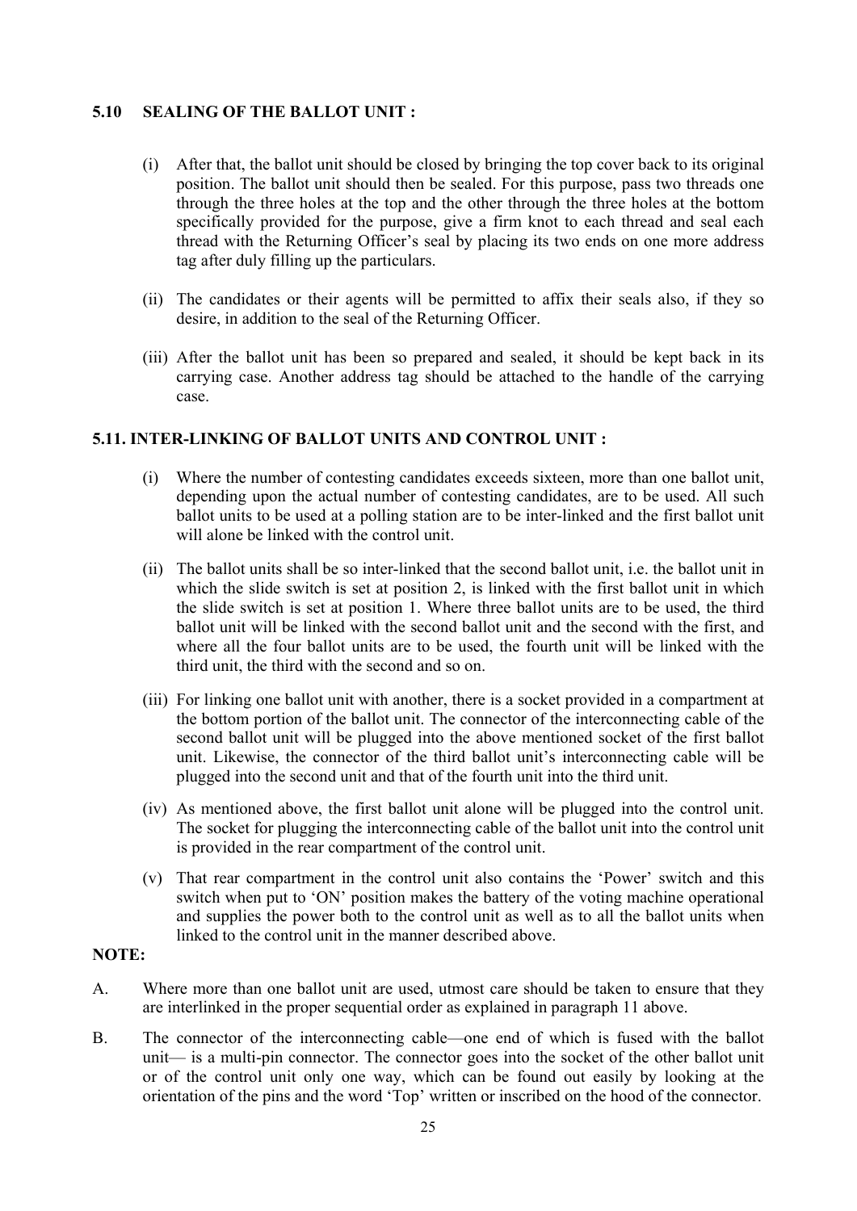### 5.10 SEALING OF THE BALLOT UNIT :

(i) After that, the ballot unit should be closed by bringing the top cover back to its original position. The ballot unit should then be sealed. For this purpose, pass two threads one through the three holes at the top and the other through the three holes at the bottom specifically provided for the purpose, give a firm knot to each thread and seal each thread with the Returning Officer's seal by placing its two ends on one more address tag after duly filling up the particulars.

(ii) The candidates or their agents will be permitted to affix their seals also, if they so desire, in addition to the seal of the Returning Officer.

(iii) After the ballot unit has been so prepared and sealed, it should be kept back in its carrying case. Another address tag should be attached to the handle of the carrying case.

### 5.11. INTER-LINKING OF BALLOT UNITS AND CONTROL UNIT :

(i) Where the number of contesting candidates exceeds sixteen, more than one ballot unit, depending upon the actual number of contesting candidates, are to be used. All such ballot units to be used at a polling station are to be inter-linked and the first ballot unit will alone be linked with the control unit.

(ii) The ballot units shall be so inter-linked that the second ballot unit, i.e. the ballot unit in which the slide switch is set at position 2, is linked with the first ballot unit in which the slide switch is set at position 1. Where three ballot units are to be used, the third ballot unit will be linked with the second ballot unit and the second with the first, and where all the four ballot units are to be used, the fourth unit will be linked with the third unit, the third with the second and so on.

(iii) For linking one ballot unit with another, there is a socket provided in a compartment at the bottom portion of the ballot unit. The connector of the interconnecting cable of the second ballot unit will be plugged into the above mentioned socket of the first ballot unit. Likewise, the connector of the third ballot unit's interconnecting cable will be plugged into the second unit and that of the fourth unit into the third unit.

(iv) As mentioned above, the first ballot unit alone will be plugged into the control unit. The socket for plugging the interconnecting cable of the ballot unit into the control unit is provided in the rear compartment of the control unit.

(v) That rear compartment in the control unit also contains the 'Power' switch and this switch when put to 'ON' position makes the battery of the voting machine operational and supplies the power both to the control unit as well as to all the ballot units when linked to the control unit in the manner described above.

**NOTE:**

A. Where more than one ballot unit are used, utmost care should be taken to ensure that they are interlinked in the proper sequential order as explained in paragraph 11 above.

B. The connector of the interconnecting cable—one end of which is fused with the ballot unit— is a multi-pin connector. The connector goes into the socket of the other ballot unit or of the control unit only one way, which can be found out easily by looking at the orientation of the pins and the word 'Top' written or inscribed on the hood of the connector.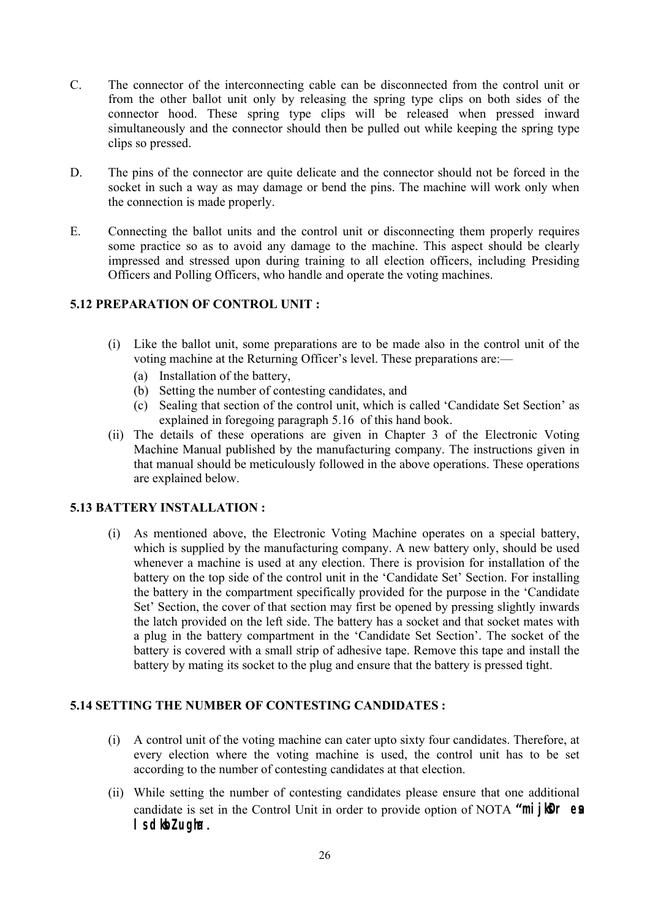C. The connector of the interconnecting cable can be disconnected from the control unit or from the other ballot unit only by releasing the spring type clips on both sides of the connector hood. These spring type clips will be released when pressed inward simultaneously and the connector should then be pulled out while keeping the spring type clips so pressed.

D. The pins of the connector are quite delicate and the connector should not be forced in the socket in such a way as may damage or bend the pins. The machine will work only when the connection is made properly.

E. Connecting the ballot units and the control unit or disconnecting them properly requires some practice so as to avoid any damage to the machine. This aspect should be clearly impressed and stressed upon during training to all election officers, including Presiding Officers and Polling Officers, who handle and operate the voting machines.

**5.12 PREPARATION OF CONTROL UNIT :**

(i) Like the ballot unit, some preparations are to be made also in the control unit of the voting machine at the Returning Officer's level. These preparations are:—
   - (a) Installation of the battery,
   - (b) Setting the number of contesting candidates, and
   - (c) Sealing that section of the control unit, which is called 'Candidate Set Section' as explained in foregoing paragraph 5.16 of this hand book.

(ii) The details of these operations are given in Chapter 3 of the Electronic Voting Machine Manual published by the manufacturing company. The instructions given in that manual should be meticulously followed in the above operations. These operations are explained below.

**5.13 BATTERY INSTALLATION :**

(i) As mentioned above, the Electronic Voting Machine operates on a special battery, which is supplied by the manufacturing company. A new battery only, should be used whenever a machine is used at any election. There is provision for installation of the battery on the top side of the control unit in the 'Candidate Set' Section. For installing the battery in the compartment specifically provided for the purpose in the 'Candidate Set' Section, the cover of that section may first be opened by pressing slightly inwards the latch provided on the left side. The battery has a socket and that socket mates with a plug in the battery compartment in the 'Candidate Set Section'. The socket of the battery is covered with a small strip of adhesive tape. Remove this tape and install the battery by mating its socket to the plug and ensure that the battery is pressed tight.

**5.14 SETTING THE NUMBER OF CONTESTING CANDIDATES :**

(i) A control unit of the voting machine can cater upto sixty four candidates. Therefore, at every election where the voting machine is used, the control unit has to be set according to the number of contesting candidates at that election.

(ii) While setting the number of contesting candidates please ensure that one additional candidate is set in the Control Unit in order to provide option of NOTA **"mijksDr esa ls dksbZ ugha".**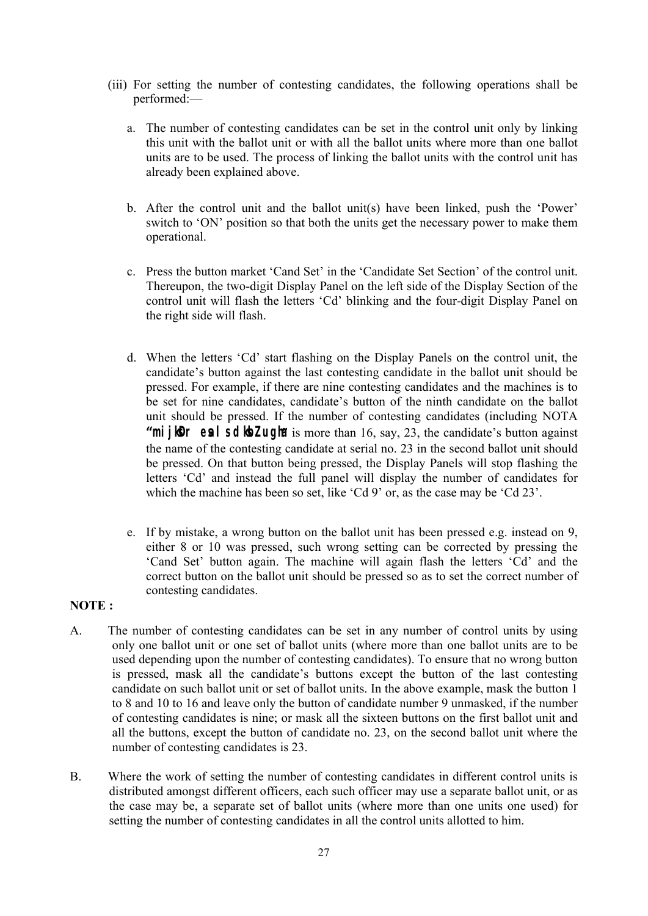(iii) For setting the number of contesting candidates, the following operations shall be performed:—

a. The number of contesting candidates can be set in the control unit only by linking this unit with the ballot unit or with all the ballot units where more than one ballot units are to be used. The process of linking the ballot units with the control unit has already been explained above.

b. After the control unit and the ballot unit(s) have been linked, push the 'Power' switch to 'ON' position so that both the units get the necessary power to make them operational.

c. Press the button market 'Cand Set' in the 'Candidate Set Section' of the control unit. Thereupon, the two-digit Display Panel on the left side of the Display Section of the control unit will flash the letters 'Cd' blinking and the four-digit Display Panel on the right side will flash.

d. When the letters 'Cd' start flashing on the Display Panels on the control unit, the candidate's button against the last contesting candidate in the ballot unit should be pressed. For example, if there are nine contesting candidates and the machines is to be set for nine candidates, candidate's button of the ninth candidate on the ballot unit should be pressed. If the number of contesting candidates (including NOTA **"mijksDr esa ls dksbZ ugha"**) is more than 16, say, 23, the candidate's button against the name of the contesting candidate at serial no. 23 in the second ballot unit should be pressed. On that button being pressed, the Display Panels will stop flashing the letters 'Cd' and instead the full panel will display the number of candidates for which the machine has been so set, like 'Cd 9' or, as the case may be 'Cd 23'.

e. If by mistake, a wrong button on the ballot unit has been pressed e.g. instead on 9, either 8 or 10 was pressed, such wrong setting can be corrected by pressing the 'Cand Set' button again. The machine will again flash the letters 'Cd' and the correct button on the ballot unit should be pressed so as to set the correct number of contesting candidates.

**NOTE :**

A. The number of contesting candidates can be set in any number of control units by using only one ballot unit or one set of ballot units (where more than one ballot units are to be used depending upon the number of contesting candidates). To ensure that no wrong button is pressed, mask all the candidate's buttons except the button of the last contesting candidate on such ballot unit or set of ballot units. In the above example, mask the button 1 to 8 and 10 to 16 and leave only the button of candidate number 9 unmasked, if the number of contesting candidates is nine; or mask all the sixteen buttons on the first ballot unit and all the buttons, except the button of candidate no. 23, on the second ballot unit where the number of contesting candidates is 23.

B. Where the work of setting the number of contesting candidates in different control units is distributed amongst different officers, each such officer may use a separate ballot unit, or as the case may be, a separate set of ballot units (where more than one units one used) for setting the number of contesting candidates in all the control units allotted to him.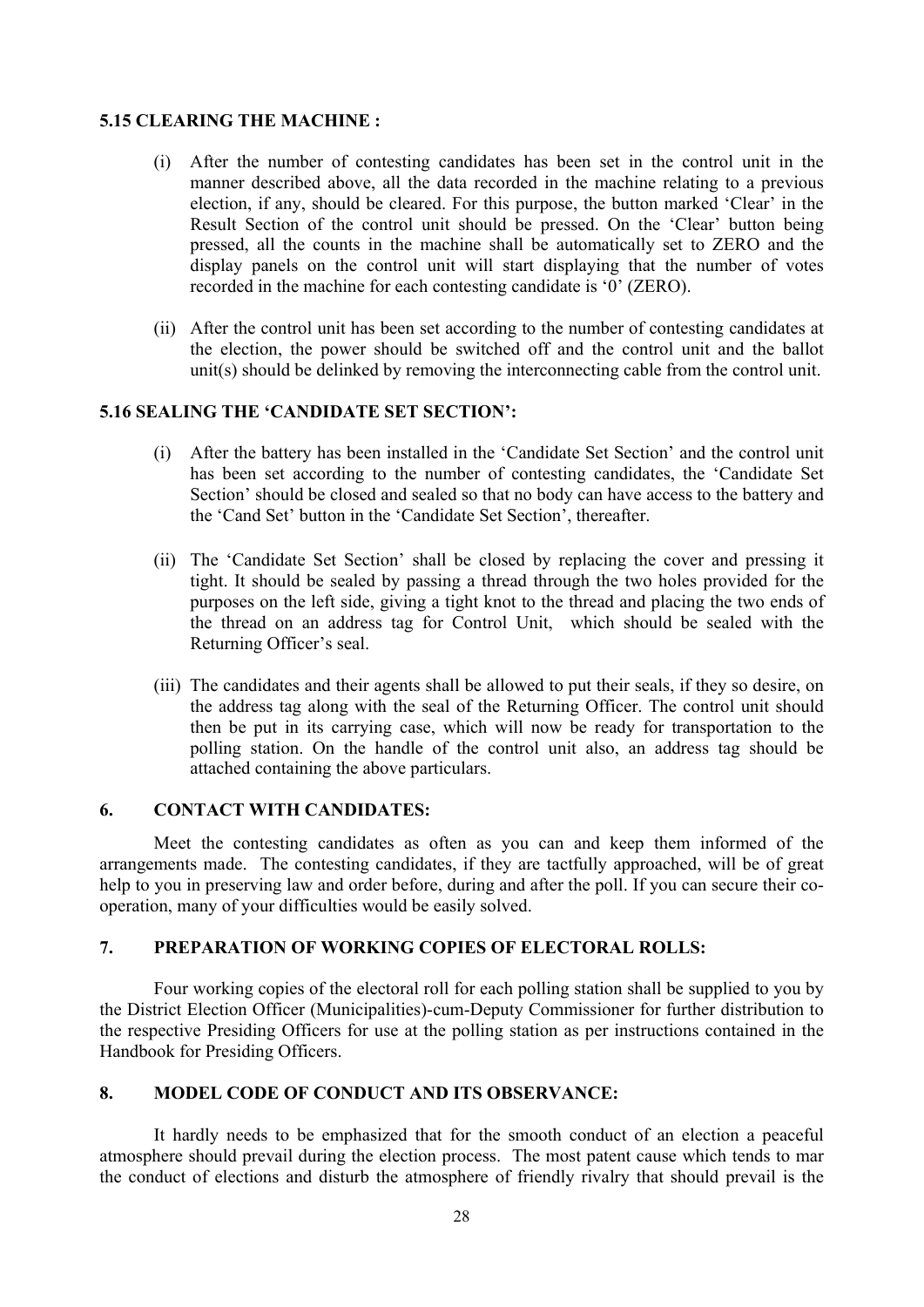### 5.15 CLEARING THE MACHINE :

(i) After the number of contesting candidates has been set in the control unit in the manner described above, all the data recorded in the machine relating to a previous election, if any, should be cleared. For this purpose, the button marked 'Clear' in the Result Section of the control unit should be pressed. On the 'Clear' button being pressed, all the counts in the machine shall be automatically set to ZERO and the display panels on the control unit will start displaying that the number of votes recorded in the machine for each contesting candidate is '0' (ZERO).

(ii) After the control unit has been set according to the number of contesting candidates at the election, the power should be switched off and the control unit and the ballot unit(s) should be delinked by removing the interconnecting cable from the control unit.

### 5.16 SEALING THE 'CANDIDATE SET SECTION':

(i) After the battery has been installed in the 'Candidate Set Section' and the control unit has been set according to the number of contesting candidates, the 'Candidate Set Section' should be closed and sealed so that no body can have access to the battery and the 'Cand Set' button in the 'Candidate Set Section', thereafter.

(ii) The 'Candidate Set Section' shall be closed by replacing the cover and pressing it tight. It should be sealed by passing a thread through the two holes provided for the purposes on the left side, giving a tight knot to the thread and placing the two ends of the thread on an address tag for Control Unit, which should be sealed with the Returning Officer's seal.

(iii) The candidates and their agents shall be allowed to put their seals, if they so desire, on the address tag along with the seal of the Returning Officer. The control unit should then be put in its carrying case, which will now be ready for transportation to the polling station. On the handle of the control unit also, an address tag should be attached containing the above particulars.

## 6. CONTACT WITH CANDIDATES:

Meet the contesting candidates as often as you can and keep them informed of the arrangements made. The contesting candidates, if they are tactfully approached, will be of great help to you in preserving law and order before, during and after the poll. If you can secure their co-operation, many of your difficulties would be easily solved.

## 7. PREPARATION OF WORKING COPIES OF ELECTORAL ROLLS:

Four working copies of the electoral roll for each polling station shall be supplied to you by the District Election Officer (Municipalities)-cum-Deputy Commissioner for further distribution to the respective Presiding Officers for use at the polling station as per instructions contained in the Handbook for Presiding Officers.

## 8. MODEL CODE OF CONDUCT AND ITS OBSERVANCE:

It hardly needs to be emphasized that for the smooth conduct of an election a peaceful atmosphere should prevail during the election process. The most patent cause which tends to mar the conduct of elections and disturb the atmosphere of friendly rivalry that should prevail is the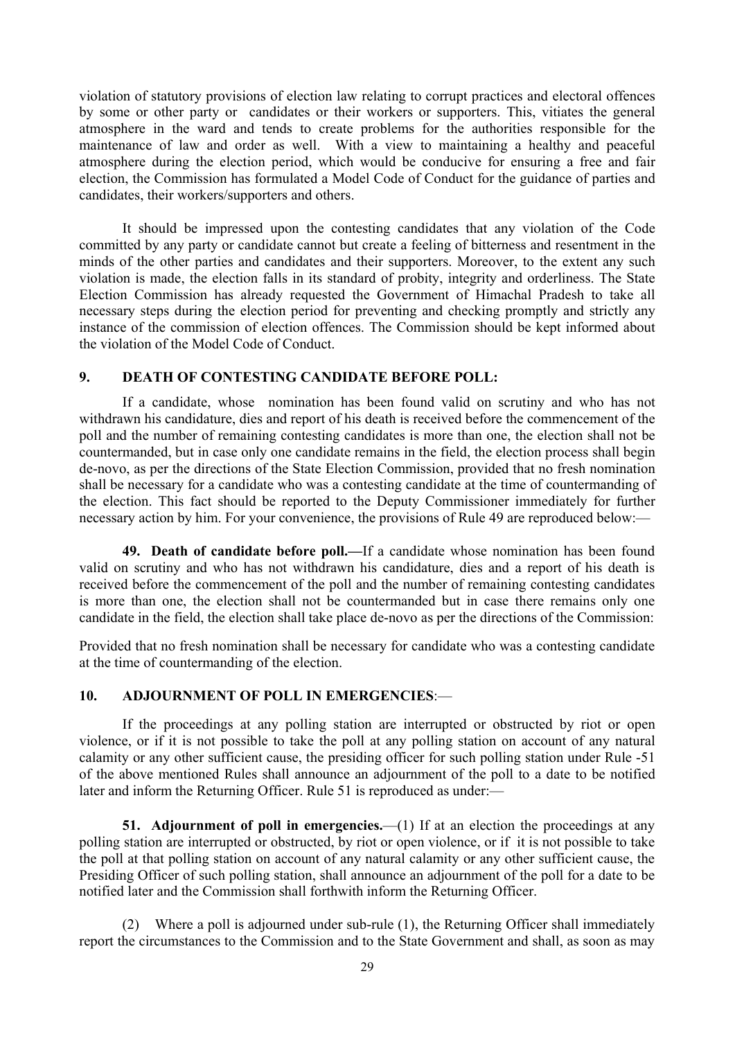violation of statutory provisions of election law relating to corrupt practices and electoral offences by some or other party or candidates or their workers or supporters. This, vitiates the general atmosphere in the ward and tends to create problems for the authorities responsible for the maintenance of law and order as well. With a view to maintaining a healthy and peaceful atmosphere during the election period, which would be conducive for ensuring a free and fair election, the Commission has formulated a Model Code of Conduct for the guidance of parties and candidates, their workers/supporters and others.

It should be impressed upon the contesting candidates that any violation of the Code committed by any party or candidate cannot but create a feeling of bitterness and resentment in the minds of the other parties and candidates and their supporters. Moreover, to the extent any such violation is made, the election falls in its standard of probity, integrity and orderliness. The State Election Commission has already requested the Government of Himachal Pradesh to take all necessary steps during the election period for preventing and checking promptly and strictly any instance of the commission of election offences. The Commission should be kept informed about the violation of the Model Code of Conduct.

## 9. DEATH OF CONTESTING CANDIDATE BEFORE POLL:

If a candidate, whose nomination has been found valid on scrutiny and who has not withdrawn his candidature, dies and report of his death is received before the commencement of the poll and the number of remaining contesting candidates is more than one, the election shall not be countermanded, but in case only one candidate remains in the field, the election process shall begin de-novo, as per the directions of the State Election Commission, provided that no fresh nomination shall be necessary for a candidate who was a contesting candidate at the time of countermanding of the election. This fact should be reported to the Deputy Commissioner immediately for further necessary action by him. For your convenience, the provisions of Rule 49 are reproduced below:—

**49. Death of candidate before poll.—**If a candidate whose nomination has been found valid on scrutiny and who has not withdrawn his candidature, dies and a report of his death is received before the commencement of the poll and the number of remaining contesting candidates is more than one, the election shall not be countermanded but in case there remains only one candidate in the field, the election shall take place de-novo as per the directions of the Commission:

Provided that no fresh nomination shall be necessary for candidate who was a contesting candidate at the time of countermanding of the election.

## 10. ADJOURNMENT OF POLL IN EMERGENCIES:—

If the proceedings at any polling station are interrupted or obstructed by riot or open violence, or if it is not possible to take the poll at any polling station on account of any natural calamity or any other sufficient cause, the presiding officer for such polling station under Rule -51 of the above mentioned Rules shall announce an adjournment of the poll to a date to be notified later and inform the Returning Officer. Rule 51 is reproduced as under:—

**51. Adjournment of poll in emergencies.**—(1) If at an election the proceedings at any polling station are interrupted or obstructed, by riot or open violence, or if it is not possible to take the poll at that polling station on account of any natural calamity or any other sufficient cause, the Presiding Officer of such polling station, shall announce an adjournment of the poll for a date to be notified later and the Commission shall forthwith inform the Returning Officer.

(2) Where a poll is adjourned under sub-rule (1), the Returning Officer shall immediately report the circumstances to the Commission and to the State Government and shall, as soon as may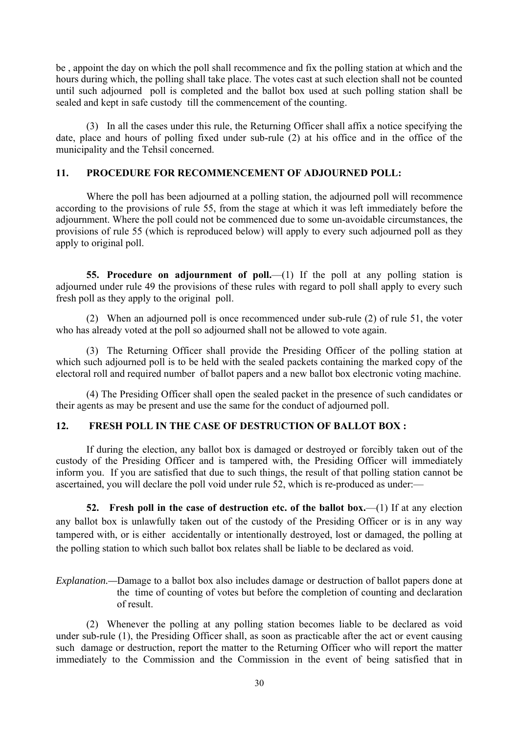be , appoint the day on which the poll shall recommence and fix the polling station at which and the hours during which, the polling shall take place. The votes cast at such election shall not be counted until such adjourned poll is completed and the ballot box used at such polling station shall be sealed and kept in safe custody till the commencement of the counting.

(3) In all the cases under this rule, the Returning Officer shall affix a notice specifying the date, place and hours of polling fixed under sub-rule (2) at his office and in the office of the municipality and the Tehsil concerned.

## 11. PROCEDURE FOR RECOMMENCEMENT OF ADJOURNED POLL:

Where the poll has been adjourned at a polling station, the adjourned poll will recommence according to the provisions of rule 55, from the stage at which it was left immediately before the adjournment. Where the poll could not be commenced due to some un-avoidable circumstances, the provisions of rule 55 (which is reproduced below) will apply to every such adjourned poll as they apply to original poll.

**55. Procedure on adjournment of poll.**—(1) If the poll at any polling station is adjourned under rule 49 the provisions of these rules with regard to poll shall apply to every such fresh poll as they apply to the original poll.

(2) When an adjourned poll is once recommenced under sub-rule (2) of rule 51, the voter who has already voted at the poll so adjourned shall not be allowed to vote again.

(3) The Returning Officer shall provide the Presiding Officer of the polling station at which such adjourned poll is to be held with the sealed packets containing the marked copy of the electoral roll and required number of ballot papers and a new ballot box electronic voting machine.

(4) The Presiding Officer shall open the sealed packet in the presence of such candidates or their agents as may be present and use the same for the conduct of adjourned poll.

## 12. FRESH POLL IN THE CASE OF DESTRUCTION OF BALLOT BOX :

If during the election, any ballot box is damaged or destroyed or forcibly taken out of the custody of the Presiding Officer and is tampered with, the Presiding Officer will immediately inform you. If you are satisfied that due to such things, the result of that polling station cannot be ascertained, you will declare the poll void under rule 52, which is re-produced as under:—

**52. Fresh poll in the case of destruction etc. of the ballot box.**—(1) If at any election any ballot box is unlawfully taken out of the custody of the Presiding Officer or is in any way tampered with, or is either accidentally or intentionally destroyed, lost or damaged, the polling at the polling station to which such ballot box relates shall be liable to be declared as void.

*Explanation.*—Damage to a ballot box also includes damage or destruction of ballot papers done at the time of counting of votes but before the completion of counting and declaration of result.

(2) Whenever the polling at any polling station becomes liable to be declared as void under sub-rule (1), the Presiding Officer shall, as soon as practicable after the act or event causing such damage or destruction, report the matter to the Returning Officer who will report the matter immediately to the Commission and the Commission in the event of being satisfied that in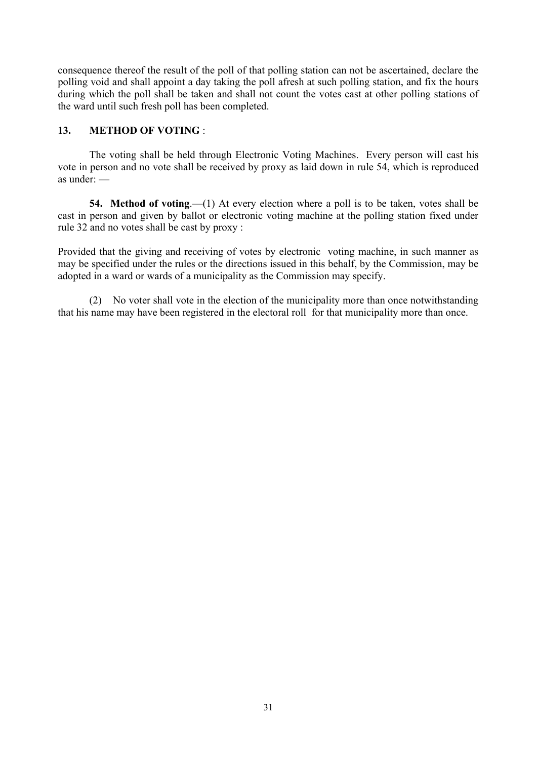consequence thereof the result of the poll of that polling station can not be ascertained, declare the polling void and shall appoint a day taking the poll afresh at such polling station, and fix the hours during which the poll shall be taken and shall not count the votes cast at other polling stations of the ward until such fresh poll has been completed.

### 13. METHOD OF VOTING :

The voting shall be held through Electronic Voting Machines. Every person will cast his vote in person and no vote shall be received by proxy as laid down in rule 54, which is reproduced as under: —

**54. Method of voting**.—(1) At every election where a poll is to be taken, votes shall be cast in person and given by ballot or electronic voting machine at the polling station fixed under rule 32 and no votes shall be cast by proxy :

Provided that the giving and receiving of votes by electronic voting machine, in such manner as may be specified under the rules or the directions issued in this behalf, by the Commission, may be adopted in a ward or wards of a municipality as the Commission may specify.

(2) No voter shall vote in the election of the municipality more than once notwithstanding that his name may have been registered in the electoral roll for that municipality more than once.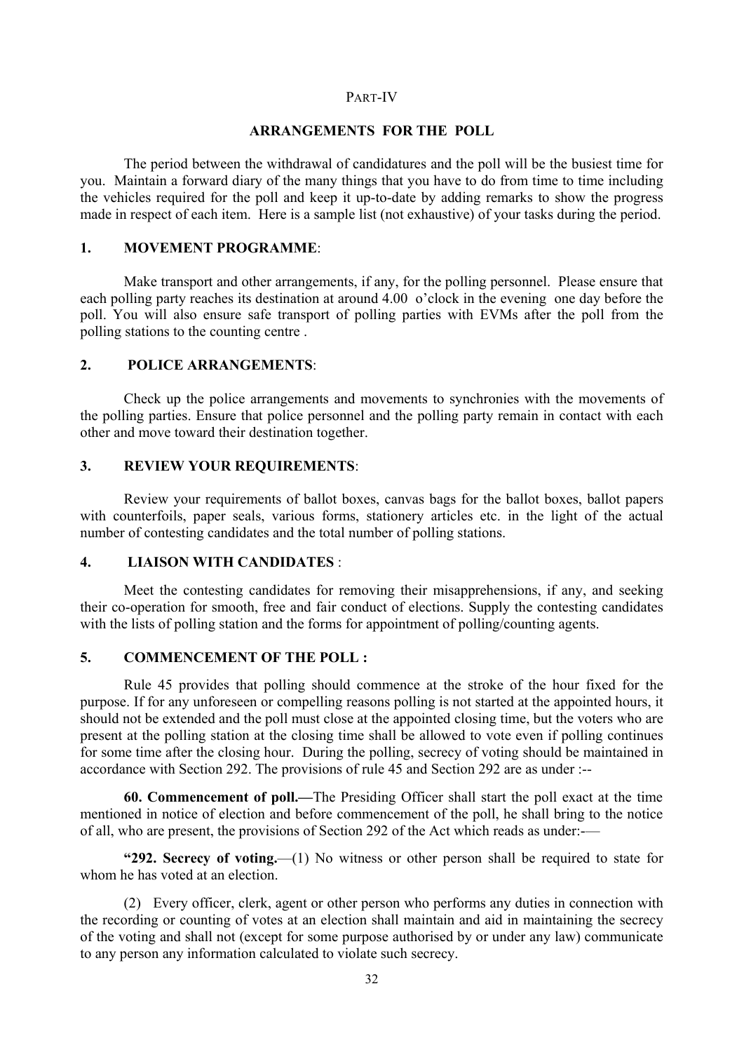PART-IV

## ARRANGEMENTS FOR THE POLL

The period between the withdrawal of candidatures and the poll will be the busiest time for you. Maintain a forward diary of the many things that you have to do from time to time including the vehicles required for the poll and keep it up-to-date by adding remarks to show the progress made in respect of each item. Here is a sample list (not exhaustive) of your tasks during the period.

### 1. MOVEMENT PROGRAMME:

Make transport and other arrangements, if any, for the polling personnel. Please ensure that each polling party reaches its destination at around 4.00 o'clock in the evening one day before the poll. You will also ensure safe transport of polling parties with EVMs after the poll from the polling stations to the counting centre .

### 2. POLICE ARRANGEMENTS:

Check up the police arrangements and movements to synchronies with the movements of the polling parties. Ensure that police personnel and the polling party remain in contact with each other and move toward their destination together.

### 3. REVIEW YOUR REQUIREMENTS:

Review your requirements of ballot boxes, canvas bags for the ballot boxes, ballot papers with counterfoils, paper seals, various forms, stationery articles etc. in the light of the actual number of contesting candidates and the total number of polling stations.

### 4. LIAISON WITH CANDIDATES :

Meet the contesting candidates for removing their misapprehensions, if any, and seeking their co-operation for smooth, free and fair conduct of elections. Supply the contesting candidates with the lists of polling station and the forms for appointment of polling/counting agents.

### 5. COMMENCEMENT OF THE POLL :

Rule 45 provides that polling should commence at the stroke of the hour fixed for the purpose. If for any unforeseen or compelling reasons polling is not started at the appointed hours, it should not be extended and the poll must close at the appointed closing time, but the voters who are present at the polling station at the closing time shall be allowed to vote even if polling continues for some time after the closing hour. During the polling, secrecy of voting should be maintained in accordance with Section 292. The provisions of rule 45 and Section 292 are as under :--

**60. Commencement of poll.—**The Presiding Officer shall start the poll exact at the time mentioned in notice of election and before commencement of the poll, he shall bring to the notice of all, who are present, the provisions of Section 292 of the Act which reads as under:-—

**"292. Secrecy of voting.**—(1) No witness or other person shall be required to state for whom he has voted at an election.

(2) Every officer, clerk, agent or other person who performs any duties in connection with the recording or counting of votes at an election shall maintain and aid in maintaining the secrecy of the voting and shall not (except for some purpose authorised by or under any law) communicate to any person any information calculated to violate such secrecy.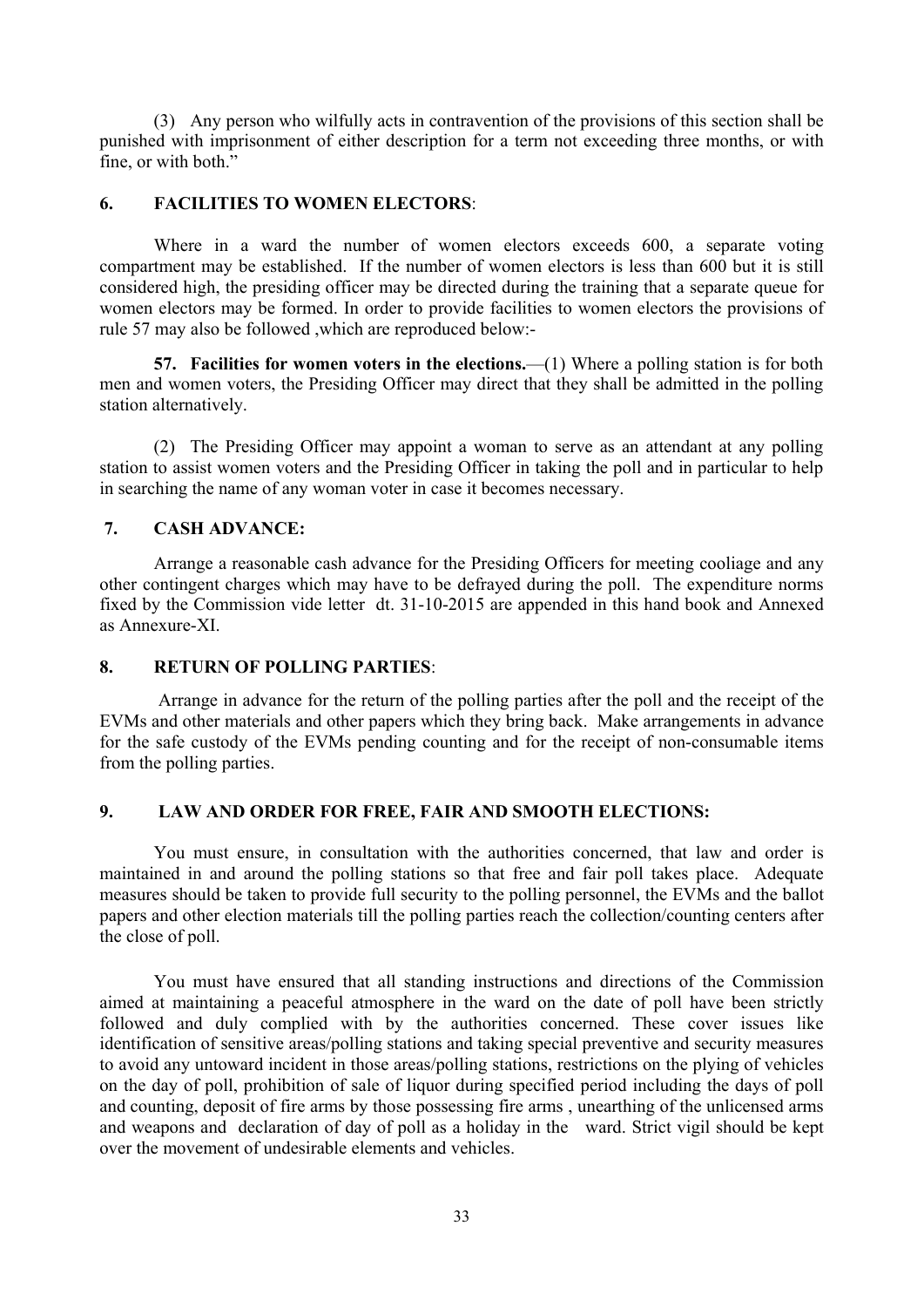(3) Any person who wilfully acts in contravention of the provisions of this section shall be punished with imprisonment of either description for a term not exceeding three months, or with fine, or with both."

## 6. FACILITIES TO WOMEN ELECTORS:

Where in a ward the number of women electors exceeds 600, a separate voting compartment may be established. If the number of women electors is less than 600 but it is still considered high, the presiding officer may be directed during the training that a separate queue for women electors may be formed. In order to provide facilities to women electors the provisions of rule 57 may also be followed ,which are reproduced below:-

**57. Facilities for women voters in the elections.**—(1) Where a polling station is for both men and women voters, the Presiding Officer may direct that they shall be admitted in the polling station alternatively.

(2) The Presiding Officer may appoint a woman to serve as an attendant at any polling station to assist women voters and the Presiding Officer in taking the poll and in particular to help in searching the name of any woman voter in case it becomes necessary.

## 7. CASH ADVANCE:

Arrange a reasonable cash advance for the Presiding Officers for meeting cooliage and any other contingent charges which may have to be defrayed during the poll. The expenditure norms fixed by the Commission vide letter dt. 31-10-2015 are appended in this hand book and Annexed as Annexure-XI.

## 8. RETURN OF POLLING PARTIES:

Arrange in advance for the return of the polling parties after the poll and the receipt of the EVMs and other materials and other papers which they bring back. Make arrangements in advance for the safe custody of the EVMs pending counting and for the receipt of non-consumable items from the polling parties.

## 9. LAW AND ORDER FOR FREE, FAIR AND SMOOTH ELECTIONS:

You must ensure, in consultation with the authorities concerned, that law and order is maintained in and around the polling stations so that free and fair poll takes place. Adequate measures should be taken to provide full security to the polling personnel, the EVMs and the ballot papers and other election materials till the polling parties reach the collection/counting centers after the close of poll.

You must have ensured that all standing instructions and directions of the Commission aimed at maintaining a peaceful atmosphere in the ward on the date of poll have been strictly followed and duly complied with by the authorities concerned. These cover issues like identification of sensitive areas/polling stations and taking special preventive and security measures to avoid any untoward incident in those areas/polling stations, restrictions on the plying of vehicles on the day of poll, prohibition of sale of liquor during specified period including the days of poll and counting, deposit of fire arms by those possessing fire arms , unearthing of the unlicensed arms and weapons and declaration of day of poll as a holiday in the ward. Strict vigil should be kept over the movement of undesirable elements and vehicles.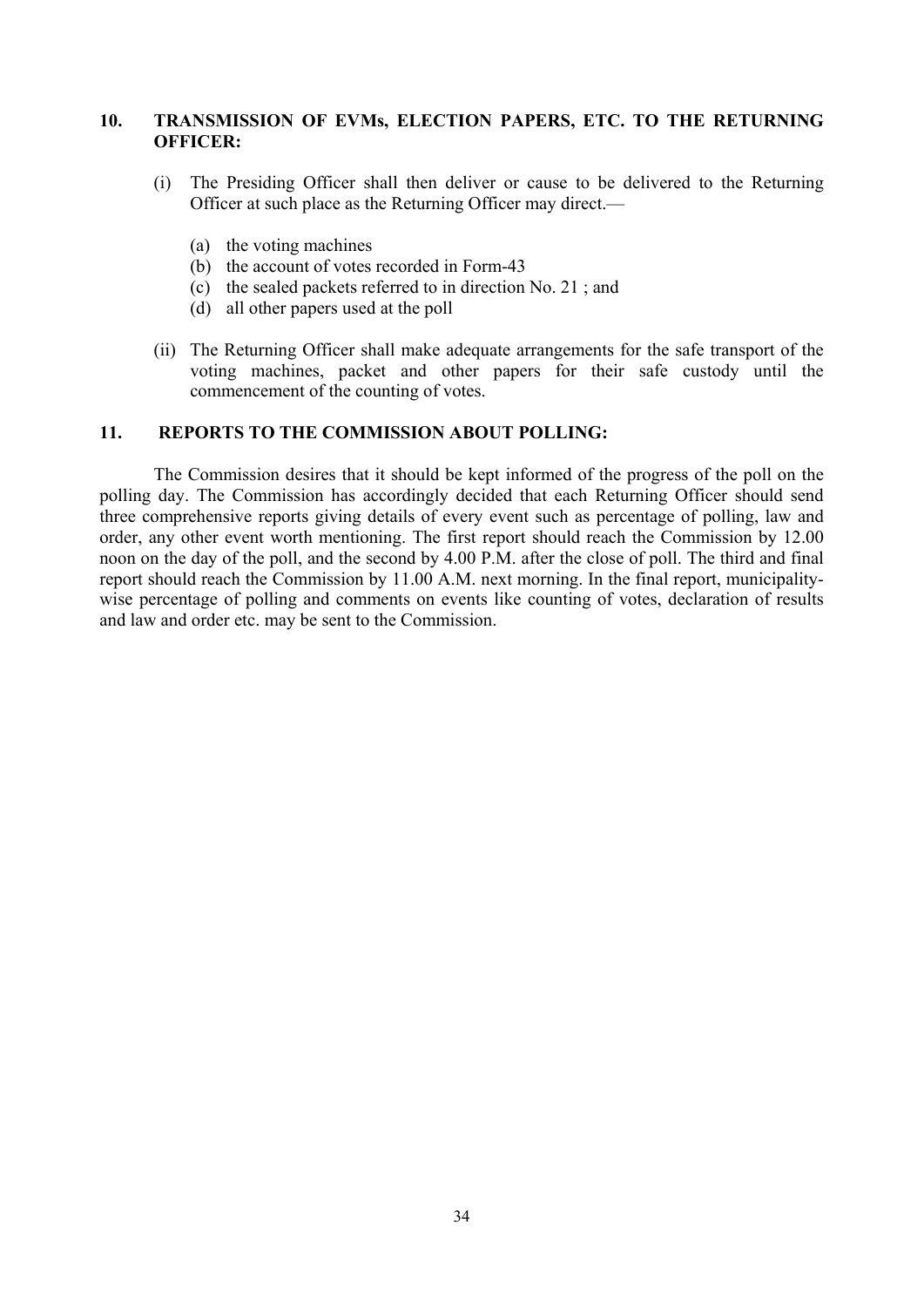## 10. TRANSMISSION OF EVMs, ELECTION PAPERS, ETC. TO THE RETURNING OFFICER:

(i) The Presiding Officer shall then deliver or cause to be delivered to the Returning Officer at such place as the Returning Officer may direct.—

- (a) the voting machines
- (b) the account of votes recorded in Form-43
- (c) the sealed packets referred to in direction No. 21 ; and
- (d) all other papers used at the poll

(ii) The Returning Officer shall make adequate arrangements for the safe transport of the voting machines, packet and other papers for their safe custody until the commencement of the counting of votes.

## 11. REPORTS TO THE COMMISSION ABOUT POLLING:

The Commission desires that it should be kept informed of the progress of the poll on the polling day. The Commission has accordingly decided that each Returning Officer should send three comprehensive reports giving details of every event such as percentage of polling, law and order, any other event worth mentioning. The first report should reach the Commission by 12.00 noon on the day of the poll, and the second by 4.00 P.M. after the close of poll. The third and final report should reach the Commission by 11.00 A.M. next morning. In the final report, municipality-wise percentage of polling and comments on events like counting of votes, declaration of results and law and order etc. may be sent to the Commission.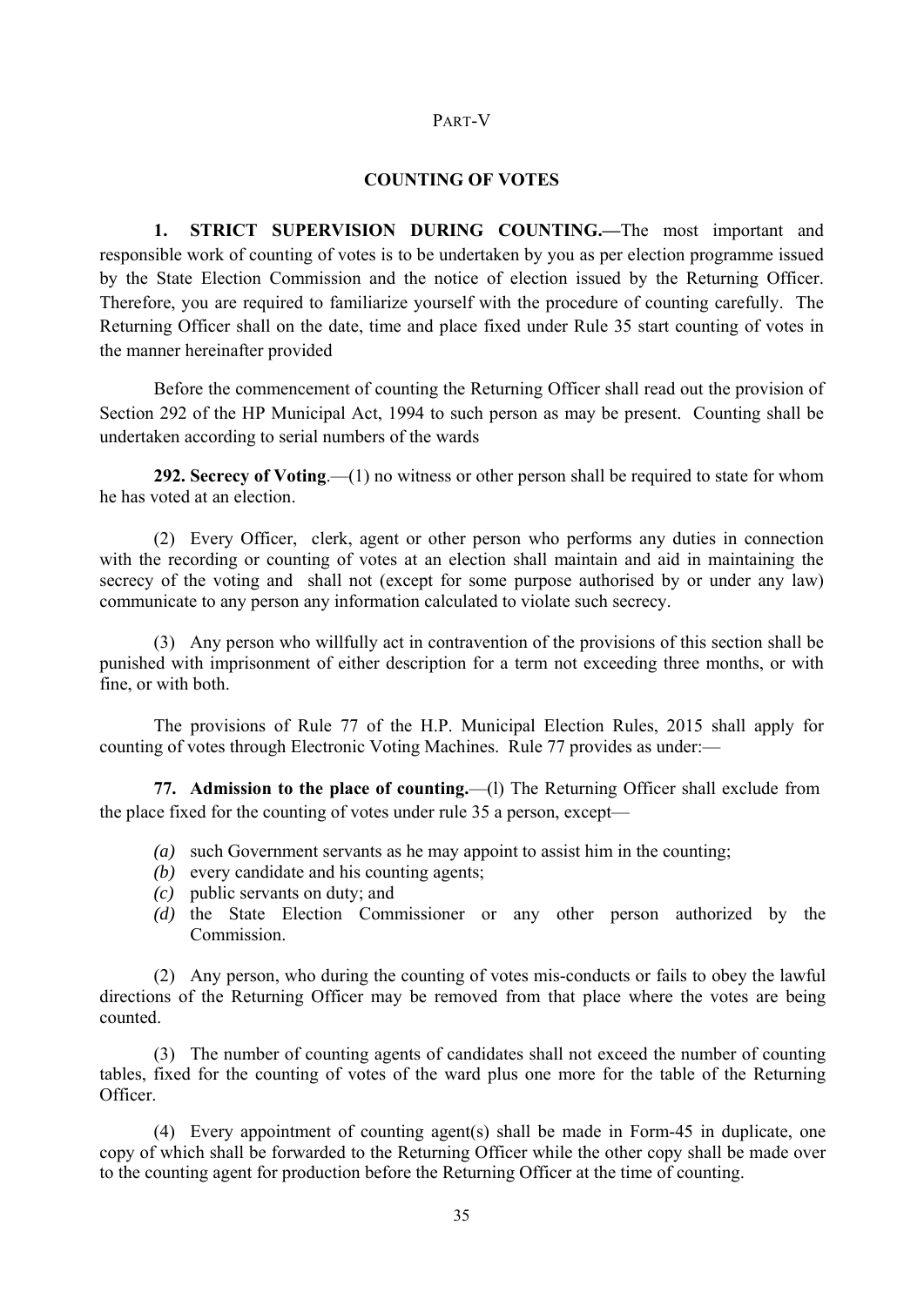PART-V

## COUNTING OF VOTES

**1. STRICT SUPERVISION DURING COUNTING.—**The most important and responsible work of counting of votes is to be undertaken by you as per election programme issued by the State Election Commission and the notice of election issued by the Returning Officer. Therefore, you are required to familiarize yourself with the procedure of counting carefully. The Returning Officer shall on the date, time and place fixed under Rule 35 start counting of votes in the manner hereinafter provided

Before the commencement of counting the Returning Officer shall read out the provision of Section 292 of the HP Municipal Act, 1994 to such person as may be present. Counting shall be undertaken according to serial numbers of the wards

**292. Secrecy of Voting**.—(1) no witness or other person shall be required to state for whom he has voted at an election.

(2) Every Officer, clerk, agent or other person who performs any duties in connection with the recording or counting of votes at an election shall maintain and aid in maintaining the secrecy of the voting and shall not (except for some purpose authorised by or under any law) communicate to any person any information calculated to violate such secrecy.

(3) Any person who willfully act in contravention of the provisions of this section shall be punished with imprisonment of either description for a term not exceeding three months, or with fine, or with both.

The provisions of Rule 77 of the H.P. Municipal Election Rules, 2015 shall apply for counting of votes through Electronic Voting Machines. Rule 77 provides as under:—

**77. Admission to the place of counting.**—(l) The Returning Officer shall exclude from the place fixed for the counting of votes under rule 35 a person, except—

- *(a)* such Government servants as he may appoint to assist him in the counting;
- *(b)* every candidate and his counting agents;
- *(c)* public servants on duty; and
- *(d)* the State Election Commissioner or any other person authorized by the Commission.

(2) Any person, who during the counting of votes mis-conducts or fails to obey the lawful directions of the Returning Officer may be removed from that place where the votes are being counted.

(3) The number of counting agents of candidates shall not exceed the number of counting tables, fixed for the counting of votes of the ward plus one more for the table of the Returning Officer.

(4) Every appointment of counting agent(s) shall be made in Form-45 in duplicate, one copy of which shall be forwarded to the Returning Officer while the other copy shall be made over to the counting agent for production before the Returning Officer at the time of counting.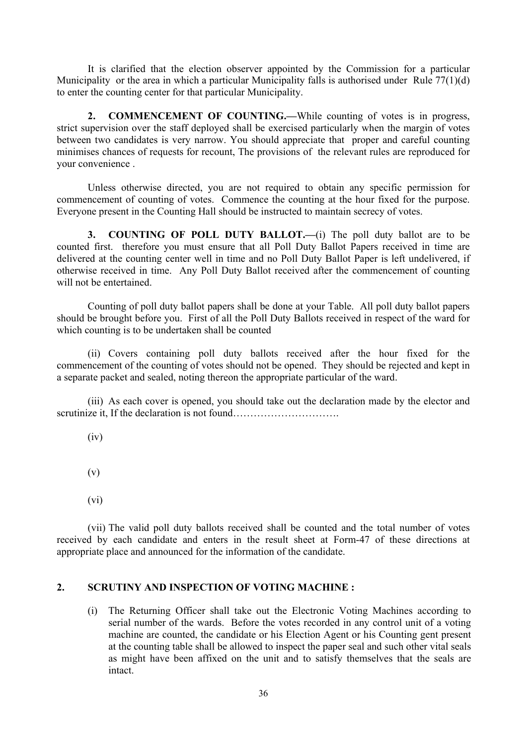It is clarified that the election observer appointed by the Commission for a particular Municipality or the area in which a particular Municipality falls is authorised under Rule 77(1)(d) to enter the counting center for that particular Municipality.

**2. COMMENCEMENT OF COUNTING.—**While counting of votes is in progress, strict supervision over the staff deployed shall be exercised particularly when the margin of votes between two candidates is very narrow. You should appreciate that proper and careful counting minimises chances of requests for recount, The provisions of the relevant rules are reproduced for your convenience .

Unless otherwise directed, you are not required to obtain any specific permission for commencement of counting of votes. Commence the counting at the hour fixed for the purpose. Everyone present in the Counting Hall should be instructed to maintain secrecy of votes.

**3. COUNTING OF POLL DUTY BALLOT.—**(i) The poll duty ballot are to be counted first. therefore you must ensure that all Poll Duty Ballot Papers received in time are delivered at the counting center well in time and no Poll Duty Ballot Paper is left undelivered, if otherwise received in time. Any Poll Duty Ballot received after the commencement of counting will not be entertained.

Counting of poll duty ballot papers shall be done at your Table. All poll duty ballot papers should be brought before you. First of all the Poll Duty Ballots received in respect of the ward for which counting is to be undertaken shall be counted

(ii) Covers containing poll duty ballots received after the hour fixed for the commencement of the counting of votes should not be opened. They should be rejected and kept in a separate packet and sealed, noting thereon the appropriate particular of the ward.

(iii) As each cover is opened, you should take out the declaration made by the elector and scrutinize it, If the declaration is not found………………………….

(iv)

(v)

(vi)

(vii) The valid poll duty ballots received shall be counted and the total number of votes received by each candidate and enters in the result sheet at Form-47 of these directions at appropriate place and announced for the information of the candidate.

**2. SCRUTINY AND INSPECTION OF VOTING MACHINE :**

(i) The Returning Officer shall take out the Electronic Voting Machines according to serial number of the wards. Before the votes recorded in any control unit of a voting machine are counted, the candidate or his Election Agent or his Counting gent present at the counting table shall be allowed to inspect the paper seal and such other vital seals as might have been affixed on the unit and to satisfy themselves that the seals are intact.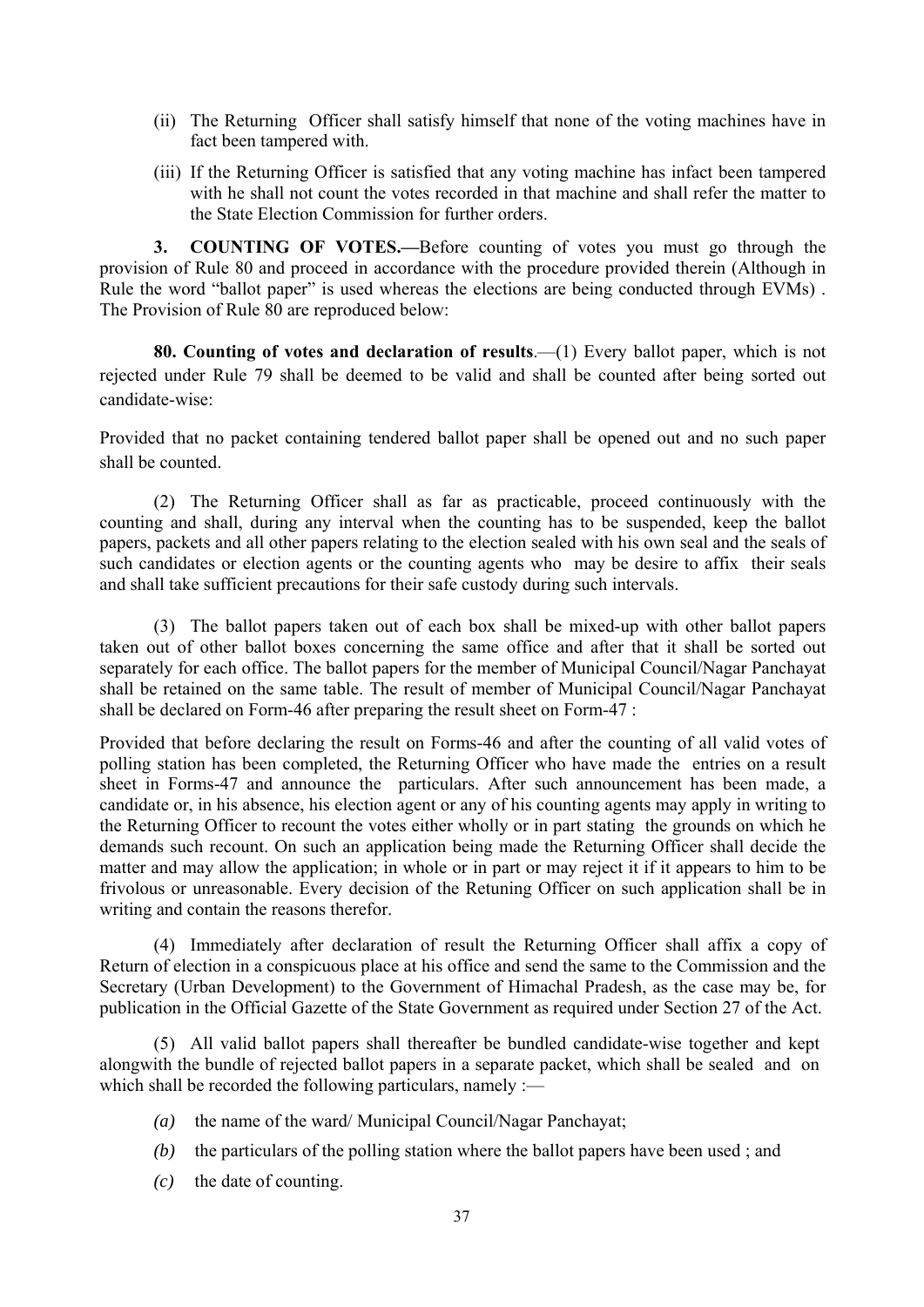(ii) The Returning Officer shall satisfy himself that none of the voting machines have in fact been tampered with.

(iii) If the Returning Officer is satisfied that any voting machine has infact been tampered with he shall not count the votes recorded in that machine and shall refer the matter to the State Election Commission for further orders.

**3. COUNTING OF VOTES.—**Before counting of votes you must go through the provision of Rule 80 and proceed in accordance with the procedure provided therein (Although in Rule the word "ballot paper" is used whereas the elections are being conducted through EVMs) . The Provision of Rule 80 are reproduced below:

**80. Counting of votes and declaration of results**.—(1) Every ballot paper, which is not rejected under Rule 79 shall be deemed to be valid and shall be counted after being sorted out candidate-wise:

Provided that no packet containing tendered ballot paper shall be opened out and no such paper shall be counted.

(2) The Returning Officer shall as far as practicable, proceed continuously with the counting and shall, during any interval when the counting has to be suspended, keep the ballot papers, packets and all other papers relating to the election sealed with his own seal and the seals of such candidates or election agents or the counting agents who may be desire to affix their seals and shall take sufficient precautions for their safe custody during such intervals.

(3) The ballot papers taken out of each box shall be mixed-up with other ballot papers taken out of other ballot boxes concerning the same office and after that it shall be sorted out separately for each office. The ballot papers for the member of Municipal Council/Nagar Panchayat shall be retained on the same table. The result of member of Municipal Council/Nagar Panchayat shall be declared on Form-46 after preparing the result sheet on Form-47 :

Provided that before declaring the result on Forms-46 and after the counting of all valid votes of polling station has been completed, the Returning Officer who have made the entries on a result sheet in Forms-47 and announce the particulars. After such announcement has been made, a candidate or, in his absence, his election agent or any of his counting agents may apply in writing to the Returning Officer to recount the votes either wholly or in part stating the grounds on which he demands such recount. On such an application being made the Returning Officer shall decide the matter and may allow the application; in whole or in part or may reject it if it appears to him to be frivolous or unreasonable. Every decision of the Retuning Officer on such application shall be in writing and contain the reasons therefor.

(4) Immediately after declaration of result the Returning Officer shall affix a copy of Return of election in a conspicuous place at his office and send the same to the Commission and the Secretary (Urban Development) to the Government of Himachal Pradesh, as the case may be, for publication in the Official Gazette of the State Government as required under Section 27 of the Act.

(5) All valid ballot papers shall thereafter be bundled candidate-wise together and kept alongwith the bundle of rejected ballot papers in a separate packet, which shall be sealed and on which shall be recorded the following particulars, namely :—

*(a)* the name of the ward/ Municipal Council/Nagar Panchayat;

*(b)* the particulars of the polling station where the ballot papers have been used ; and

*(c)* the date of counting.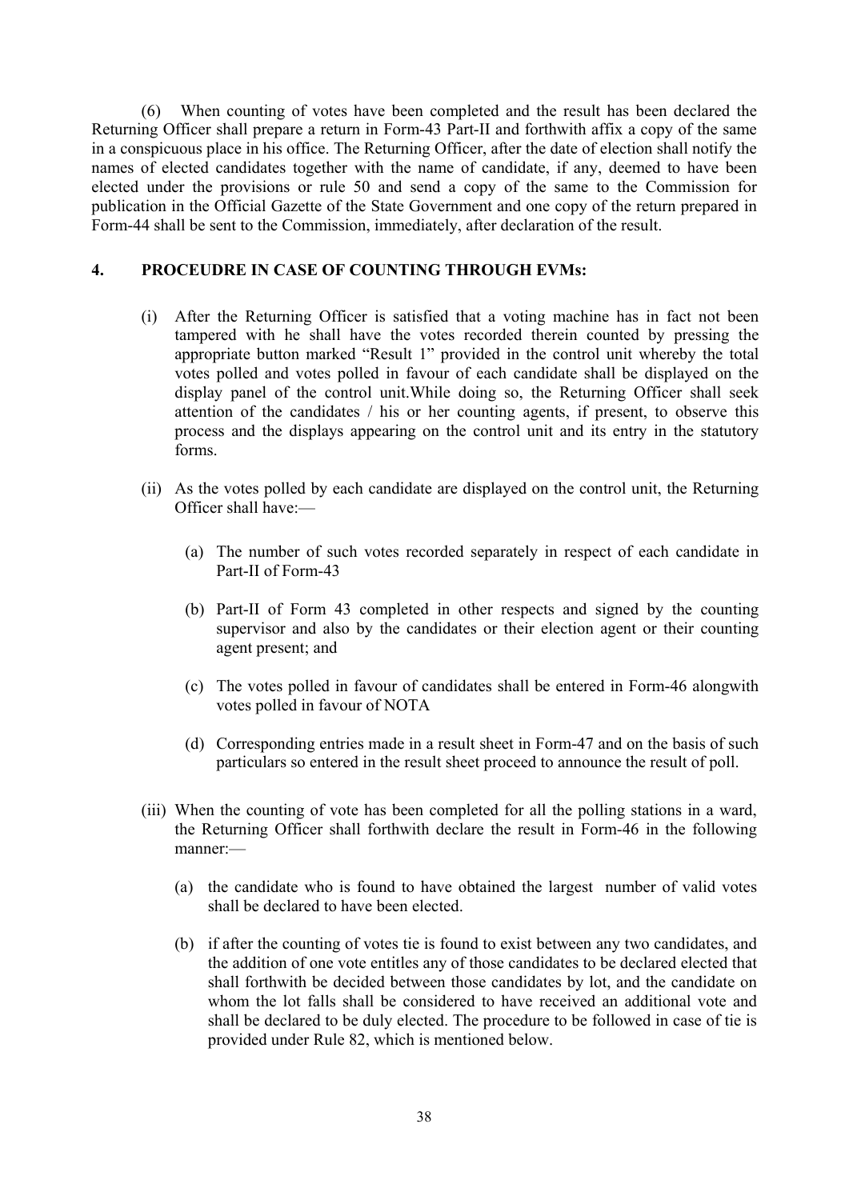(6) When counting of votes have been completed and the result has been declared the Returning Officer shall prepare a return in Form-43 Part-II and forthwith affix a copy of the same in a conspicuous place in his office. The Returning Officer, after the date of election shall notify the names of elected candidates together with the name of candidate, if any, deemed to have been elected under the provisions or rule 50 and send a copy of the same to the Commission for publication in the Official Gazette of the State Government and one copy of the return prepared in Form-44 shall be sent to the Commission, immediately, after declaration of the result.

## 4. PROCEUDRE IN CASE OF COUNTING THROUGH EVMs:

(i) After the Returning Officer is satisfied that a voting machine has in fact not been tampered with he shall have the votes recorded therein counted by pressing the appropriate button marked "Result 1" provided in the control unit whereby the total votes polled and votes polled in favour of each candidate shall be displayed on the display panel of the control unit.While doing so, the Returning Officer shall seek attention of the candidates / his or her counting agents, if present, to observe this process and the displays appearing on the control unit and its entry in the statutory forms.

(ii) As the votes polled by each candidate are displayed on the control unit, the Returning Officer shall have:—

(a) The number of such votes recorded separately in respect of each candidate in Part-II of Form-43

(b) Part-II of Form 43 completed in other respects and signed by the counting supervisor and also by the candidates or their election agent or their counting agent present; and

(c) The votes polled in favour of candidates shall be entered in Form-46 alongwith votes polled in favour of NOTA

(d) Corresponding entries made in a result sheet in Form-47 and on the basis of such particulars so entered in the result sheet proceed to announce the result of poll.

(iii) When the counting of vote has been completed for all the polling stations in a ward, the Returning Officer shall forthwith declare the result in Form-46 in the following manner:—

(a) the candidate who is found to have obtained the largest number of valid votes shall be declared to have been elected.

(b) if after the counting of votes tie is found to exist between any two candidates, and the addition of one vote entitles any of those candidates to be declared elected that shall forthwith be decided between those candidates by lot, and the candidate on whom the lot falls shall be considered to have received an additional vote and shall be declared to be duly elected. The procedure to be followed in case of tie is provided under Rule 82, which is mentioned below.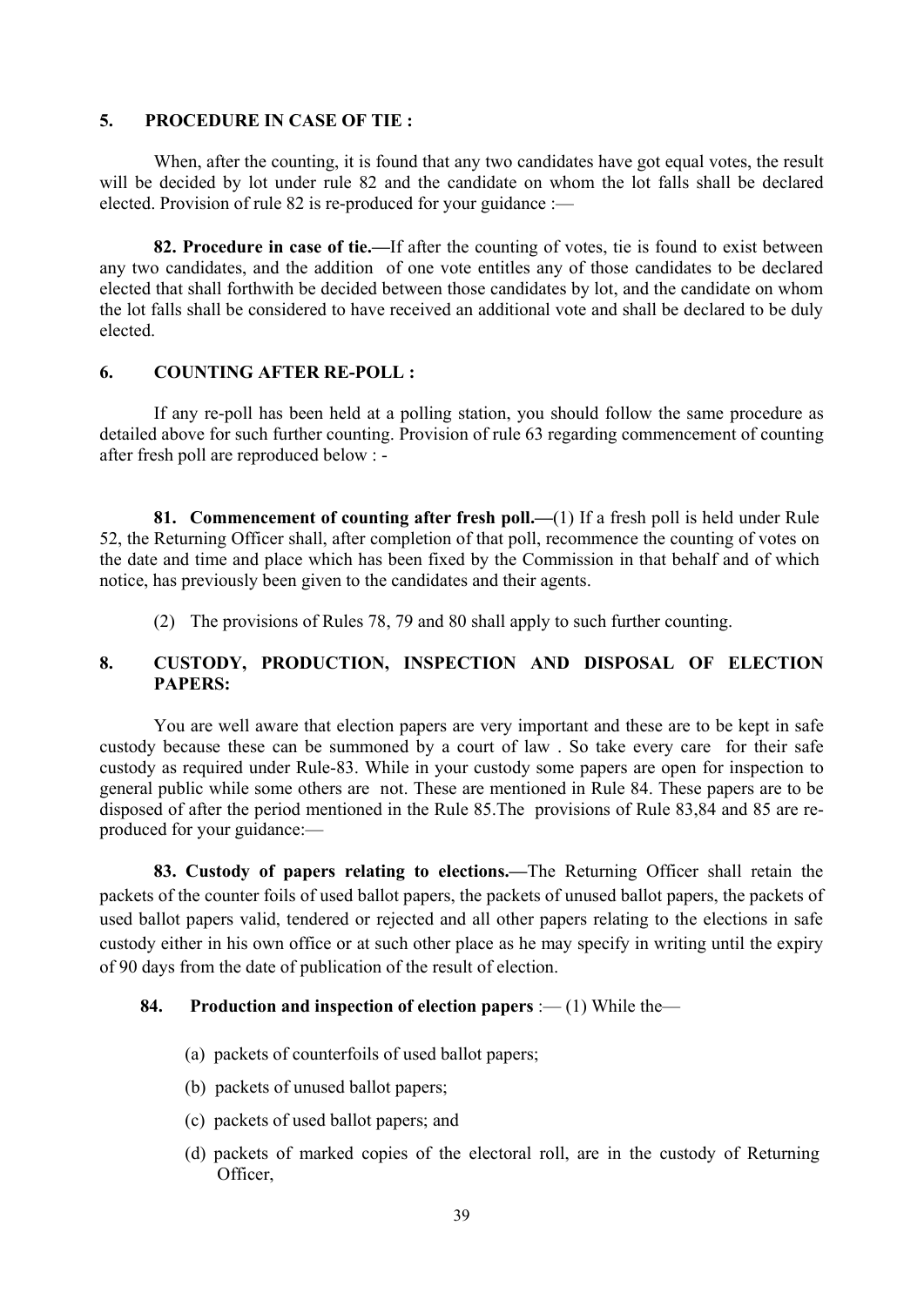## 5. PROCEDURE IN CASE OF TIE :

When, after the counting, it is found that any two candidates have got equal votes, the result will be decided by lot under rule 82 and the candidate on whom the lot falls shall be declared elected. Provision of rule 82 is re-produced for your guidance :—

**82. Procedure in case of tie.—**If after the counting of votes, tie is found to exist between any two candidates, and the addition of one vote entitles any of those candidates to be declared elected that shall forthwith be decided between those candidates by lot, and the candidate on whom the lot falls shall be considered to have received an additional vote and shall be declared to be duly elected.

## 6. COUNTING AFTER RE-POLL :

If any re-poll has been held at a polling station, you should follow the same procedure as detailed above for such further counting. Provision of rule 63 regarding commencement of counting after fresh poll are reproduced below : -

**81. Commencement of counting after fresh poll.—**(1) If a fresh poll is held under Rule 52, the Returning Officer shall, after completion of that poll, recommence the counting of votes on the date and time and place which has been fixed by the Commission in that behalf and of which notice, has previously been given to the candidates and their agents.

(2) The provisions of Rules 78, 79 and 80 shall apply to such further counting.

## 8. CUSTODY, PRODUCTION, INSPECTION AND DISPOSAL OF ELECTION PAPERS:

You are well aware that election papers are very important and these are to be kept in safe custody because these can be summoned by a court of law . So take every care for their safe custody as required under Rule-83. While in your custody some papers are open for inspection to general public while some others are not. These are mentioned in Rule 84. These papers are to be disposed of after the period mentioned in the Rule 85.The provisions of Rule 83,84 and 85 are re-produced for your guidance:—

**83. Custody of papers relating to elections.—**The Returning Officer shall retain the packets of the counter foils of used ballot papers, the packets of unused ballot papers, the packets of used ballot papers valid, tendered or rejected and all other papers relating to the elections in safe custody either in his own office or at such other place as he may specify in writing until the expiry of 90 days from the date of publication of the result of election.

**84. Production and inspection of election papers** :— (1) While the—

(a) packets of counterfoils of used ballot papers;

(b) packets of unused ballot papers;

(c) packets of used ballot papers; and

(d) packets of marked copies of the electoral roll, are in the custody of Returning Officer,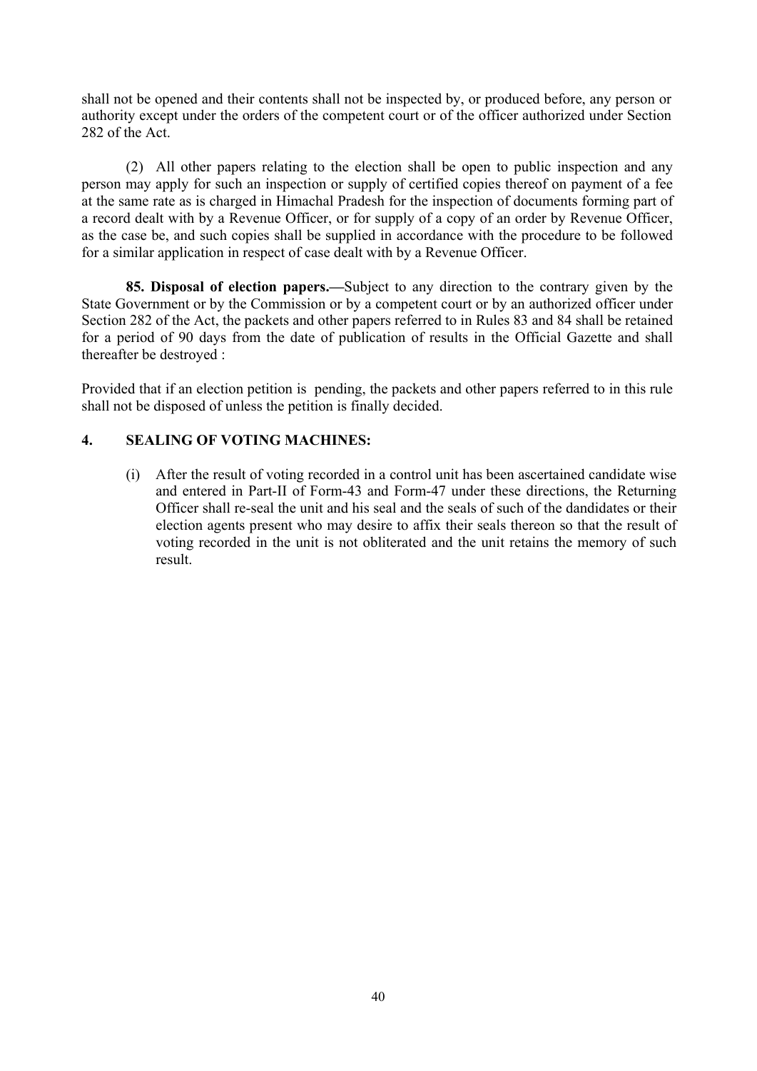shall not be opened and their contents shall not be inspected by, or produced before, any person or authority except under the orders of the competent court or of the officer authorized under Section 282 of the Act.

(2) All other papers relating to the election shall be open to public inspection and any person may apply for such an inspection or supply of certified copies thereof on payment of a fee at the same rate as is charged in Himachal Pradesh for the inspection of documents forming part of a record dealt with by a Revenue Officer, or for supply of a copy of an order by Revenue Officer, as the case be, and such copies shall be supplied in accordance with the procedure to be followed for a similar application in respect of case dealt with by a Revenue Officer.

**85. Disposal of election papers.—**Subject to any direction to the contrary given by the State Government or by the Commission or by a competent court or by an authorized officer under Section 282 of the Act, the packets and other papers referred to in Rules 83 and 84 shall be retained for a period of 90 days from the date of publication of results in the Official Gazette and shall thereafter be destroyed :

Provided that if an election petition is pending, the packets and other papers referred to in this rule shall not be disposed of unless the petition is finally decided.

## 4. SEALING OF VOTING MACHINES:

(i) After the result of voting recorded in a control unit has been ascertained candidate wise and entered in Part-II of Form-43 and Form-47 under these directions, the Returning Officer shall re-seal the unit and his seal and the seals of such of the dandidates or their election agents present who may desire to affix their seals thereon so that the result of voting recorded in the unit is not obliterated and the unit retains the memory of such result.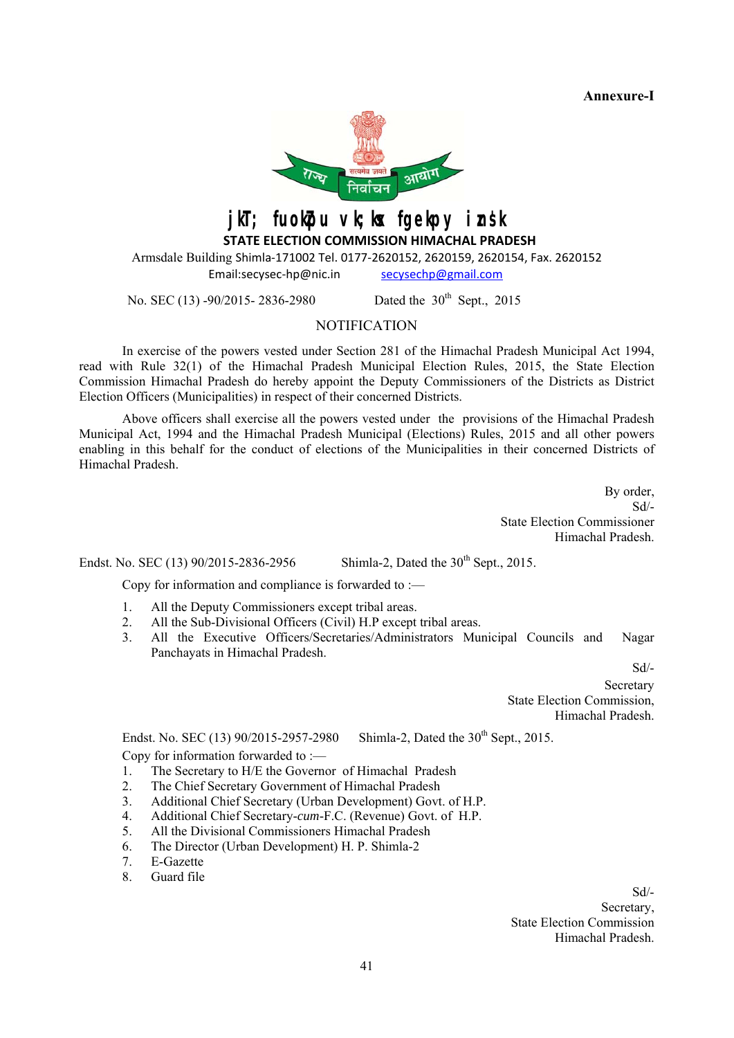**Annexure-I**

राज्य निर्वाचन आयोग हिमाचल प्रदेश

**STATE ELECTION COMMISSION HIMACHAL PRADESH**

Armsdale Building Shimla-171002 Tel. 0177-2620152, 2620159, 2620154, Fax. 2620152

Email:secysec-hp@nic.in secysechp@gmail.com

No. SEC (13) -90/2015- 2836-2980 Dated the 30th Sept., 2015

## NOTIFICATION

In exercise of the powers vested under Section 281 of the Himachal Pradesh Municipal Act 1994, read with Rule 32(1) of the Himachal Pradesh Municipal Election Rules, 2015, the State Election Commission Himachal Pradesh do hereby appoint the Deputy Commissioners of the Districts as District Election Officers (Municipalities) in respect of their concerned Districts.

Above officers shall exercise all the powers vested under the provisions of the Himachal Pradesh Municipal Act, 1994 and the Himachal Pradesh Municipal (Elections) Rules, 2015 and all other powers enabling in this behalf for the conduct of elections of the Municipalities in their concerned Districts of Himachal Pradesh.

By order,
Sd/-
State Election Commissioner
Himachal Pradesh.

Endst. No. SEC (13) 90/2015-2836-2956 Shimla-2, Dated the 30th Sept., 2015.

Copy for information and compliance is forwarded to :—

1. All the Deputy Commissioners except tribal areas.
2. All the Sub-Divisional Officers (Civil) H.P except tribal areas.
3. All the Executive Officers/Secretaries/Administrators Municipal Councils and Nagar Panchayats in Himachal Pradesh.

Sd/-
Secretary
State Election Commission,
Himachal Pradesh.

Endst. No. SEC (13) 90/2015-2957-2980 Shimla-2, Dated the 30th Sept., 2015.

Copy for information forwarded to :—

1. The Secretary to H/E the Governor of Himachal Pradesh
2. The Chief Secretary Government of Himachal Pradesh
3. Additional Chief Secretary (Urban Development) Govt. of H.P.
4. Additional Chief Secretary-*cum*-F.C. (Revenue) Govt. of H.P.
5. All the Divisional Commissioners Himachal Pradesh
6. The Director (Urban Development) H. P. Shimla-2
7. E-Gazette
8. Guard file

Sd/-
Secretary,
State Election Commission
Himachal Pradesh.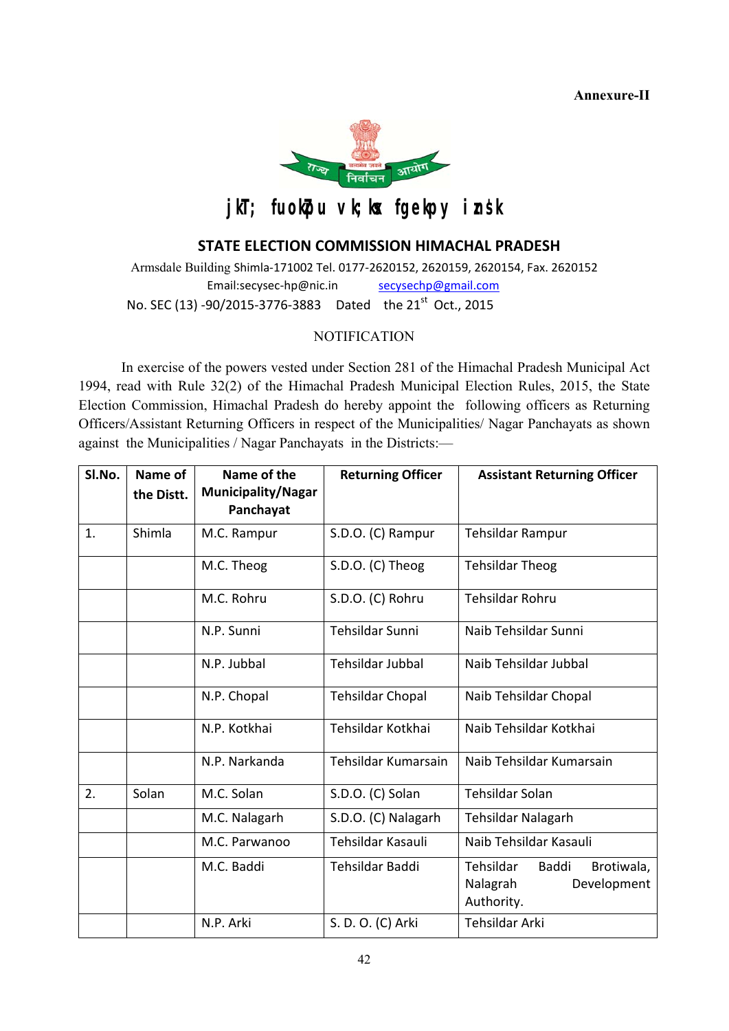**Annexure-II**

jkT; fuokZpu vk;ksx fgekpy izns'k

## STATE ELECTION COMMISSION HIMACHAL PRADESH

Armsdale Building Shimla-171002 Tel. 0177-2620152, 2620159, 2620154, Fax. 2620152
Email:secysec-hp@nic.in secysechp@gmail.com

No. SEC (13) -90/2015-3776-3883 Dated the 21st Oct., 2015

NOTIFICATION

In exercise of the powers vested under Section 281 of the Himachal Pradesh Municipal Act 1994, read with Rule 32(2) of the Himachal Pradesh Municipal Election Rules, 2015, the State Election Commission, Himachal Pradesh do hereby appoint the following officers as Returning Officers/Assistant Returning Officers in respect of the Municipalities/ Nagar Panchayats as shown against the Municipalities / Nagar Panchayats in the Districts:—

| Sl.No. | Name of the Distt. | Name of the Municipality/Nagar Panchayat | Returning Officer | Assistant Returning Officer |
|---|---|---|---|---|
| 1. | Shimla | M.C. Rampur | S.D.O. (C) Rampur | Tehsildar Rampur |
| | | M.C. Theog | S.D.O. (C) Theog | Tehsildar Theog |
| | | M.C. Rohru | S.D.O. (C) Rohru | Tehsildar Rohru |
| | | N.P. Sunni | Tehsildar Sunni | Naib Tehsildar Sunni |
| | | N.P. Jubbal | Tehsildar Jubbal | Naib Tehsildar Jubbal |
| | | N.P. Chopal | Tehsildar Chopal | Naib Tehsildar Chopal |
| | | N.P. Kotkhai | Tehsildar Kotkhai | Naib Tehsildar Kotkhai |
| | | N.P. Narkanda | Tehsildar Kumarsain | Naib Tehsildar Kumarsain |
| 2. | Solan | M.C. Solan | S.D.O. (C) Solan | Tehsildar Solan |
| | | M.C. Nalagarh | S.D.O. (C) Nalagarh | Tehsildar Nalagarh |
| | | M.C. Parwanoo | Tehsildar Kasauli | Naib Tehsildar Kasauli |
| | | M.C. Baddi | Tehsildar Baddi | Tehsildar Baddi Brotiwala, Nalagrah Development Authority. |
| | | N.P. Arki | S. D. O. (C) Arki | Tehsildar Arki |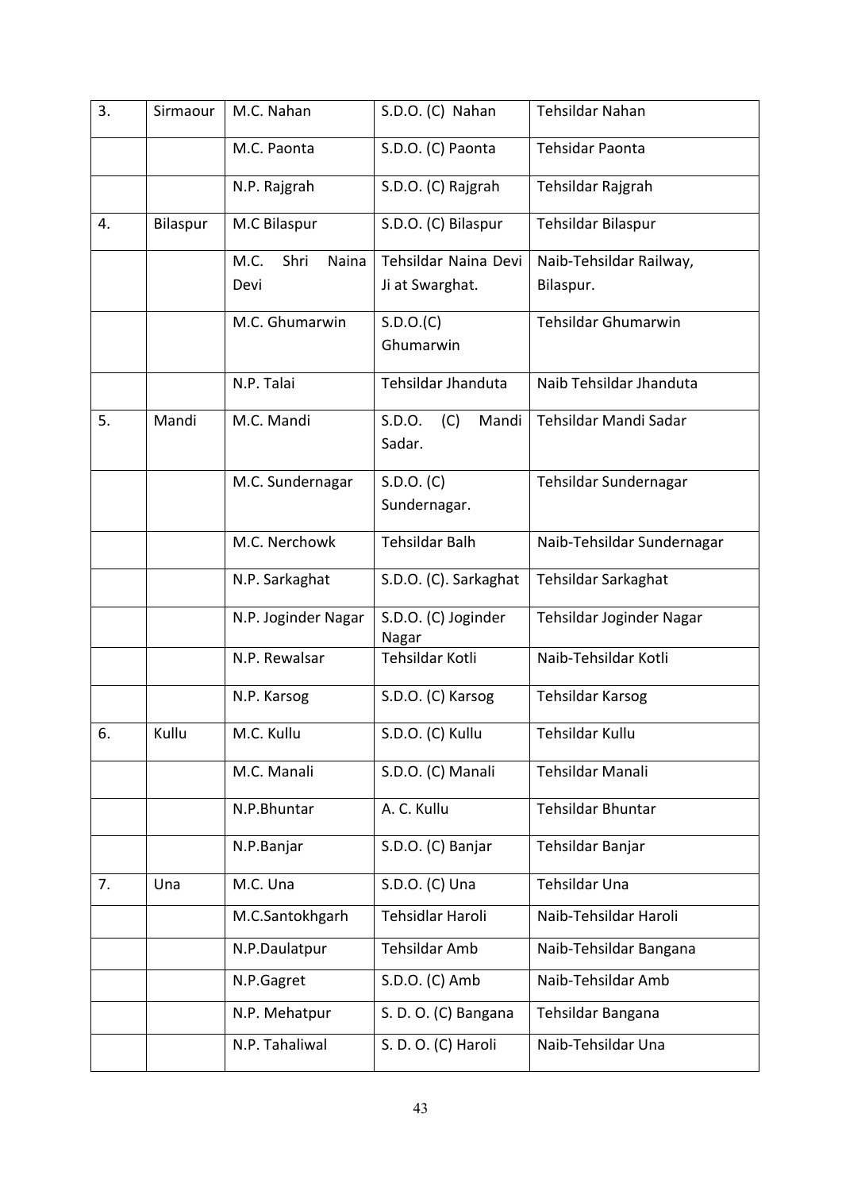| 3. | Sirmaour | M.C. Nahan | S.D.O. (C) Nahan | Tehsildar Nahan |
|---|---|---|---|---|
| | | M.C. Paonta | S.D.O. (C) Paonta | Tehsidar Paonta |
| | | N.P. Rajgrah | S.D.O. (C) Rajgrah | Tehsildar Rajgrah |
| 4. | Bilaspur | M.C Bilaspur | S.D.O. (C) Bilaspur | Tehsildar Bilaspur |
| | | M.C. Shri Naina Devi | Tehsildar Naina Devi Ji at Swarghat. | Naib-Tehsildar Railway, Bilaspur. |
| | | M.C. Ghumarwin | S.D.O.(C) Ghumarwin | Tehsildar Ghumarwin |
| | | N.P. Talai | Tehsildar Jhanduta | Naib Tehsildar Jhanduta |
| 5. | Mandi | M.C. Mandi | S.D.O. (C) Mandi Sadar. | Tehsildar Mandi Sadar |
| | | M.C. Sundernagar | S.D.O. (C) Sundernagar. | Tehsildar Sundernagar |
| | | M.C. Nerchowk | Tehsildar Balh | Naib-Tehsildar Sundernagar |
| | | N.P. Sarkaghat | S.D.O. (C). Sarkaghat | Tehsildar Sarkaghat |
| | | N.P. Joginder Nagar | S.D.O. (C) Joginder Nagar | Tehsildar Joginder Nagar |
| | | N.P. Rewalsar | Tehsildar Kotli | Naib-Tehsildar Kotli |
| | | N.P. Karsog | S.D.O. (C) Karsog | Tehsildar Karsog |
| 6. | Kullu | M.C. Kullu | S.D.O. (C) Kullu | Tehsildar Kullu |
| | | M.C. Manali | S.D.O. (C) Manali | Tehsildar Manali |
| | | N.P.Bhuntar | A. C. Kullu | Tehsildar Bhuntar |
| | | N.P.Banjar | S.D.O. (C) Banjar | Tehsildar Banjar |
| 7. | Una | M.C. Una | S.D.O. (C) Una | Tehsildar Una |
| | | M.C.Santokhgarh | Tehsidlar Haroli | Naib-Tehsildar Haroli |
| | | N.P.Daulatpur | Tehsildar Amb | Naib-Tehsildar Bangana |
| | | N.P.Gagret | S.D.O. (C) Amb | Naib-Tehsildar Amb |
| | | N.P. Mehatpur | S. D. O. (C) Bangana | Tehsildar Bangana |
| | | N.P. Tahaliwal | S. D. O. (C) Haroli | Naib-Tehsildar Una |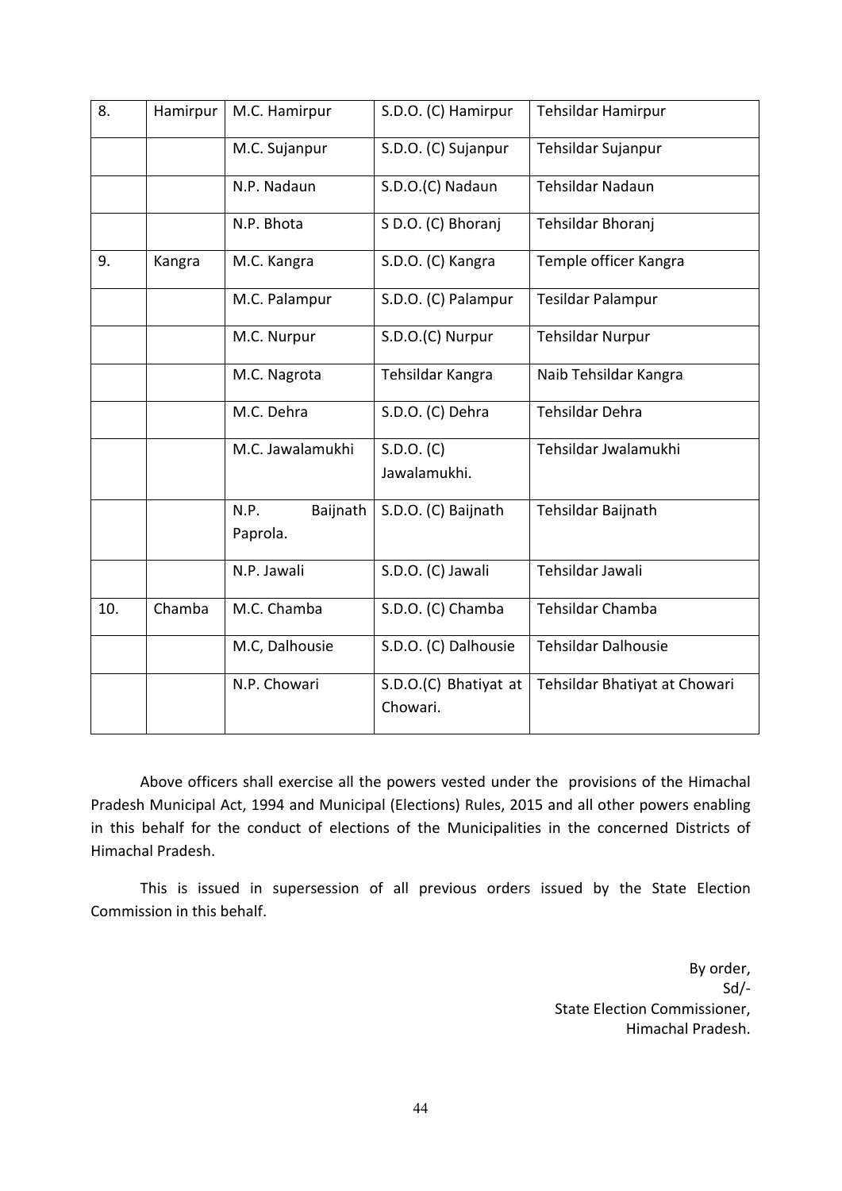| 8. | Hamirpur | M.C. Hamirpur | S.D.O. (C) Hamirpur | Tehsildar Hamirpur |
|---|---|---|---|---|
| | | M.C. Sujanpur | S.D.O. (C) Sujanpur | Tehsildar Sujanpur |
| | | N.P. Nadaun | S.D.O.(C) Nadaun | Tehsildar Nadaun |
| | | N.P. Bhota | S D.O. (C) Bhoranj | Tehsildar Bhoranj |
| 9. | Kangra | M.C. Kangra | S.D.O. (C) Kangra | Temple officer Kangra |
| | | M.C. Palampur | S.D.O. (C) Palampur | Tesildar Palampur |
| | | M.C. Nurpur | S.D.O.(C) Nurpur | Tehsildar Nurpur |
| | | M.C. Nagrota | Tehsildar Kangra | Naib Tehsildar Kangra |
| | | M.C. Dehra | S.D.O. (C) Dehra | Tehsildar Dehra |
| | | M.C. Jawalamukhi | S.D.O. (C) Jawalamukhi. | Tehsildar Jwalamukhi |
| | | N.P. Baijnath Paprola. | S.D.O. (C) Baijnath | Tehsildar Baijnath |
| | | N.P. Jawali | S.D.O. (C) Jawali | Tehsildar Jawali |
| 10. | Chamba | M.C. Chamba | S.D.O. (C) Chamba | Tehsildar Chamba |
| | | M.C, Dalhousie | S.D.O. (C) Dalhousie | Tehsildar Dalhousie |
| | | N.P. Chowari | S.D.O.(C) Bhatiyat at Chowari. | Tehsildar Bhatiyat at Chowari |

Above officers shall exercise all the powers vested under the provisions of the Himachal Pradesh Municipal Act, 1994 and Municipal (Elections) Rules, 2015 and all other powers enabling in this behalf for the conduct of elections of the Municipalities in the concerned Districts of Himachal Pradesh.

This is issued in supersession of all previous orders issued by the State Election Commission in this behalf.

By order,
Sd/-
State Election Commissioner,
Himachal Pradesh.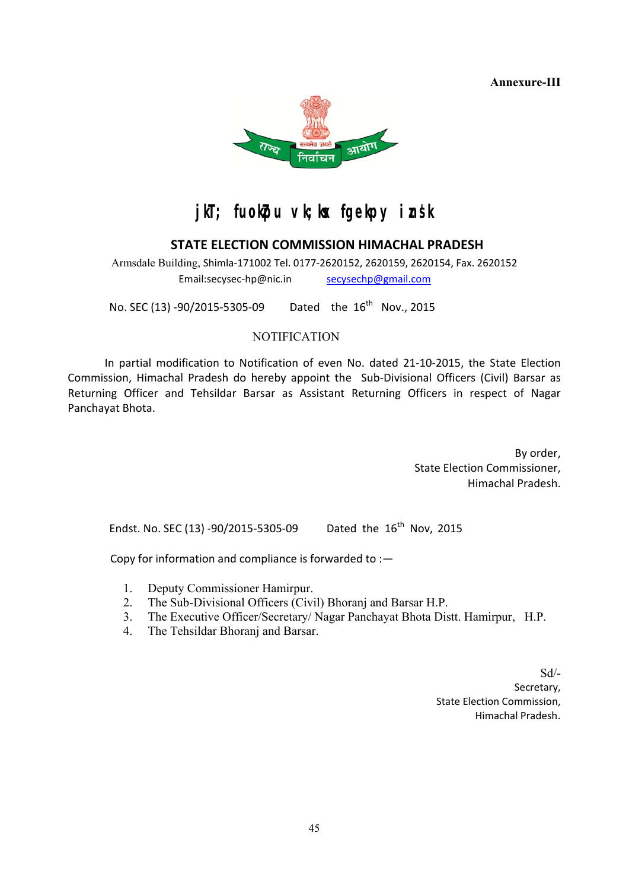**Annexure-III**

# jkT; fuokZpu vk;ksx fgekpy izns'k

## STATE ELECTION COMMISSION HIMACHAL PRADESH

Armsdale Building, Shimla-171002 Tel. 0177-2620152, 2620159, 2620154, Fax. 2620152
Email:secysec-hp@nic.in secysechp@gmail.com

No. SEC (13) -90/2015-5305-09 Dated the 16th Nov., 2015

### NOTIFICATION

In partial modification to Notification of even No. dated 21-10-2015, the State Election Commission, Himachal Pradesh do hereby appoint the Sub-Divisional Officers (Civil) Barsar as Returning Officer and Tehsildar Barsar as Assistant Returning Officers in respect of Nagar Panchayat Bhota.

By order,
State Election Commissioner,
Himachal Pradesh.

Endst. No. SEC (13) -90/2015-5305-09 Dated the 16th Nov, 2015

Copy for information and compliance is forwarded to :—

1. Deputy Commissioner Hamirpur.
2. The Sub-Divisional Officers (Civil) Bhoranj and Barsar H.P.
3. The Executive Officer/Secretary/ Nagar Panchayat Bhota Distt. Hamirpur, H.P.
4. The Tehsildar Bhoranj and Barsar.

Sd/-
Secretary,
State Election Commission,
Himachal Pradesh.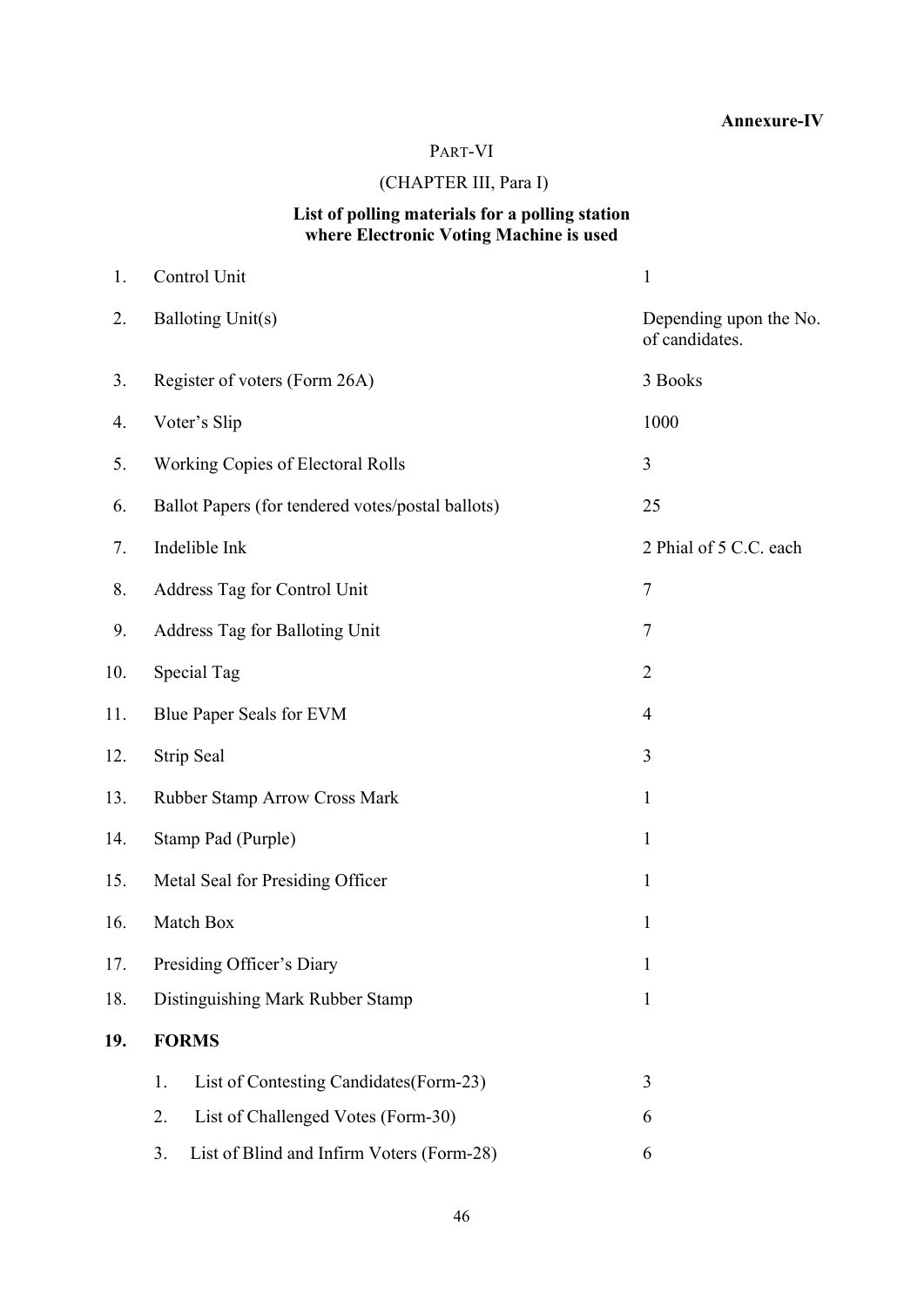**Annexure-IV**

PART-VI

(CHAPTER III, Para I)

**List of polling materials for a polling station where Electronic Voting Machine is used**

| | | |
|---|---|---|
| 1. | Control Unit | 1 |
| 2. | Balloting Unit(s) | Depending upon the No. of candidates. |
| 3. | Register of voters (Form 26A) | 3 Books |
| 4. | Voter's Slip | 1000 |
| 5. | Working Copies of Electoral Rolls | 3 |
| 6. | Ballot Papers (for tendered votes/postal ballots) | 25 |
| 7. | Indelible Ink | 2 Phial of 5 C.C. each |
| 8. | Address Tag for Control Unit | 7 |
| 9. | Address Tag for Balloting Unit | 7 |
| 10. | Special Tag | 2 |
| 11. | Blue Paper Seals for EVM | 4 |
| 12. | Strip Seal | 3 |
| 13. | Rubber Stamp Arrow Cross Mark | 1 |
| 14. | Stamp Pad (Purple) | 1 |
| 15. | Metal Seal for Presiding Officer | 1 |
| 16. | Match Box | 1 |
| 17. | Presiding Officer's Diary | 1 |
| 18. | Distinguishing Mark Rubber Stamp | 1 |
| **19.** | **FORMS** | |
| | 1. List of Contesting Candidates(Form-23) | 3 |
| | 2. List of Challenged Votes (Form-30) | 6 |
| | 3. List of Blind and Infirm Voters (Form-28) | 6 |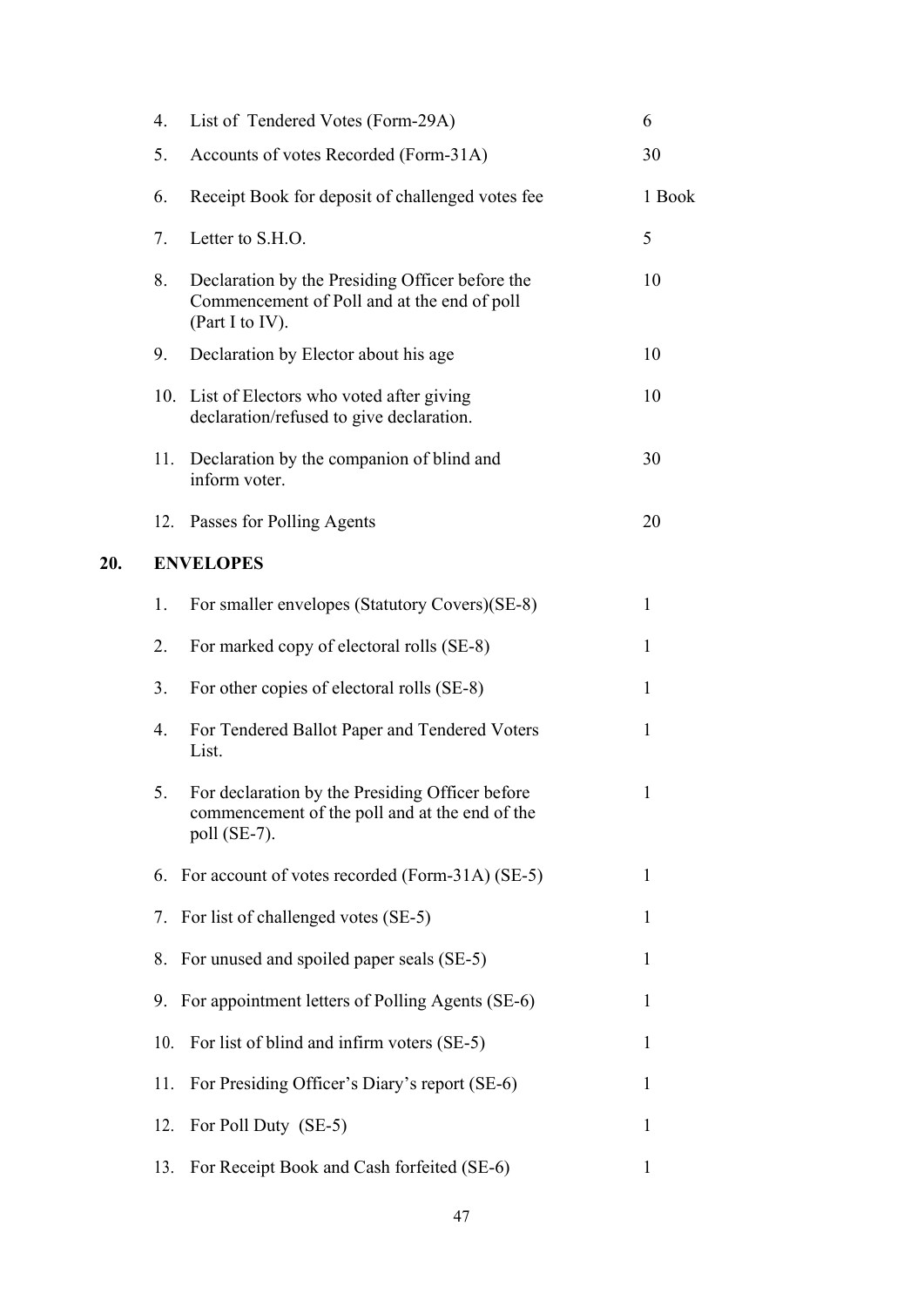| | | |
|---|---|---|
| 4. | List of Tendered Votes (Form-29A) | 6 |
| 5. | Accounts of votes Recorded (Form-31A) | 30 |
| 6. | Receipt Book for deposit of challenged votes fee | 1 Book |
| 7. | Letter to S.H.O. | 5 |
| 8. | Declaration by the Presiding Officer before the Commencement of Poll and at the end of poll (Part I to IV). | 10 |
| 9. | Declaration by Elector about his age | 10 |
| 10. | List of Electors who voted after giving declaration/refused to give declaration. | 10 |
| 11. | Declaration by the companion of blind and inform voter. | 30 |
| 12. | Passes for Polling Agents | 20 |

**20. ENVELOPES**

| | | |
|---|---|---|
| 1. | For smaller envelopes (Statutory Covers)(SE-8) | 1 |
| 2. | For marked copy of electoral rolls (SE-8) | 1 |
| 3. | For other copies of electoral rolls (SE-8) | 1 |
| 4. | For Tendered Ballot Paper and Tendered Voters List. | 1 |
| 5. | For declaration by the Presiding Officer before commencement of the poll and at the end of the poll (SE-7). | 1 |
| 6. | For account of votes recorded (Form-31A) (SE-5) | 1 |
| 7. | For list of challenged votes (SE-5) | 1 |
| 8. | For unused and spoiled paper seals (SE-5) | 1 |
| 9. | For appointment letters of Polling Agents (SE-6) | 1 |
| 10. | For list of blind and infirm voters (SE-5) | 1 |
| 11. | For Presiding Officer's Diary's report (SE-6) | 1 |
| 12. | For Poll Duty (SE-5) | 1 |
| 13. | For Receipt Book and Cash forfeited (SE-6) | 1 |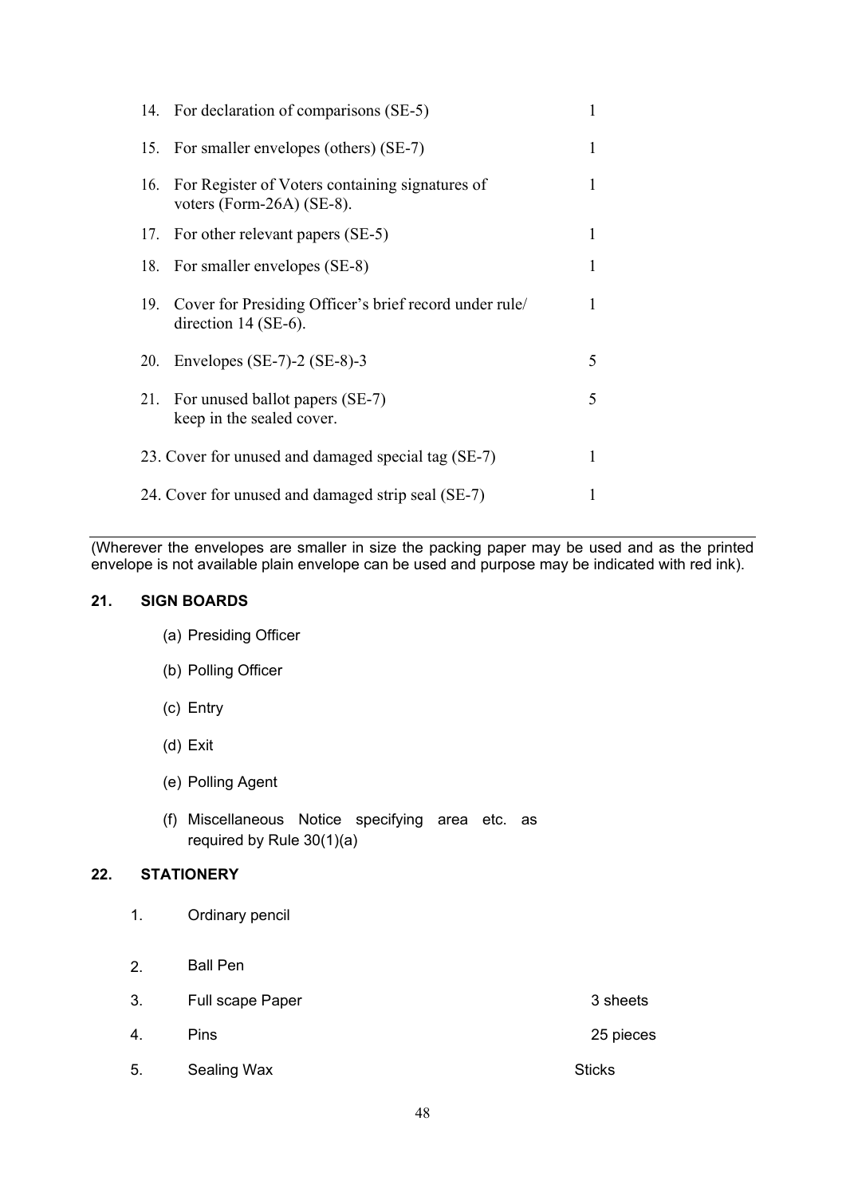| | | |
|---|---|---|
| 14. | For declaration of comparisons (SE-5) | 1 |
| 15. | For smaller envelopes (others) (SE-7) | 1 |
| 16. | For Register of Voters containing signatures of voters (Form-26A) (SE-8). | 1 |
| 17. | For other relevant papers (SE-5) | 1 |
| 18. | For smaller envelopes (SE-8) | 1 |
| 19. | Cover for Presiding Officer's brief record under rule/ direction 14 (SE-6). | 1 |
| 20. | Envelopes (SE-7)-2 (SE-8)-3 | 5 |
| 21. | For unused ballot papers (SE-7) keep in the sealed cover. | 5 |
| 23. | Cover for unused and damaged special tag (SE-7) | 1 |
| 24. | Cover for unused and damaged strip seal (SE-7) | 1 |

(Wherever the envelopes are smaller in size the packing paper may be used and as the printed envelope is not available plain envelope can be used and purpose may be indicated with red ink).

## 21. SIGN BOARDS

(a) Presiding Officer

(b) Polling Officer

(c) Entry

(d) Exit

(e) Polling Agent

(f) Miscellaneous Notice specifying area etc. as required by Rule 30(1)(a)

## 22. STATIONERY

| | | |
|---|---|---|
| 1. | Ordinary pencil | |
| 2. | Ball Pen | |
| 3. | Full scape Paper | 3 sheets |
| 4. | Pins | 25 pieces |
| 5. | Sealing Wax | Sticks |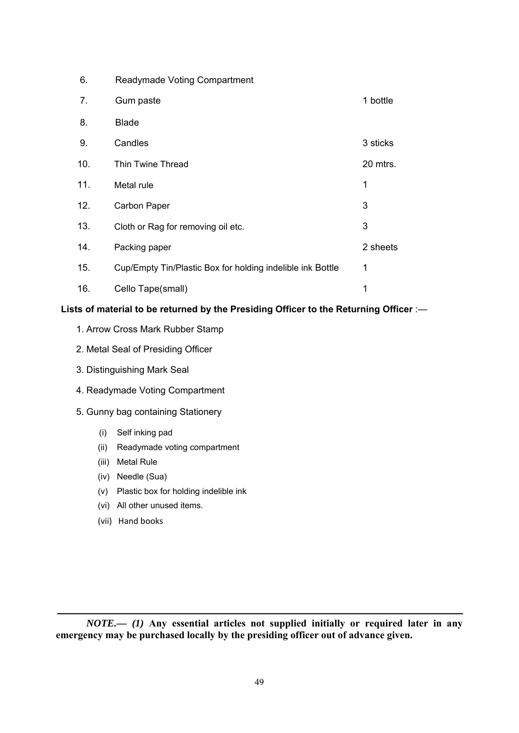| | | |
|---|---|---|
| 6. | Readymade Voting Compartment | |
| 7. | Gum paste | 1 bottle |
| 8. | Blade | |
| 9. | Candles | 3 sticks |
| 10. | Thin Twine Thread | 20 mtrs. |
| 11. | Metal rule | 1 |
| 12. | Carbon Paper | 3 |
| 13. | Cloth or Rag for removing oil etc. | 3 |
| 14. | Packing paper | 2 sheets |
| 15. | Cup/Empty Tin/Plastic Box for holding indelible ink Bottle | 1 |
| 16. | Cello Tape(small) | 1 |

**Lists of material to be returned by the Presiding Officer to the Returning Officer** :—

1. Arrow Cross Mark Rubber Stamp
2. Metal Seal of Presiding Officer
3. Distinguishing Mark Seal
4. Readymade Voting Compartment
5. Gunny bag containing Stationery
   - (i) Self inking pad
   - (ii) Readymade voting compartment
   - (iii) Metal Rule
   - (iv) Needle (Sua)
   - (v) Plastic box for holding indelible ink
   - (vi) All other unused items.
   - (vii) Hand books

---

***NOTE.— (1)*** **Any essential articles not supplied initially or required later in any emergency may be purchased locally by the presiding officer out of advance given.**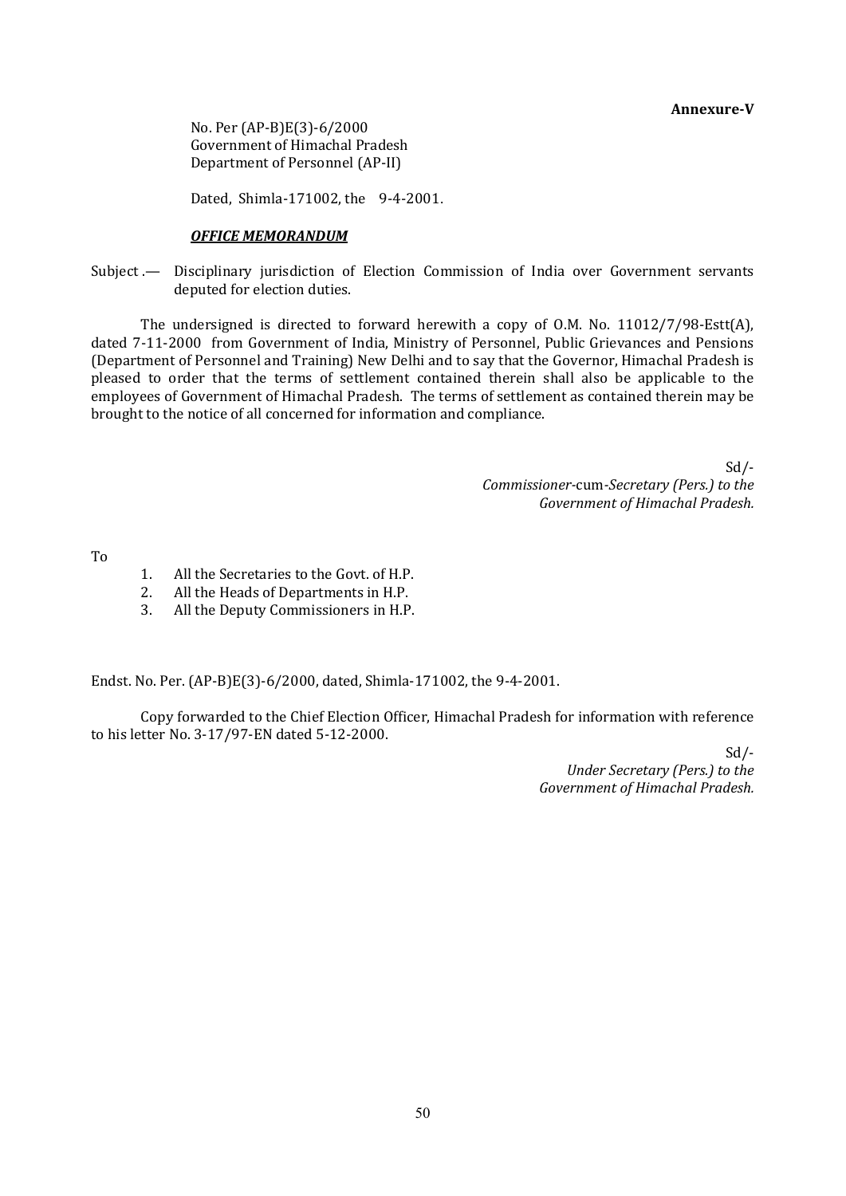**Annexure-V**

No. Per (AP-B)E(3)-6/2000
Government of Himachal Pradesh
Department of Personnel (AP-II)

Dated, Shimla-171002, the 9-4-2001.

***OFFICE MEMORANDUM***

Subject .— Disciplinary jurisdiction of Election Commission of India over Government servants deputed for election duties.

The undersigned is directed to forward herewith a copy of O.M. No. 11012/7/98-Estt(A), dated 7-11-2000 from Government of India, Ministry of Personnel, Public Grievances and Pensions (Department of Personnel and Training) New Delhi and to say that the Governor, Himachal Pradesh is pleased to order that the terms of settlement contained therein shall also be applicable to the employees of Government of Himachal Pradesh. The terms of settlement as contained therein may be brought to the notice of all concerned for information and compliance.

Sd/-
*Commissioner-*cum*-Secretary (Pers.) to the Government of Himachal Pradesh.*

To

1. All the Secretaries to the Govt. of H.P.
2. All the Heads of Departments in H.P.
3. All the Deputy Commissioners in H.P.

Endst. No. Per. (AP-B)E(3)-6/2000, dated, Shimla-171002, the 9-4-2001.

Copy forwarded to the Chief Election Officer, Himachal Pradesh for information with reference to his letter No. 3-17/97-EN dated 5-12-2000.

Sd/-
*Under Secretary (Pers.) to the Government of Himachal Pradesh.*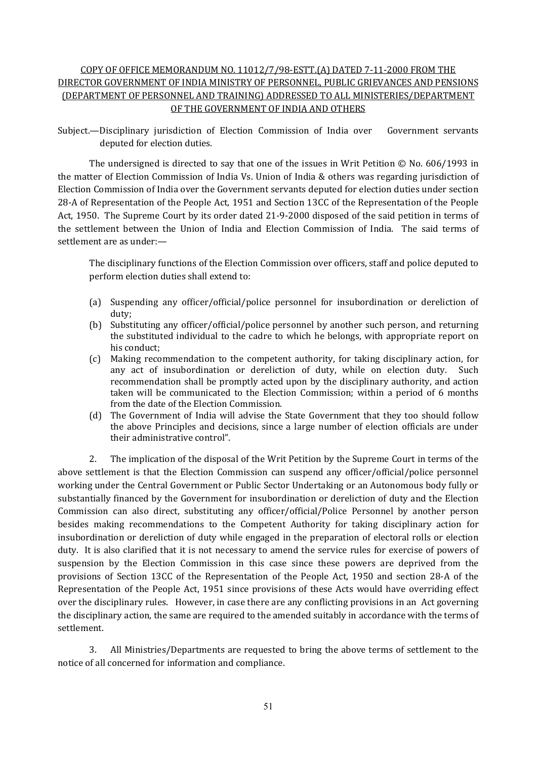COPY OF OFFICE MEMORANDUM NO. 11012/7/98-ESTT.(A) DATED 7-11-2000 FROM THE DIRECTOR GOVERNMENT OF INDIA MINISTRY OF PERSONNEL, PUBLIC GRIEVANCES AND PENSIONS (DEPARTMENT OF PERSONNEL AND TRAINING) ADDRESSED TO ALL MINISTERIES/DEPARTMENT OF THE GOVERNMENT OF INDIA AND OTHERS

Subject.—Disciplinary jurisdiction of Election Commission of India over Government servants deputed for election duties.

The undersigned is directed to say that one of the issues in Writ Petition © No. 606/1993 in the matter of Election Commission of India Vs. Union of India & others was regarding jurisdiction of Election Commission of India over the Government servants deputed for election duties under section 28-A of Representation of the People Act, 1951 and Section 13CC of the Representation of the People Act, 1950. The Supreme Court by its order dated 21-9-2000 disposed of the said petition in terms of the settlement between the Union of India and Election Commission of India. The said terms of settlement are as under:—

> The disciplinary functions of the Election Commission over officers, staff and police deputed to perform election duties shall extend to:
>
> (a) Suspending any officer/official/police personnel for insubordination or dereliction of duty;
>
> (b) Substituting any officer/official/police personnel by another such person, and returning the substituted individual to the cadre to which he belongs, with appropriate report on his conduct;
>
> (c) Making recommendation to the competent authority, for taking disciplinary action, for any act of insubordination or dereliction of duty, while on election duty. Such recommendation shall be promptly acted upon by the disciplinary authority, and action taken will be communicated to the Election Commission; within a period of 6 months from the date of the Election Commission.
>
> (d) The Government of India will advise the State Government that they too should follow the above Principles and decisions, since a large number of election officials are under their administrative control".

2. The implication of the disposal of the Writ Petition by the Supreme Court in terms of the above settlement is that the Election Commission can suspend any officer/official/police personnel working under the Central Government or Public Sector Undertaking or an Autonomous body fully or substantially financed by the Government for insubordination or dereliction of duty and the Election Commission can also direct, substituting any officer/official/Police Personnel by another person besides making recommendations to the Competent Authority for taking disciplinary action for insubordination or dereliction of duty while engaged in the preparation of electoral rolls or election duty. It is also clarified that it is not necessary to amend the service rules for exercise of powers of suspension by the Election Commission in this case since these powers are deprived from the provisions of Section 13CC of the Representation of the People Act, 1950 and section 28-A of the Representation of the People Act, 1951 since provisions of these Acts would have overriding effect over the disciplinary rules. However, in case there are any conflicting provisions in an Act governing the disciplinary action, the same are required to the amended suitably in accordance with the terms of settlement.

3. All Ministries/Departments are requested to bring the above terms of settlement to the notice of all concerned for information and compliance.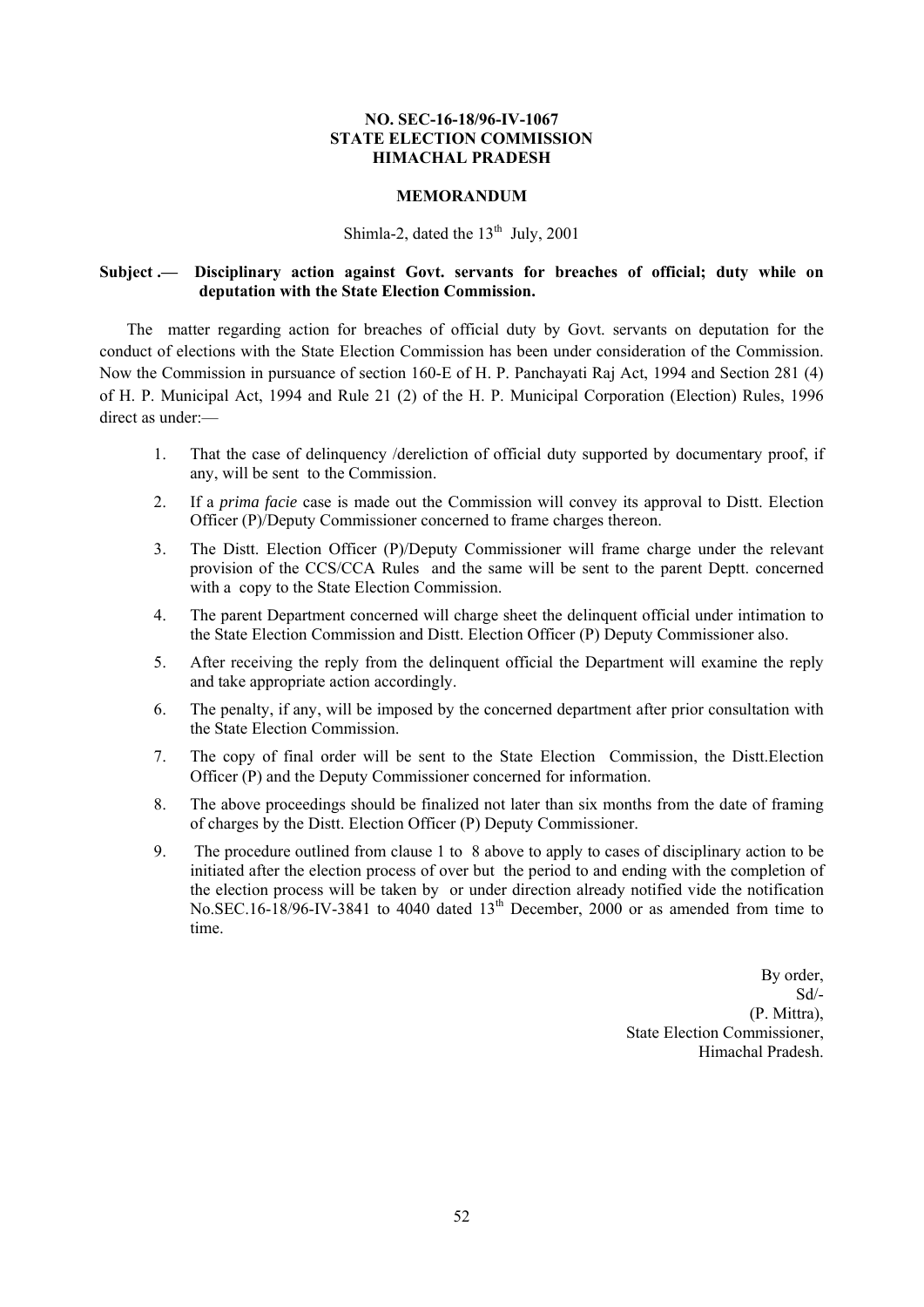**NO. SEC-16-18/96-IV-1067**
**STATE ELECTION COMMISSION**
**HIMACHAL PRADESH**

**MEMORANDUM**

Shimla-2, dated the 13th July, 2001

**Subject .— Disciplinary action against Govt. servants for breaches of official; duty while on deputation with the State Election Commission.**

The matter regarding action for breaches of official duty by Govt. servants on deputation for the conduct of elections with the State Election Commission has been under consideration of the Commission. Now the Commission in pursuance of section 160-E of H. P. Panchayati Raj Act, 1994 and Section 281 (4) of H. P. Municipal Act, 1994 and Rule 21 (2) of the H. P. Municipal Corporation (Election) Rules, 1996 direct as under:—

1. That the case of delinquency /dereliction of official duty supported by documentary proof, if any, will be sent to the Commission.
2. If a *prima facie* case is made out the Commission will convey its approval to Distt. Election Officer (P)/Deputy Commissioner concerned to frame charges thereon.
3. The Distt. Election Officer (P)/Deputy Commissioner will frame charge under the relevant provision of the CCS/CCA Rules and the same will be sent to the parent Deptt. concerned with a copy to the State Election Commission.
4. The parent Department concerned will charge sheet the delinquent official under intimation to the State Election Commission and Distt. Election Officer (P) Deputy Commissioner also.
5. After receiving the reply from the delinquent official the Department will examine the reply and take appropriate action accordingly.
6. The penalty, if any, will be imposed by the concerned department after prior consultation with the State Election Commission.
7. The copy of final order will be sent to the State Election Commission, the Distt.Election Officer (P) and the Deputy Commissioner concerned for information.
8. The above proceedings should be finalized not later than six months from the date of framing of charges by the Distt. Election Officer (P) Deputy Commissioner.
9. The procedure outlined from clause 1 to 8 above to apply to cases of disciplinary action to be initiated after the election process of over but the period to and ending with the completion of the election process will be taken by or under direction already notified vide the notification No.SEC.16-18/96-IV-3841 to 4040 dated 13th December, 2000 or as amended from time to time.

By order,
Sd/-
(P. Mittra),
State Election Commissioner,
Himachal Pradesh.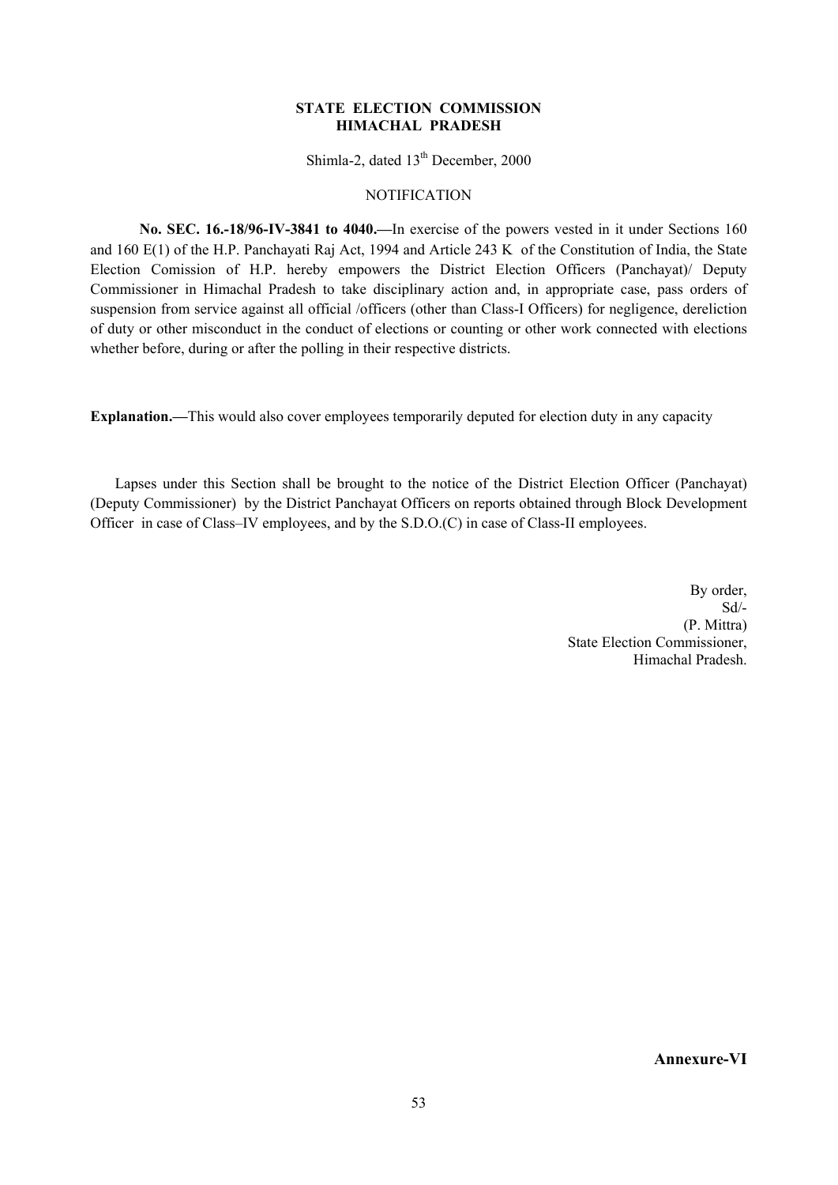**STATE ELECTION COMMISSION**
**HIMACHAL PRADESH**

Shimla-2, dated 13th December, 2000

NOTIFICATION

**No. SEC. 16.-18/96-IV-3841 to 4040.—**In exercise of the powers vested in it under Sections 160 and 160 E(1) of the H.P. Panchayati Raj Act, 1994 and Article 243 K of the Constitution of India, the State Election Comission of H.P. hereby empowers the District Election Officers (Panchayat)/ Deputy Commissioner in Himachal Pradesh to take disciplinary action and, in appropriate case, pass orders of suspension from service against all official /officers (other than Class-I Officers) for negligence, dereliction of duty or other misconduct in the conduct of elections or counting or other work connected with elections whether before, during or after the polling in their respective districts.

**Explanation.—**This would also cover employees temporarily deputed for election duty in any capacity

Lapses under this Section shall be brought to the notice of the District Election Officer (Panchayat) (Deputy Commissioner) by the District Panchayat Officers on reports obtained through Block Development Officer in case of Class–IV employees, and by the S.D.O.(C) in case of Class-II employees.

By order,
Sd/-
(P. Mittra)
State Election Commissioner,
Himachal Pradesh.

**Annexure-VI**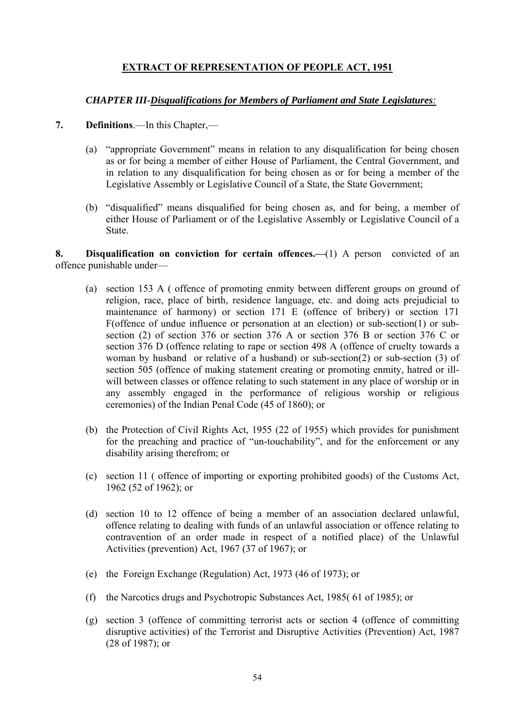# EXTRACT OF REPRESENTATION OF PEOPLE ACT, 1951

### *CHAPTER III-Disqualifications for Members of Parliament and State Legislatures:*

**7. Definitions**.—In this Chapter,—

(a) "appropriate Government" means in relation to any disqualification for being chosen as or for being a member of either House of Parliament, the Central Government, and in relation to any disqualification for being chosen as or for being a member of the Legislative Assembly or Legislative Council of a State, the State Government;

(b) "disqualified" means disqualified for being chosen as, and for being, a member of either House of Parliament or of the Legislative Assembly or Legislative Council of a State.

**8. Disqualification on conviction for certain offences.—**(1) A person convicted of an offence punishable under—

(a) section 153 A ( offence of promoting enmity between different groups on ground of religion, race, place of birth, residence language, etc. and doing acts prejudicial to maintenance of harmony) or section 171 E (offence of bribery) or section 171 F(offence of undue influence or personation at an election) or sub-section(1) or sub-section (2) of section 376 or section 376 A or section 376 B or section 376 C or section 376 D (offence relating to rape or section 498 A (offence of cruelty towards a woman by husband or relative of a husband) or sub-section(2) or sub-section (3) of section 505 (offence of making statement creating or promoting enmity, hatred or ill-will between classes or offence relating to such statement in any place of worship or in any assembly engaged in the performance of religious worship or religious ceremonies) of the Indian Penal Code (45 of 1860); or

(b) the Protection of Civil Rights Act, 1955 (22 of 1955) which provides for punishment for the preaching and practice of "un-touchability", and for the enforcement or any disability arising therefrom; or

(c) section 11 ( offence of importing or exporting prohibited goods) of the Customs Act, 1962 (52 of 1962); or

(d) section 10 to 12 offence of being a member of an association declared unlawful, offence relating to dealing with funds of an unlawful association or offence relating to contravention of an order made in respect of a notified place) of the Unlawful Activities (prevention) Act, 1967 (37 of 1967); or

(e) the Foreign Exchange (Regulation) Act, 1973 (46 of 1973); or

(f) the Narcotics drugs and Psychotropic Substances Act, 1985( 61 of 1985); or

(g) section 3 (offence of committing terrorist acts or section 4 (offence of committing disruptive activities) of the Terrorist and Disruptive Activities (Prevention) Act, 1987 (28 of 1987); or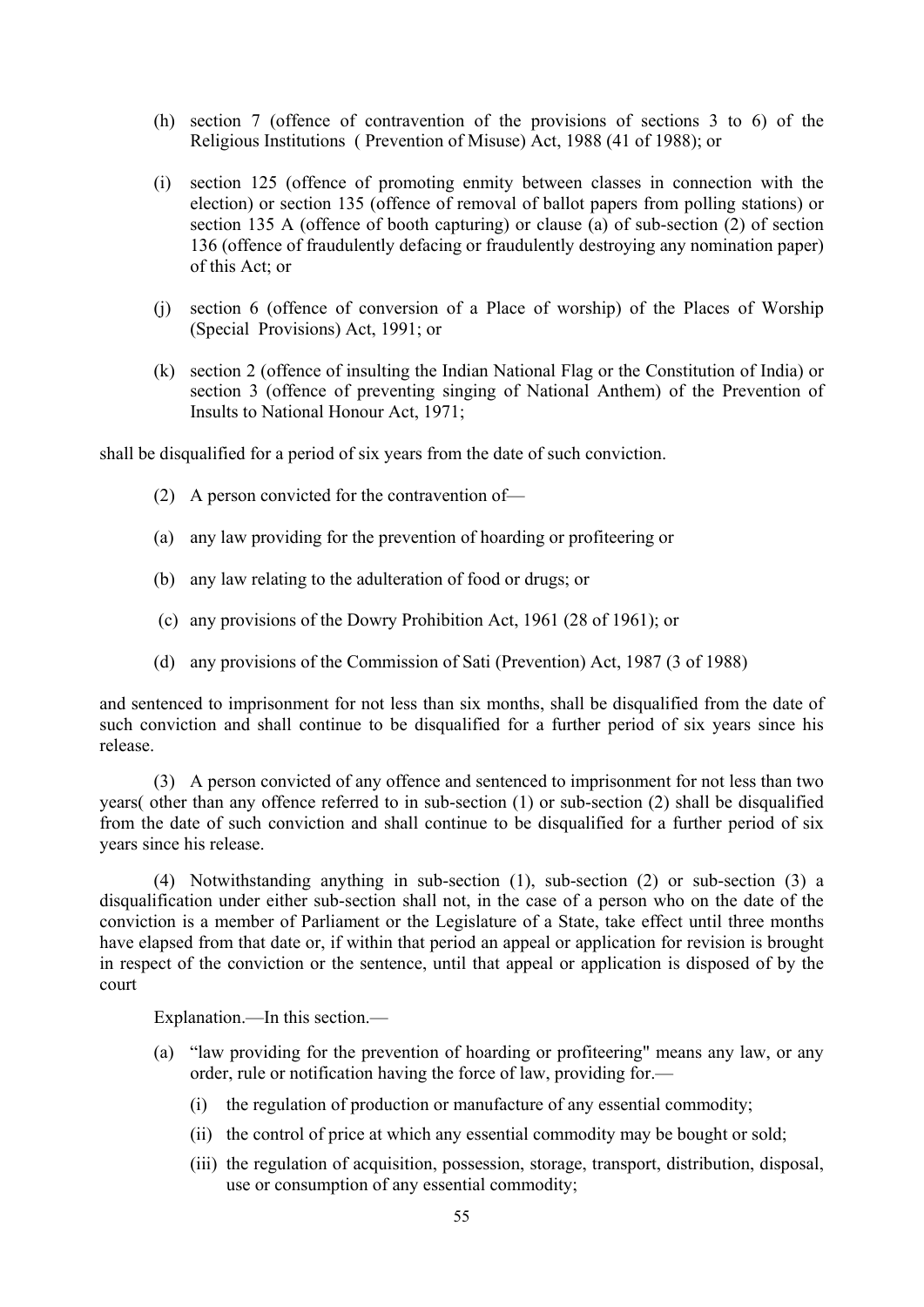(h) section 7 (offence of contravention of the provisions of sections 3 to 6) of the Religious Institutions ( Prevention of Misuse) Act, 1988 (41 of 1988); or

(i) section 125 (offence of promoting enmity between classes in connection with the election) or section 135 (offence of removal of ballot papers from polling stations) or section 135 A (offence of booth capturing) or clause (a) of sub-section (2) of section 136 (offence of fraudulently defacing or fraudulently destroying any nomination paper) of this Act; or

(j) section 6 (offence of conversion of a Place of worship) of the Places of Worship (Special Provisions) Act, 1991; or

(k) section 2 (offence of insulting the Indian National Flag or the Constitution of India) or section 3 (offence of preventing singing of National Anthem) of the Prevention of Insults to National Honour Act, 1971;

shall be disqualified for a period of six years from the date of such conviction.

(2) A person convicted for the contravention of—

(a) any law providing for the prevention of hoarding or profiteering or

(b) any law relating to the adulteration of food or drugs; or

(c) any provisions of the Dowry Prohibition Act, 1961 (28 of 1961); or

(d) any provisions of the Commission of Sati (Prevention) Act, 1987 (3 of 1988)

and sentenced to imprisonment for not less than six months, shall be disqualified from the date of such conviction and shall continue to be disqualified for a further period of six years since his release.

(3) A person convicted of any offence and sentenced to imprisonment for not less than two years( other than any offence referred to in sub-section (1) or sub-section (2) shall be disqualified from the date of such conviction and shall continue to be disqualified for a further period of six years since his release.

(4) Notwithstanding anything in sub-section (1), sub-section (2) or sub-section (3) a disqualification under either sub-section shall not, in the case of a person who on the date of the conviction is a member of Parliament or the Legislature of a State, take effect until three months have elapsed from that date or, if within that period an appeal or application for revision is brought in respect of the conviction or the sentence, until that appeal or application is disposed of by the court

Explanation.—In this section.—

(a) "law providing for the prevention of hoarding or profiteering" means any law, or any order, rule or notification having the force of law, providing for.—

   (i) the regulation of production or manufacture of any essential commodity;

   (ii) the control of price at which any essential commodity may be bought or sold;

   (iii) the regulation of acquisition, possession, storage, transport, distribution, disposal, use or consumption of any essential commodity;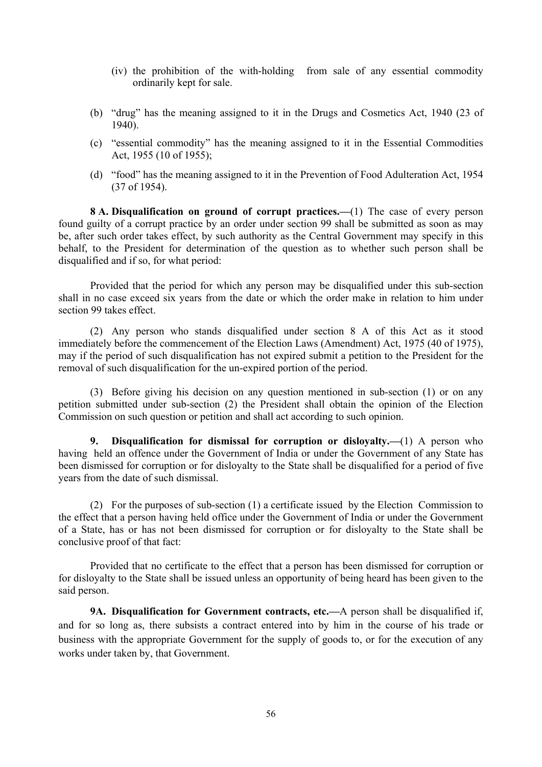(iv) the prohibition of the with-holding from sale of any essential commodity ordinarily kept for sale.

(b) "drug" has the meaning assigned to it in the Drugs and Cosmetics Act, 1940 (23 of 1940).

(c) "essential commodity" has the meaning assigned to it in the Essential Commodities Act, 1955 (10 of 1955);

(d) "food" has the meaning assigned to it in the Prevention of Food Adulteration Act, 1954 (37 of 1954).

**8 A. Disqualification on ground of corrupt practices.—**(1) The case of every person found guilty of a corrupt practice by an order under section 99 shall be submitted as soon as may be, after such order takes effect, by such authority as the Central Government may specify in this behalf, to the President for determination of the question as to whether such person shall be disqualified and if so, for what period:

Provided that the period for which any person may be disqualified under this sub-section shall in no case exceed six years from the date or which the order make in relation to him under section 99 takes effect.

(2) Any person who stands disqualified under section 8 A of this Act as it stood immediately before the commencement of the Election Laws (Amendment) Act, 1975 (40 of 1975), may if the period of such disqualification has not expired submit a petition to the President for the removal of such disqualification for the un-expired portion of the period.

(3) Before giving his decision on any question mentioned in sub-section (1) or on any petition submitted under sub-section (2) the President shall obtain the opinion of the Election Commission on such question or petition and shall act according to such opinion.

**9. Disqualification for dismissal for corruption or disloyalty.—**(1) A person who having held an offence under the Government of India or under the Government of any State has been dismissed for corruption or for disloyalty to the State shall be disqualified for a period of five years from the date of such dismissal.

(2) For the purposes of sub-section (1) a certificate issued by the Election Commission to the effect that a person having held office under the Government of India or under the Government of a State, has or has not been dismissed for corruption or for disloyalty to the State shall be conclusive proof of that fact:

Provided that no certificate to the effect that a person has been dismissed for corruption or for disloyalty to the State shall be issued unless an opportunity of being heard has been given to the said person.

**9A. Disqualification for Government contracts, etc.—**A person shall be disqualified if, and for so long as, there subsists a contract entered into by him in the course of his trade or business with the appropriate Government for the supply of goods to, or for the execution of any works under taken by, that Government.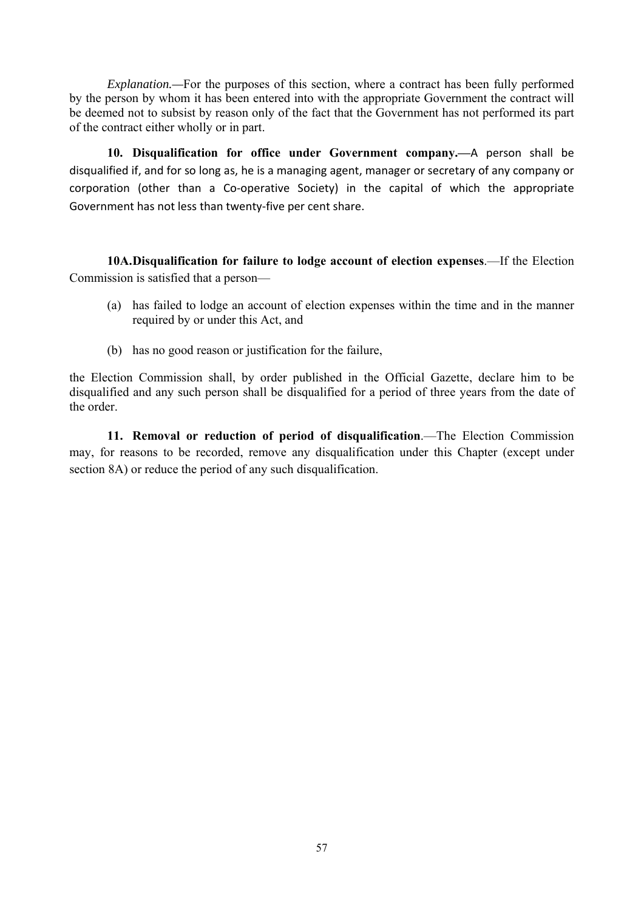*Explanation.*—For the purposes of this section, where a contract has been fully performed by the person by whom it has been entered into with the appropriate Government the contract will be deemed not to subsist by reason only of the fact that the Government has not performed its part of the contract either wholly or in part.

**10. Disqualification for office under Government company.**—A person shall be disqualified if, and for so long as, he is a managing agent, manager or secretary of any company or corporation (other than a Co-operative Society) in the capital of which the appropriate Government has not less than twenty-five per cent share.

**10A. Disqualification for failure to lodge account of election expenses**.—If the Election Commission is satisfied that a person—

(a) has failed to lodge an account of election expenses within the time and in the manner required by or under this Act, and

(b) has no good reason or justification for the failure,

the Election Commission shall, by order published in the Official Gazette, declare him to be disqualified and any such person shall be disqualified for a period of three years from the date of the order.

**11. Removal or reduction of period of disqualification**.—The Election Commission may, for reasons to be recorded, remove any disqualification under this Chapter (except under section 8A) or reduce the period of any such disqualification.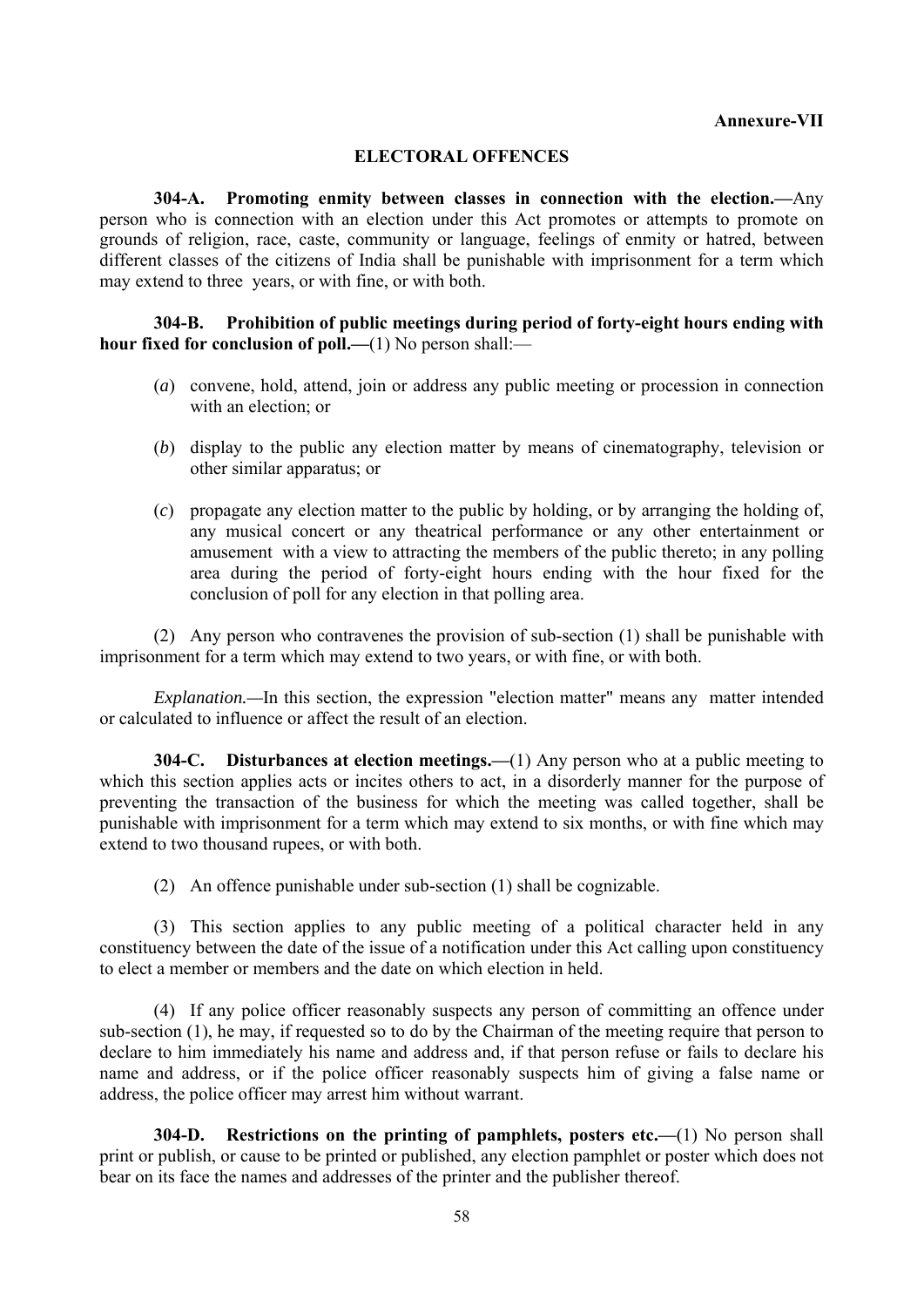**Annexure-VII**

## ELECTORAL OFFENCES

**304-A. Promoting enmity between classes in connection with the election.—**Any person who is connection with an election under this Act promotes or attempts to promote on grounds of religion, race, caste, community or language, feelings of enmity or hatred, between different classes of the citizens of India shall be punishable with imprisonment for a term which may extend to three years, or with fine, or with both.

**304-B. Prohibition of public meetings during period of forty-eight hours ending with hour fixed for conclusion of poll.—**(1) No person shall:—

(*a*) convene, hold, attend, join or address any public meeting or procession in connection with an election; or

(*b*) display to the public any election matter by means of cinematography, television or other similar apparatus; or

(*c*) propagate any election matter to the public by holding, or by arranging the holding of, any musical concert or any theatrical performance or any other entertainment or amusement with a view to attracting the members of the public thereto; in any polling area during the period of forty-eight hours ending with the hour fixed for the conclusion of poll for any election in that polling area.

(2) Any person who contravenes the provision of sub-section (1) shall be punishable with imprisonment for a term which may extend to two years, or with fine, or with both.

*Explanation.—*In this section, the expression "election matter" means any matter intended or calculated to influence or affect the result of an election.

**304-C. Disturbances at election meetings.—**(1) Any person who at a public meeting to which this section applies acts or incites others to act, in a disorderly manner for the purpose of preventing the transaction of the business for which the meeting was called together, shall be punishable with imprisonment for a term which may extend to six months, or with fine which may extend to two thousand rupees, or with both.

(2) An offence punishable under sub-section (1) shall be cognizable.

(3) This section applies to any public meeting of a political character held in any constituency between the date of the issue of a notification under this Act calling upon constituency to elect a member or members and the date on which election in held.

(4) If any police officer reasonably suspects any person of committing an offence under sub-section (1), he may, if requested so to do by the Chairman of the meeting require that person to declare to him immediately his name and address and, if that person refuse or fails to declare his name and address, or if the police officer reasonably suspects him of giving a false name or address, the police officer may arrest him without warrant.

**304-D. Restrictions on the printing of pamphlets, posters etc.—**(1) No person shall print or publish, or cause to be printed or published, any election pamphlet or poster which does not bear on its face the names and addresses of the printer and the publisher thereof.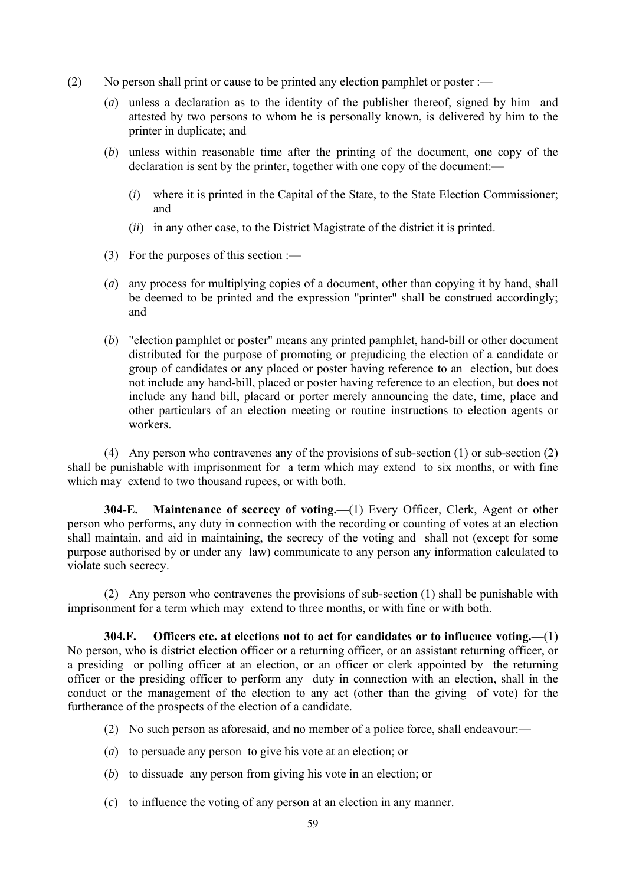(2) No person shall print or cause to be printed any election pamphlet or poster :—

(*a*) unless a declaration as to the identity of the publisher thereof, signed by him and attested by two persons to whom he is personally known, is delivered by him to the printer in duplicate; and

(*b*) unless within reasonable time after the printing of the document, one copy of the declaration is sent by the printer, together with one copy of the document:—

(*i*) where it is printed in the Capital of the State, to the State Election Commissioner; and

(*ii*) in any other case, to the District Magistrate of the district it is printed.

(3) For the purposes of this section :—

(*a*) any process for multiplying copies of a document, other than copying it by hand, shall be deemed to be printed and the expression "printer" shall be construed accordingly; and

(*b*) "election pamphlet or poster" means any printed pamphlet, hand-bill or other document distributed for the purpose of promoting or prejudicing the election of a candidate or group of candidates or any placed or poster having reference to an election, but does not include any hand-bill, placed or poster having reference to an election, but does not include any hand bill, placard or porter merely announcing the date, time, place and other particulars of an election meeting or routine instructions to election agents or workers.

(4) Any person who contravenes any of the provisions of sub-section (1) or sub-section (2) shall be punishable with imprisonment for a term which may extend to six months, or with fine which may extend to two thousand rupees, or with both.

**304-E. Maintenance of secrecy of voting.—**(1) Every Officer, Clerk, Agent or other person who performs, any duty in connection with the recording or counting of votes at an election shall maintain, and aid in maintaining, the secrecy of the voting and shall not (except for some purpose authorised by or under any law) communicate to any person any information calculated to violate such secrecy.

(2) Any person who contravenes the provisions of sub-section (1) shall be punishable with imprisonment for a term which may extend to three months, or with fine or with both.

**304.F. Officers etc. at elections not to act for candidates or to influence voting.—**(1) No person, who is district election officer or a returning officer, or an assistant returning officer, or a presiding or polling officer at an election, or an officer or clerk appointed by the returning officer or the presiding officer to perform any duty in connection with an election, shall in the conduct or the management of the election to any act (other than the giving of vote) for the furtherance of the prospects of the election of a candidate.

(2) No such person as aforesaid, and no member of a police force, shall endeavour:—

(*a*) to persuade any person to give his vote at an election; or

(*b*) to dissuade any person from giving his vote in an election; or

(*c*) to influence the voting of any person at an election in any manner.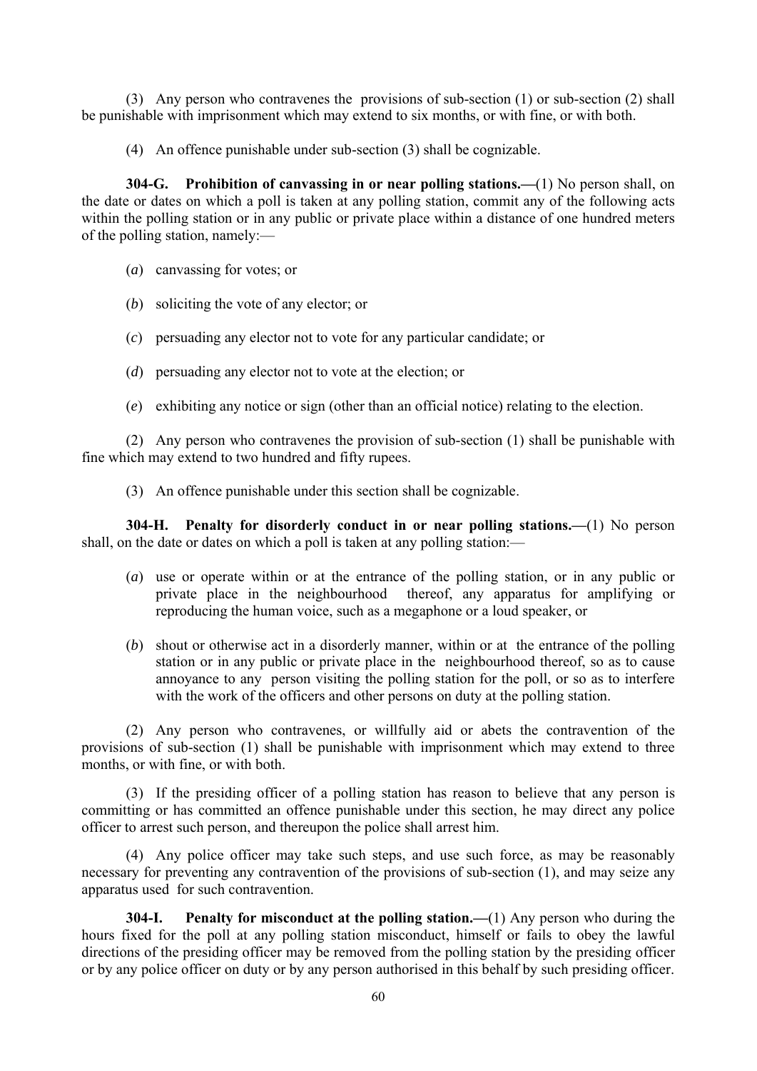(3) Any person who contravenes the provisions of sub-section (1) or sub-section (2) shall be punishable with imprisonment which may extend to six months, or with fine, or with both.

(4) An offence punishable under sub-section (3) shall be cognizable.

**304-G. Prohibition of canvassing in or near polling stations.—**(1) No person shall, on the date or dates on which a poll is taken at any polling station, commit any of the following acts within the polling station or in any public or private place within a distance of one hundred meters of the polling station, namely:—

(*a*) canvassing for votes; or

(*b*) soliciting the vote of any elector; or

(*c*) persuading any elector not to vote for any particular candidate; or

(*d*) persuading any elector not to vote at the election; or

(*e*) exhibiting any notice or sign (other than an official notice) relating to the election.

(2) Any person who contravenes the provision of sub-section (1) shall be punishable with fine which may extend to two hundred and fifty rupees.

(3) An offence punishable under this section shall be cognizable.

**304-H. Penalty for disorderly conduct in or near polling stations.—**(1) No person shall, on the date or dates on which a poll is taken at any polling station:—

(*a*) use or operate within or at the entrance of the polling station, or in any public or private place in the neighbourhood thereof, any apparatus for amplifying or reproducing the human voice, such as a megaphone or a loud speaker, or

(*b*) shout or otherwise act in a disorderly manner, within or at the entrance of the polling station or in any public or private place in the neighbourhood thereof, so as to cause annoyance to any person visiting the polling station for the poll, or so as to interfere with the work of the officers and other persons on duty at the polling station.

(2) Any person who contravenes, or willfully aid or abets the contravention of the provisions of sub-section (1) shall be punishable with imprisonment which may extend to three months, or with fine, or with both.

(3) If the presiding officer of a polling station has reason to believe that any person is committing or has committed an offence punishable under this section, he may direct any police officer to arrest such person, and thereupon the police shall arrest him.

(4) Any police officer may take such steps, and use such force, as may be reasonably necessary for preventing any contravention of the provisions of sub-section (1), and may seize any apparatus used for such contravention.

**304-I. Penalty for misconduct at the polling station.—**(1) Any person who during the hours fixed for the poll at any polling station misconduct, himself or fails to obey the lawful directions of the presiding officer may be removed from the polling station by the presiding officer or by any police officer on duty or by any person authorised in this behalf by such presiding officer.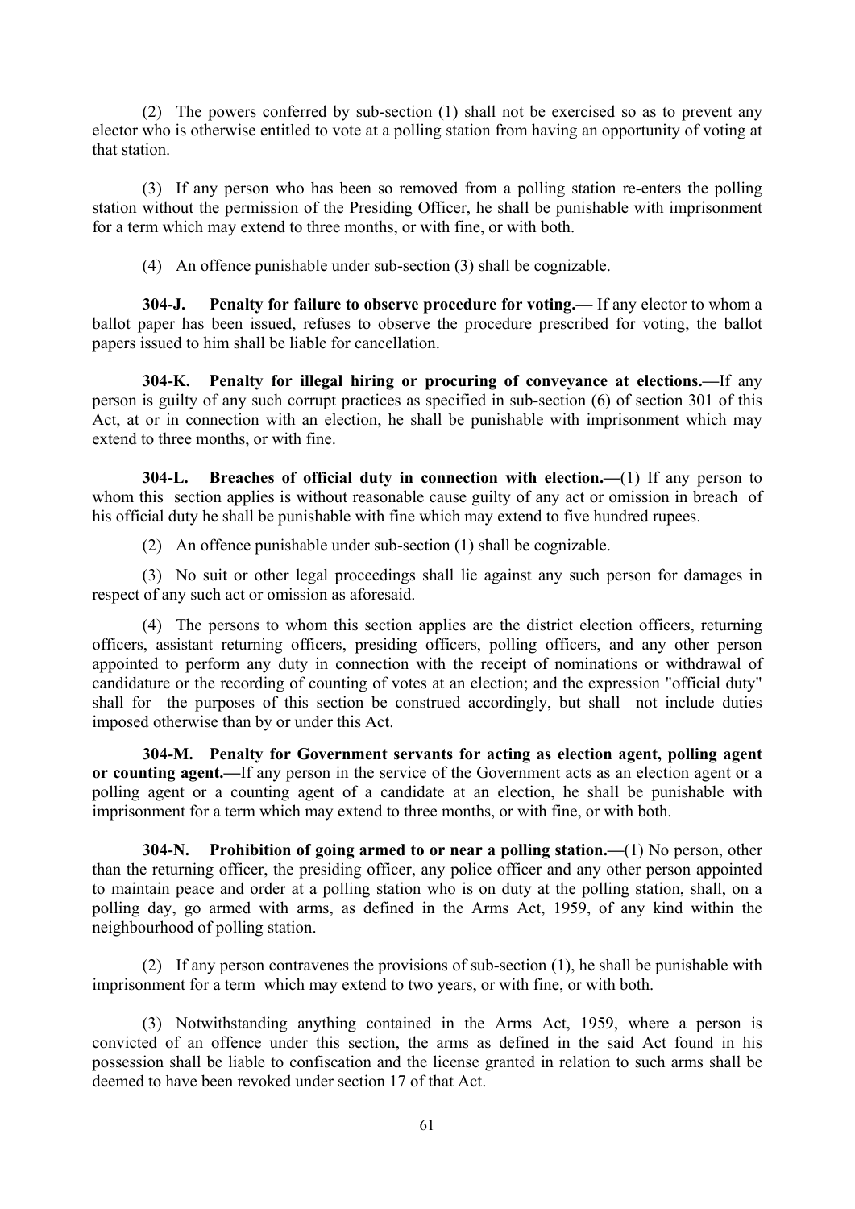(2) The powers conferred by sub-section (1) shall not be exercised so as to prevent any elector who is otherwise entitled to vote at a polling station from having an opportunity of voting at that station.

(3) If any person who has been so removed from a polling station re-enters the polling station without the permission of the Presiding Officer, he shall be punishable with imprisonment for a term which may extend to three months, or with fine, or with both.

(4) An offence punishable under sub-section (3) shall be cognizable.

**304-J. Penalty for failure to observe procedure for voting.—** If any elector to whom a ballot paper has been issued, refuses to observe the procedure prescribed for voting, the ballot papers issued to him shall be liable for cancellation.

**304-K. Penalty for illegal hiring or procuring of conveyance at elections.—**If any person is guilty of any such corrupt practices as specified in sub-section (6) of section 301 of this Act, at or in connection with an election, he shall be punishable with imprisonment which may extend to three months, or with fine.

**304-L. Breaches of official duty in connection with election.—**(1) If any person to whom this section applies is without reasonable cause guilty of any act or omission in breach of his official duty he shall be punishable with fine which may extend to five hundred rupees.

(2) An offence punishable under sub-section (1) shall be cognizable.

(3) No suit or other legal proceedings shall lie against any such person for damages in respect of any such act or omission as aforesaid.

(4) The persons to whom this section applies are the district election officers, returning officers, assistant returning officers, presiding officers, polling officers, and any other person appointed to perform any duty in connection with the receipt of nominations or withdrawal of candidature or the recording of counting of votes at an election; and the expression "official duty" shall for the purposes of this section be construed accordingly, but shall not include duties imposed otherwise than by or under this Act.

**304-M. Penalty for Government servants for acting as election agent, polling agent or counting agent.—**If any person in the service of the Government acts as an election agent or a polling agent or a counting agent of a candidate at an election, he shall be punishable with imprisonment for a term which may extend to three months, or with fine, or with both.

**304-N. Prohibition of going armed to or near a polling station.—**(1) No person, other than the returning officer, the presiding officer, any police officer and any other person appointed to maintain peace and order at a polling station who is on duty at the polling station, shall, on a polling day, go armed with arms, as defined in the Arms Act, 1959, of any kind within the neighbourhood of polling station.

(2) If any person contravenes the provisions of sub-section (1), he shall be punishable with imprisonment for a term which may extend to two years, or with fine, or with both.

(3) Notwithstanding anything contained in the Arms Act, 1959, where a person is convicted of an offence under this section, the arms as defined in the said Act found in his possession shall be liable to confiscation and the license granted in relation to such arms shall be deemed to have been revoked under section 17 of that Act.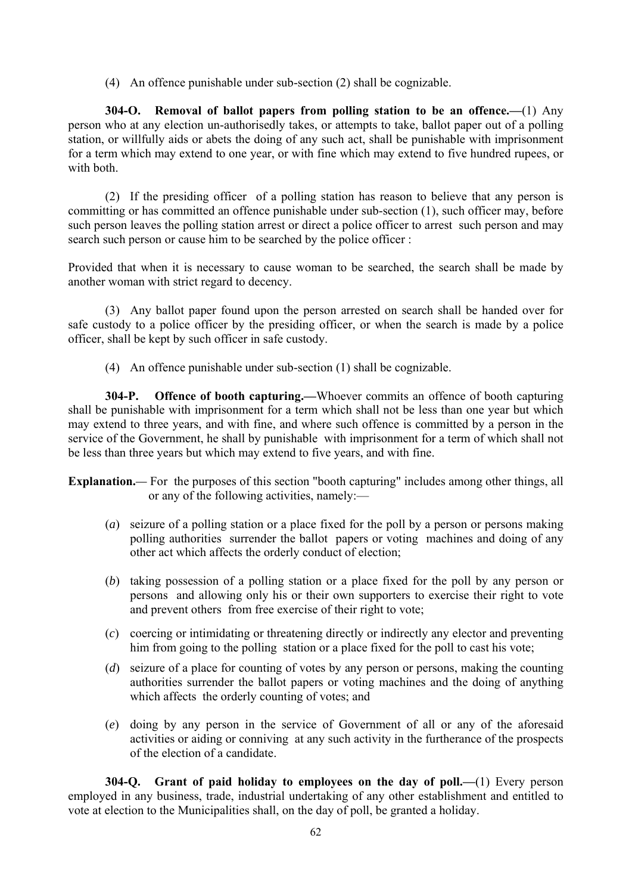(4) An offence punishable under sub-section (2) shall be cognizable.

**304-O. Removal of ballot papers from polling station to be an offence.—**(1) Any person who at any election un-authorisedly takes, or attempts to take, ballot paper out of a polling station, or willfully aids or abets the doing of any such act, shall be punishable with imprisonment for a term which may extend to one year, or with fine which may extend to five hundred rupees, or with both.

(2) If the presiding officer of a polling station has reason to believe that any person is committing or has committed an offence punishable under sub-section (1), such officer may, before such person leaves the polling station arrest or direct a police officer to arrest such person and may search such person or cause him to be searched by the police officer :

Provided that when it is necessary to cause woman to be searched, the search shall be made by another woman with strict regard to decency.

(3) Any ballot paper found upon the person arrested on search shall be handed over for safe custody to a police officer by the presiding officer, or when the search is made by a police officer, shall be kept by such officer in safe custody.

(4) An offence punishable under sub-section (1) shall be cognizable.

**304-P. Offence of booth capturing.—**Whoever commits an offence of booth capturing shall be punishable with imprisonment for a term which shall not be less than one year but which may extend to three years, and with fine, and where such offence is committed by a person in the service of the Government, he shall by punishable with imprisonment for a term of which shall not be less than three years but which may extend to five years, and with fine.

**Explanation.—** For the purposes of this section "booth capturing" includes among other things, all or any of the following activities, namely:—

(*a*) seizure of a polling station or a place fixed for the poll by a person or persons making polling authorities surrender the ballot papers or voting machines and doing of any other act which affects the orderly conduct of election;

(*b*) taking possession of a polling station or a place fixed for the poll by any person or persons and allowing only his or their own supporters to exercise their right to vote and prevent others from free exercise of their right to vote;

(*c*) coercing or intimidating or threatening directly or indirectly any elector and preventing him from going to the polling station or a place fixed for the poll to cast his vote;

(*d*) seizure of a place for counting of votes by any person or persons, making the counting authorities surrender the ballot papers or voting machines and the doing of anything which affects the orderly counting of votes; and

(*e*) doing by any person in the service of Government of all or any of the aforesaid activities or aiding or conniving at any such activity in the furtherance of the prospects of the election of a candidate.

**304-Q. Grant of paid holiday to employees on the day of poll.—**(1) Every person employed in any business, trade, industrial undertaking of any other establishment and entitled to vote at election to the Municipalities shall, on the day of poll, be granted a holiday.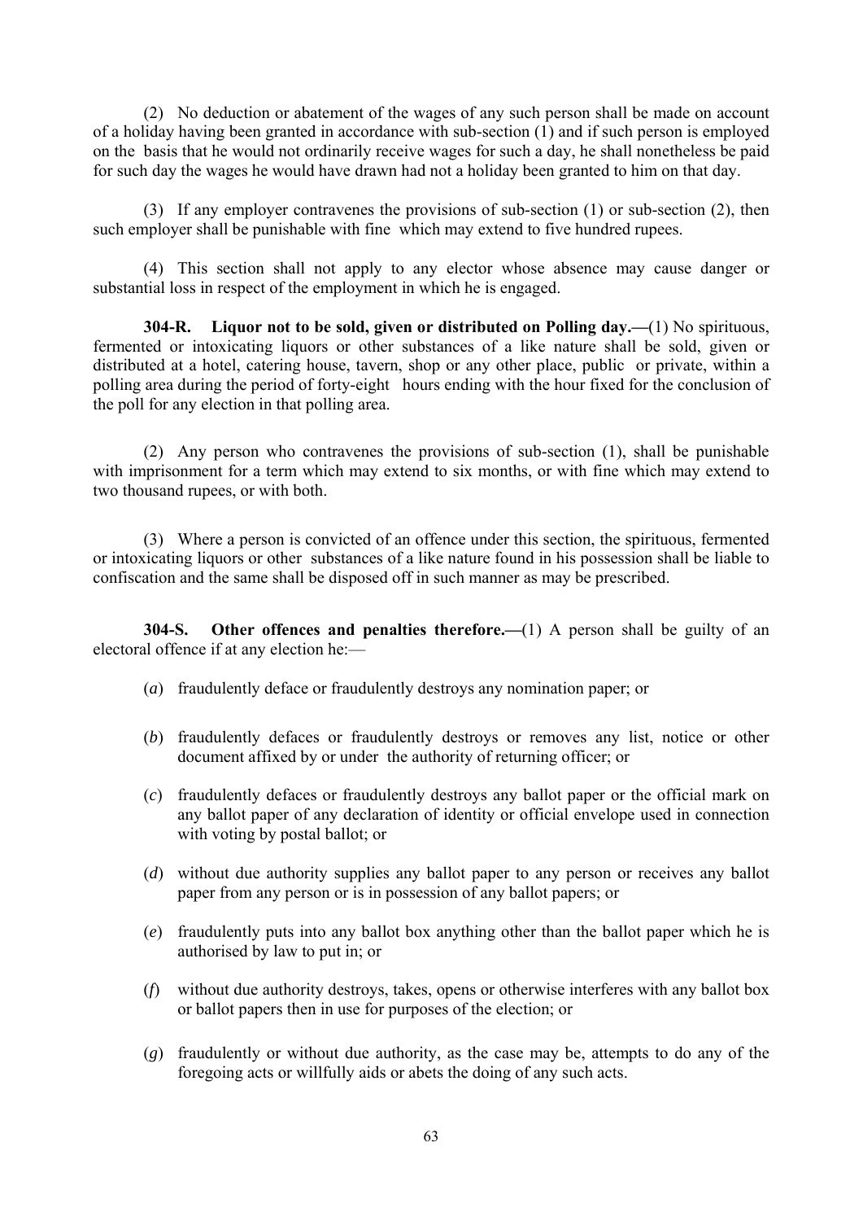(2) No deduction or abatement of the wages of any such person shall be made on account of a holiday having been granted in accordance with sub-section (1) and if such person is employed on the basis that he would not ordinarily receive wages for such a day, he shall nonetheless be paid for such day the wages he would have drawn had not a holiday been granted to him on that day.

(3) If any employer contravenes the provisions of sub-section (1) or sub-section (2), then such employer shall be punishable with fine which may extend to five hundred rupees.

(4) This section shall not apply to any elector whose absence may cause danger or substantial loss in respect of the employment in which he is engaged.

**304-R. Liquor not to be sold, given or distributed on Polling day.—**(1) No spirituous, fermented or intoxicating liquors or other substances of a like nature shall be sold, given or distributed at a hotel, catering house, tavern, shop or any other place, public or private, within a polling area during the period of forty-eight hours ending with the hour fixed for the conclusion of the poll for any election in that polling area.

(2) Any person who contravenes the provisions of sub-section (1), shall be punishable with imprisonment for a term which may extend to six months, or with fine which may extend to two thousand rupees, or with both.

(3) Where a person is convicted of an offence under this section, the spirituous, fermented or intoxicating liquors or other substances of a like nature found in his possession shall be liable to confiscation and the same shall be disposed off in such manner as may be prescribed.

**304-S. Other offences and penalties therefore.—**(1) A person shall be guilty of an electoral offence if at any election he:—

(*a*) fraudulently deface or fraudulently destroys any nomination paper; or

(*b*) fraudulently defaces or fraudulently destroys or removes any list, notice or other document affixed by or under the authority of returning officer; or

(*c*) fraudulently defaces or fraudulently destroys any ballot paper or the official mark on any ballot paper of any declaration of identity or official envelope used in connection with voting by postal ballot; or

(*d*) without due authority supplies any ballot paper to any person or receives any ballot paper from any person or is in possession of any ballot papers; or

(*e*) fraudulently puts into any ballot box anything other than the ballot paper which he is authorised by law to put in; or

(*f*) without due authority destroys, takes, opens or otherwise interferes with any ballot box or ballot papers then in use for purposes of the election; or

(*g*) fraudulently or without due authority, as the case may be, attempts to do any of the foregoing acts or willfully aids or abets the doing of any such acts.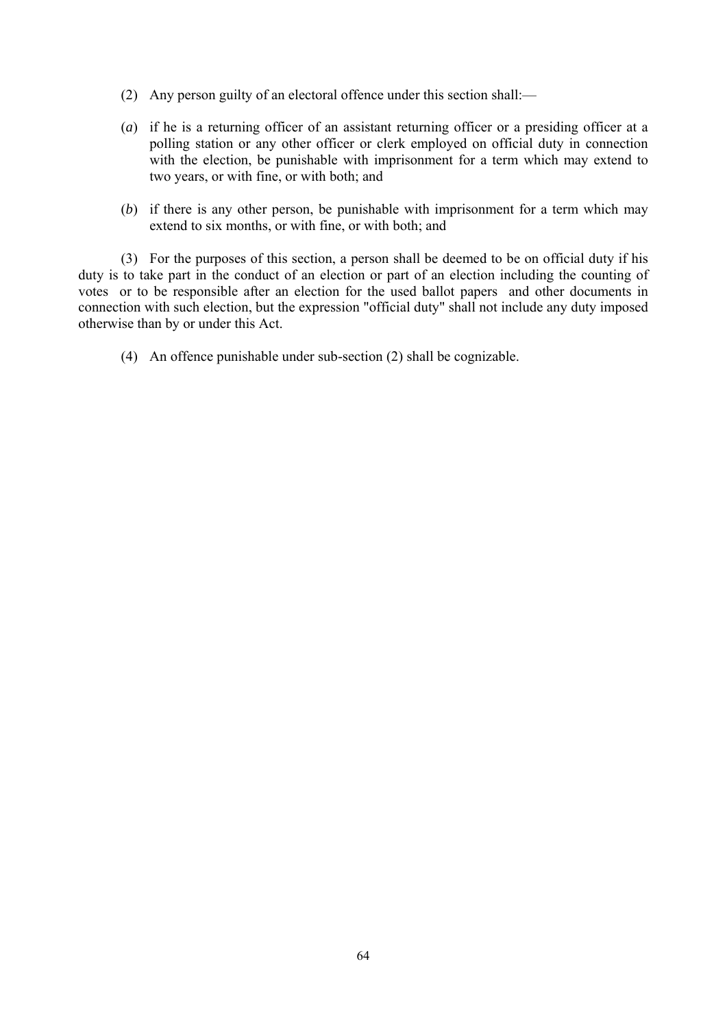(2) Any person guilty of an electoral offence under this section shall:—

(*a*) if he is a returning officer of an assistant returning officer or a presiding officer at a polling station or any other officer or clerk employed on official duty in connection with the election, be punishable with imprisonment for a term which may extend to two years, or with fine, or with both; and

(*b*) if there is any other person, be punishable with imprisonment for a term which may extend to six months, or with fine, or with both; and

(3) For the purposes of this section, a person shall be deemed to be on official duty if his duty is to take part in the conduct of an election or part of an election including the counting of votes or to be responsible after an election for the used ballot papers and other documents in connection with such election, but the expression "official duty" shall not include any duty imposed otherwise than by or under this Act.

(4) An offence punishable under sub-section (2) shall be cognizable.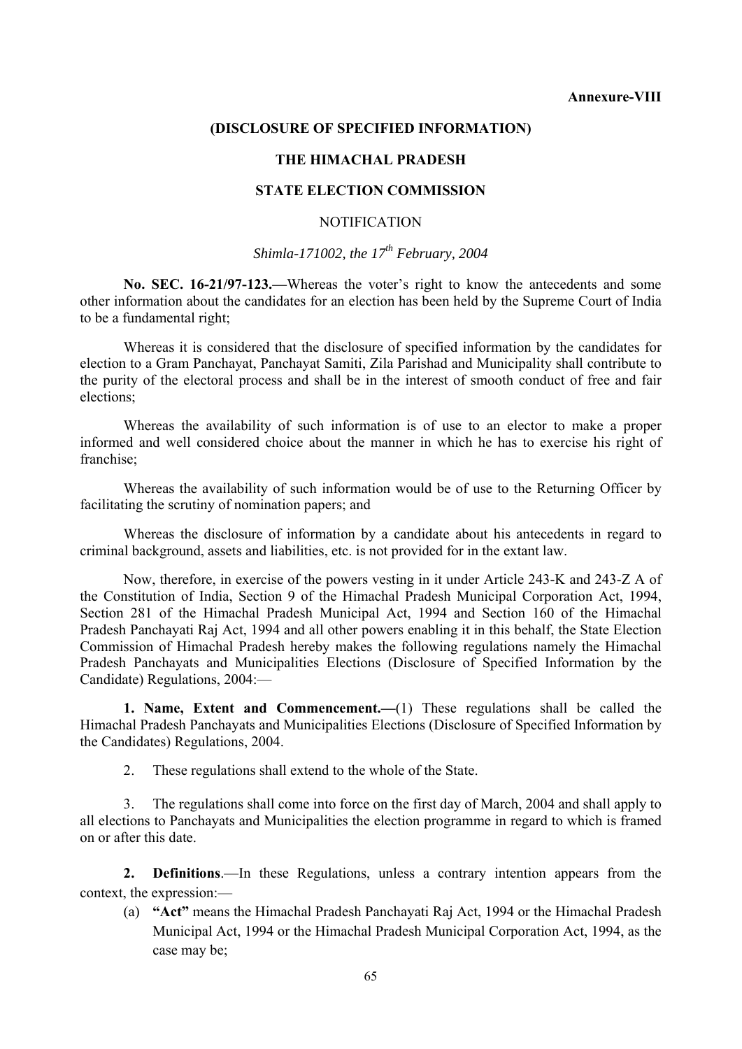**Annexure-VIII**

## (DISCLOSURE OF SPECIFIED INFORMATION)

## THE HIMACHAL PRADESH

## STATE ELECTION COMMISSION

NOTIFICATION

*Shimla-171002, the 17th February, 2004*

**No. SEC. 16-21/97-123.—**Whereas the voter's right to know the antecedents and some other information about the candidates for an election has been held by the Supreme Court of India to be a fundamental right;

Whereas it is considered that the disclosure of specified information by the candidates for election to a Gram Panchayat, Panchayat Samiti, Zila Parishad and Municipality shall contribute to the purity of the electoral process and shall be in the interest of smooth conduct of free and fair elections;

Whereas the availability of such information is of use to an elector to make a proper informed and well considered choice about the manner in which he has to exercise his right of franchise;

Whereas the availability of such information would be of use to the Returning Officer by facilitating the scrutiny of nomination papers; and

Whereas the disclosure of information by a candidate about his antecedents in regard to criminal background, assets and liabilities, etc. is not provided for in the extant law.

Now, therefore, in exercise of the powers vesting in it under Article 243-K and 243-Z A of the Constitution of India, Section 9 of the Himachal Pradesh Municipal Corporation Act, 1994, Section 281 of the Himachal Pradesh Municipal Act, 1994 and Section 160 of the Himachal Pradesh Panchayati Raj Act, 1994 and all other powers enabling it in this behalf, the State Election Commission of Himachal Pradesh hereby makes the following regulations namely the Himachal Pradesh Panchayats and Municipalities Elections (Disclosure of Specified Information by the Candidate) Regulations, 2004:—

**1. Name, Extent and Commencement.—**(1) These regulations shall be called the Himachal Pradesh Panchayats and Municipalities Elections (Disclosure of Specified Information by the Candidates) Regulations, 2004.

2. These regulations shall extend to the whole of the State.

3. The regulations shall come into force on the first day of March, 2004 and shall apply to all elections to Panchayats and Municipalities the election programme in regard to which is framed on or after this date.

**2. Definitions**.—In these Regulations, unless a contrary intention appears from the context, the expression:—

(a) **"Act"** means the Himachal Pradesh Panchayati Raj Act, 1994 or the Himachal Pradesh Municipal Act, 1994 or the Himachal Pradesh Municipal Corporation Act, 1994, as the case may be;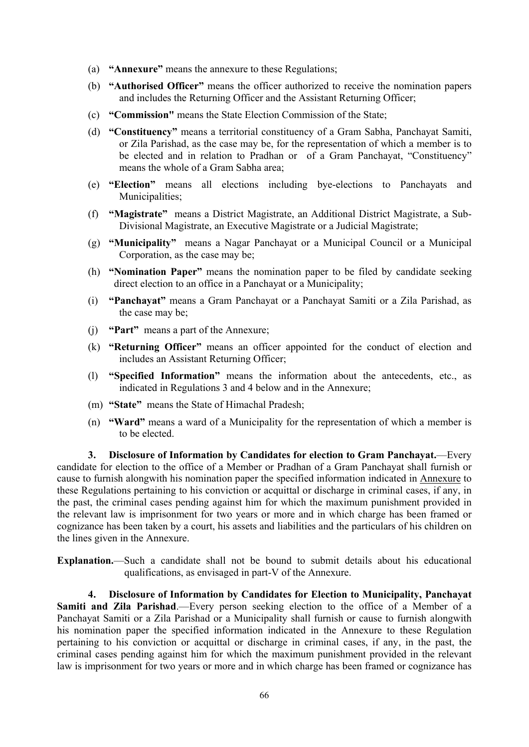(a) **"Annexure"** means the annexure to these Regulations;

(b) **"Authorised Officer"** means the officer authorized to receive the nomination papers and includes the Returning Officer and the Assistant Returning Officer;

(c) **"Commission"** means the State Election Commission of the State;

(d) **"Constituency"** means a territorial constituency of a Gram Sabha, Panchayat Samiti, or Zila Parishad, as the case may be, for the representation of which a member is to be elected and in relation to Pradhan or of a Gram Panchayat, "Constituency" means the whole of a Gram Sabha area;

(e) **"Election"** means all elections including bye-elections to Panchayats and Municipalities;

(f) **"Magistrate"** means a District Magistrate, an Additional District Magistrate, a Sub-Divisional Magistrate, an Executive Magistrate or a Judicial Magistrate;

(g) **"Municipality"** means a Nagar Panchayat or a Municipal Council or a Municipal Corporation, as the case may be;

(h) **"Nomination Paper"** means the nomination paper to be filed by candidate seeking direct election to an office in a Panchayat or a Municipality;

(i) **"Panchayat"** means a Gram Panchayat or a Panchayat Samiti or a Zila Parishad, as the case may be;

(j) **"Part"** means a part of the Annexure;

(k) **"Returning Officer"** means an officer appointed for the conduct of election and includes an Assistant Returning Officer;

(l) **"Specified Information"** means the information about the antecedents, etc., as indicated in Regulations 3 and 4 below and in the Annexure;

(m) **"State"** means the State of Himachal Pradesh;

(n) **"Ward"** means a ward of a Municipality for the representation of which a member is to be elected.

**3. Disclosure of Information by Candidates for election to Gram Panchayat.**—Every candidate for election to the office of a Member or Pradhan of a Gram Panchayat shall furnish or cause to furnish alongwith his nomination paper the specified information indicated in Annexure to these Regulations pertaining to his conviction or acquittal or discharge in criminal cases, if any, in the past, the criminal cases pending against him for which the maximum punishment provided in the relevant law is imprisonment for two years or more and in which charge has been framed or cognizance has been taken by a court, his assets and liabilities and the particulars of his children on the lines given in the Annexure.

**Explanation.**—Such a candidate shall not be bound to submit details about his educational qualifications, as envisaged in part-V of the Annexure.

**4. Disclosure of Information by Candidates for Election to Municipality, Panchayat Samiti and Zila Parishad**.—Every person seeking election to the office of a Member of a Panchayat Samiti or a Zila Parishad or a Municipality shall furnish or cause to furnish alongwith his nomination paper the specified information indicated in the Annexure to these Regulation pertaining to his conviction or acquittal or discharge in criminal cases, if any, in the past, the criminal cases pending against him for which the maximum punishment provided in the relevant law is imprisonment for two years or more and in which charge has been framed or cognizance has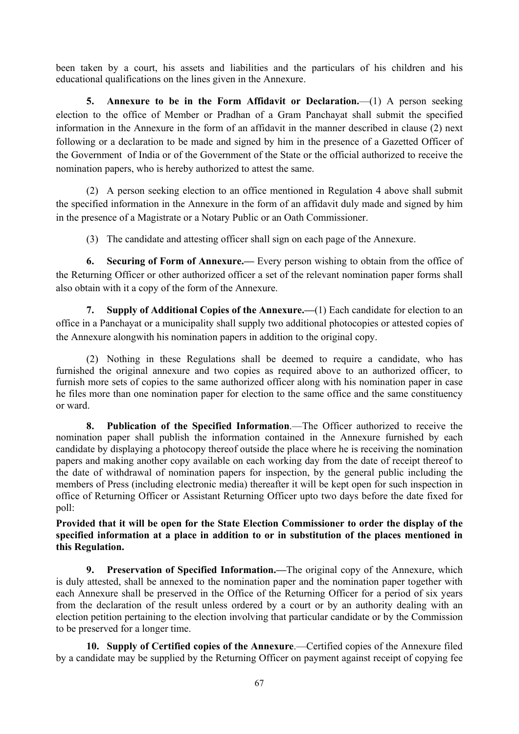been taken by a court, his assets and liabilities and the particulars of his children and his educational qualifications on the lines given in the Annexure.

**5. Annexure to be in the Form Affidavit or Declaration.**—(1) A person seeking election to the office of Member or Pradhan of a Gram Panchayat shall submit the specified information in the Annexure in the form of an affidavit in the manner described in clause (2) next following or a declaration to be made and signed by him in the presence of a Gazetted Officer of the Government of India or of the Government of the State or the official authorized to receive the nomination papers, who is hereby authorized to attest the same.

(2) A person seeking election to an office mentioned in Regulation 4 above shall submit the specified information in the Annexure in the form of an affidavit duly made and signed by him in the presence of a Magistrate or a Notary Public or an Oath Commissioner.

(3) The candidate and attesting officer shall sign on each page of the Annexure.

**6. Securing of Form of Annexure.—** Every person wishing to obtain from the office of the Returning Officer or other authorized officer a set of the relevant nomination paper forms shall also obtain with it a copy of the form of the Annexure.

**7. Supply of Additional Copies of the Annexure.—**(1) Each candidate for election to an office in a Panchayat or a municipality shall supply two additional photocopies or attested copies of the Annexure alongwith his nomination papers in addition to the original copy.

(2) Nothing in these Regulations shall be deemed to require a candidate, who has furnished the original annexure and two copies as required above to an authorized officer, to furnish more sets of copies to the same authorized officer along with his nomination paper in case he files more than one nomination paper for election to the same office and the same constituency or ward.

**8. Publication of the Specified Information**.—The Officer authorized to receive the nomination paper shall publish the information contained in the Annexure furnished by each candidate by displaying a photocopy thereof outside the place where he is receiving the nomination papers and making another copy available on each working day from the date of receipt thereof to the date of withdrawal of nomination papers for inspection, by the general public including the members of Press (including electronic media) thereafter it will be kept open for such inspection in office of Returning Officer or Assistant Returning Officer upto two days before the date fixed for poll:

**Provided that it will be open for the State Election Commissioner to order the display of the specified information at a place in addition to or in substitution of the places mentioned in this Regulation.**

**9. Preservation of Specified Information.—**The original copy of the Annexure, which is duly attested, shall be annexed to the nomination paper and the nomination paper together with each Annexure shall be preserved in the Office of the Returning Officer for a period of six years from the declaration of the result unless ordered by a court or by an authority dealing with an election petition pertaining to the election involving that particular candidate or by the Commission to be preserved for a longer time.

**10. Supply of Certified copies of the Annexure**.—Certified copies of the Annexure filed by a candidate may be supplied by the Returning Officer on payment against receipt of copying fee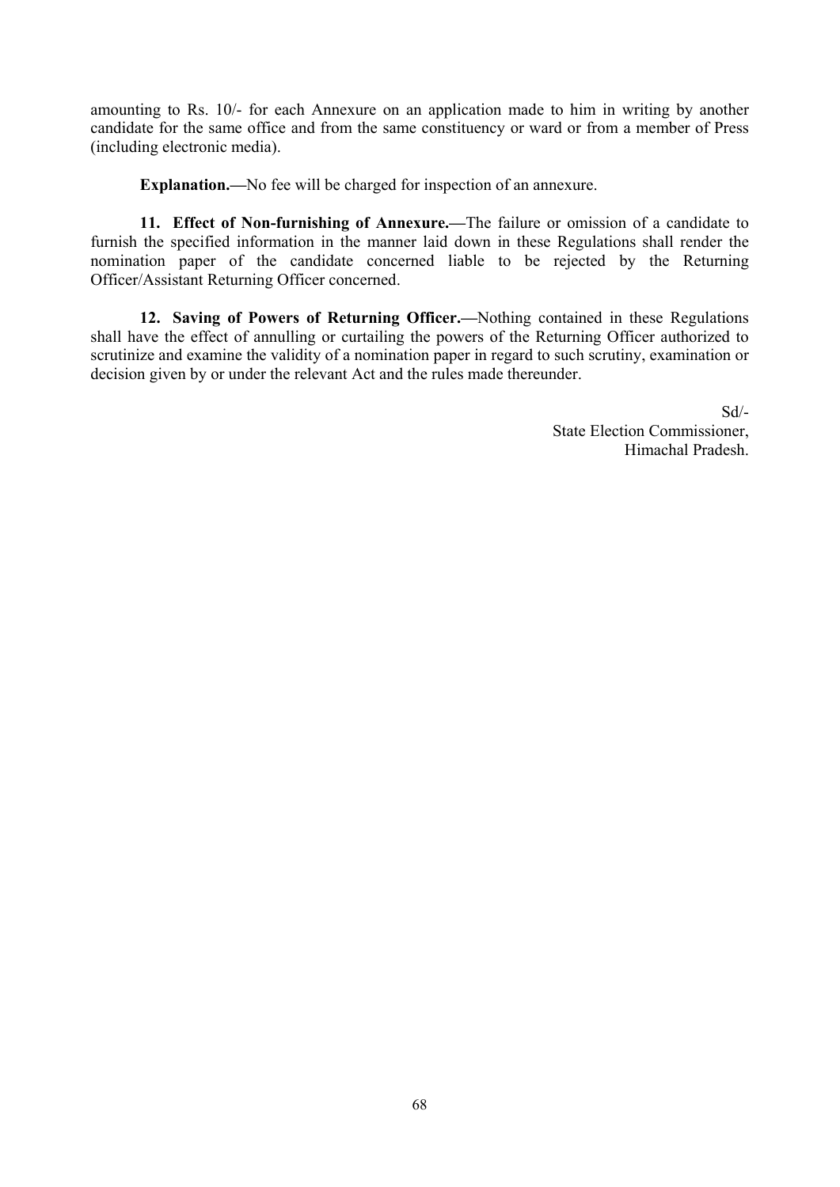amounting to Rs. 10/- for each Annexure on an application made to him in writing by another candidate for the same office and from the same constituency or ward or from a member of Press (including electronic media).

**Explanation.—**No fee will be charged for inspection of an annexure.

**11. Effect of Non-furnishing of Annexure.—**The failure or omission of a candidate to furnish the specified information in the manner laid down in these Regulations shall render the nomination paper of the candidate concerned liable to be rejected by the Returning Officer/Assistant Returning Officer concerned.

**12. Saving of Powers of Returning Officer.—**Nothing contained in these Regulations shall have the effect of annulling or curtailing the powers of the Returning Officer authorized to scrutinize and examine the validity of a nomination paper in regard to such scrutiny, examination or decision given by or under the relevant Act and the rules made thereunder.

Sd/-
State Election Commissioner,
Himachal Pradesh.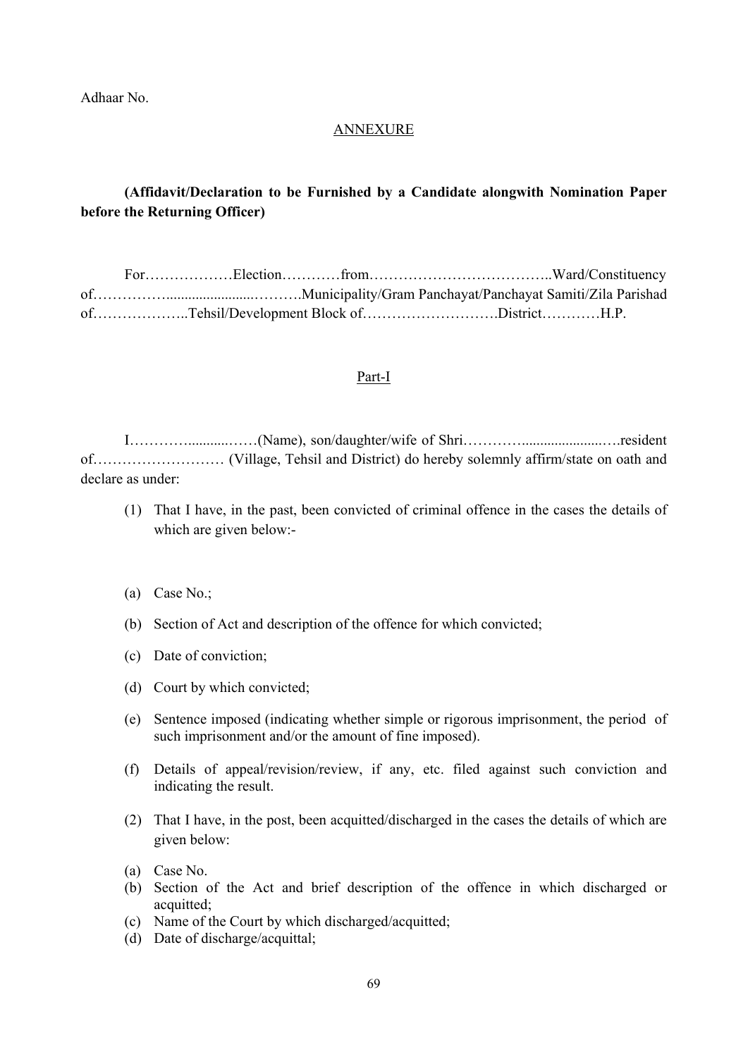Adhaar No.

ANNEXURE

**(Affidavit/Declaration to be Furnished by a Candidate alongwith Nomination Paper before the Returning Officer)**

For………………Election…………from………………………………..Ward/Constituency of…………….......................……….Municipality/Gram Panchayat/Panchayat Samiti/Zila Parishad of………………..Tehsil/Development Block of……………………….District…………H.P.

Part-I

I………….........……(Name), son/daughter/wife of Shri…………......................….resident of……………………… (Village, Tehsil and District) do hereby solemnly affirm/state on oath and declare as under:

(1) That I have, in the past, been convicted of criminal offence in the cases the details of which are given below:-

(a) Case No.;

(b) Section of Act and description of the offence for which convicted;

(c) Date of conviction;

(d) Court by which convicted;

(e) Sentence imposed (indicating whether simple or rigorous imprisonment, the period of such imprisonment and/or the amount of fine imposed).

(f) Details of appeal/revision/review, if any, etc. filed against such conviction and indicating the result.

(2) That I have, in the post, been acquitted/discharged in the cases the details of which are given below:

(a) Case No.
(b) Section of the Act and brief description of the offence in which discharged or acquitted;
(c) Name of the Court by which discharged/acquitted;
(d) Date of discharge/acquittal;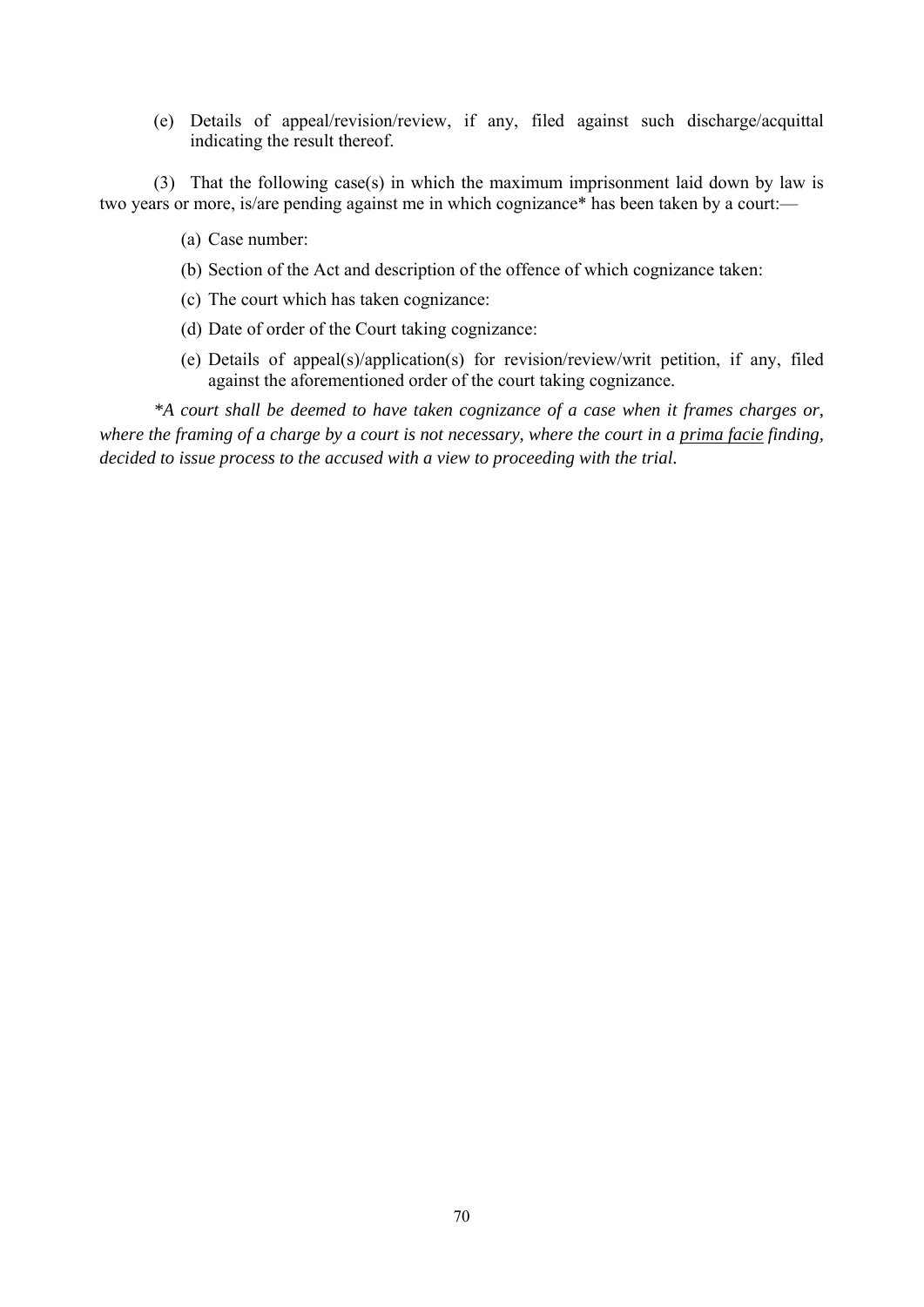(e) Details of appeal/revision/review, if any, filed against such discharge/acquittal indicating the result thereof.

(3) That the following case(s) in which the maximum imprisonment laid down by law is two years or more, is/are pending against me in which cognizance* has been taken by a court:—

(a) Case number:

(b) Section of the Act and description of the offence of which cognizance taken:

(c) The court which has taken cognizance:

(d) Date of order of the Court taking cognizance:

(e) Details of appeal(s)/application(s) for revision/review/writ petition, if any, filed against the aforementioned order of the court taking cognizance.

*\*A court shall be deemed to have taken cognizance of a case when it frames charges or, where the framing of a charge by a court is not necessary, where the court in a prima facie finding, decided to issue process to the accused with a view to proceeding with the trial.*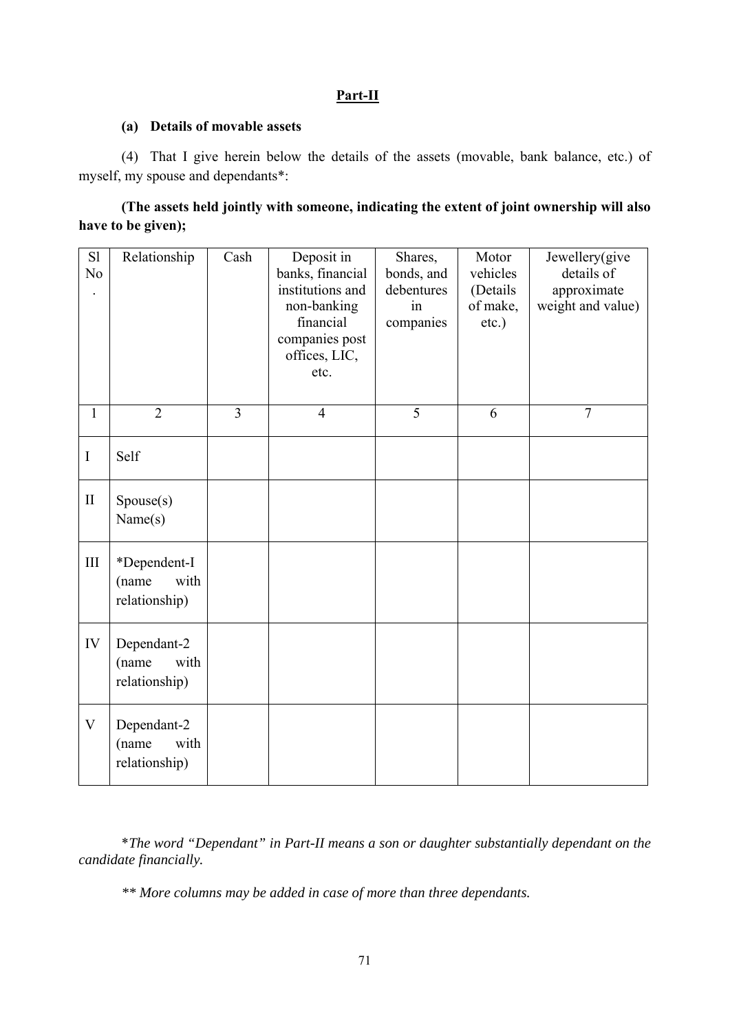## Part-II

### (a) Details of movable assets

(4) That I give herein below the details of the assets (movable, bank balance, etc.) of myself, my spouse and dependants*:

**(The assets held jointly with someone, indicating the extent of joint ownership will also have to be given);**

| Sl No. | Relationship | Cash | Deposit in banks, financial institutions and non-banking financial companies post offices, LIC, etc. | Shares, bonds, and debentures in companies | Motor vehicles (Details of make, etc.) | Jewellery(give details of approximate weight and value) |
|---|---|---|---|---|---|---|
| 1 | 2 | 3 | 4 | 5 | 6 | 7 |
| I | Self | | | | | |
| II | Spouse(s) Name(s) | | | | | |
| III | *Dependent-I (name with relationship) | | | | | |
| IV | Dependant-2 (name with relationship) | | | | | |
| V | Dependant-2 (name with relationship) | | | | | |

**The word "Dependant" in Part-II means a son or daughter substantially dependant on the candidate financially.*

*** More columns may be added in case of more than three dependants.*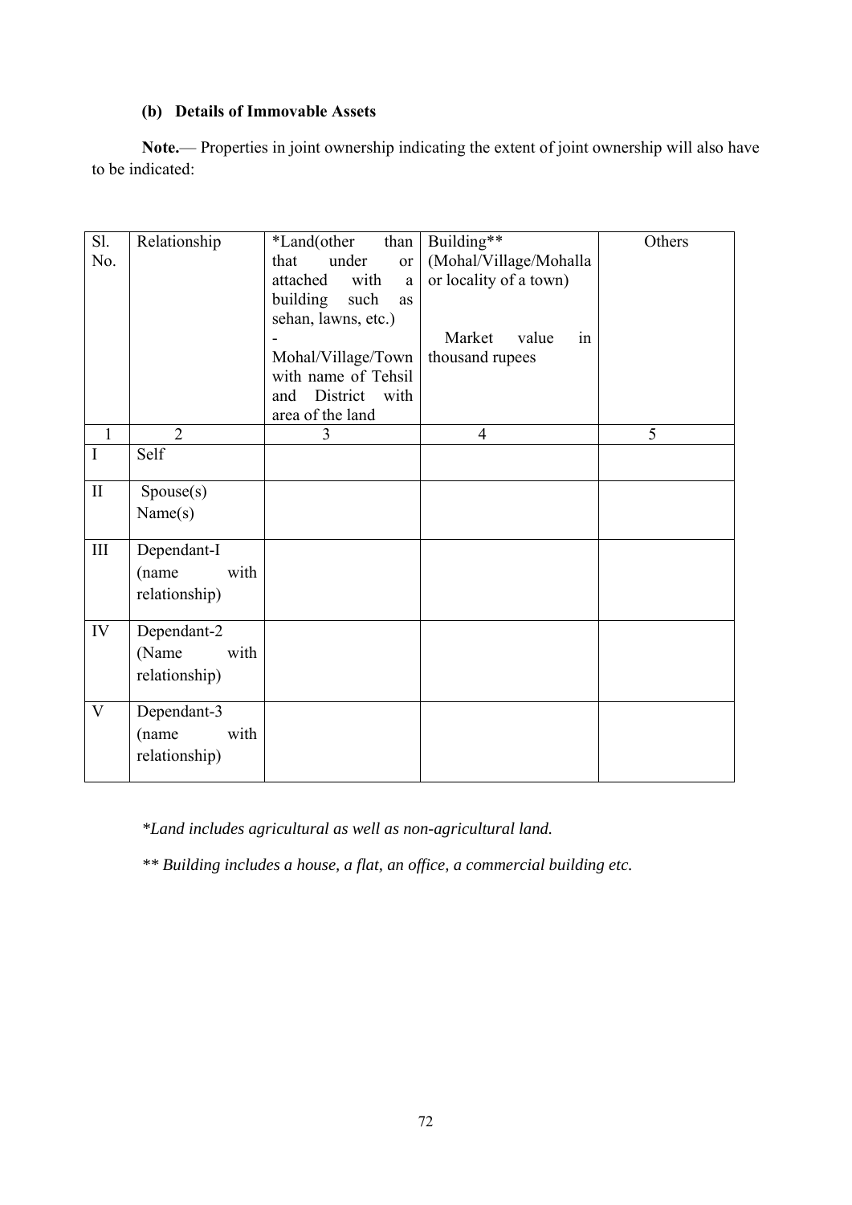### (b) Details of Immovable Assets

**Note.**— Properties in joint ownership indicating the extent of joint ownership will also have to be indicated:

| Sl. No. | Relationship | *Land(other than that under or attached with a building such as sehan, lawns, etc.) - Mohal/Village/Town with name of Tehsil and District with area of the land | Building** (Mohal/Village/Mohalla or locality of a town) Market value in thousand rupees | Others |
|---|---|---|---|---|
| 1 | 2 | 3 | 4 | 5 |
| I | Self | | | |
| II | Spouse(s) Name(s) | | | |
| III | Dependant-I (name with relationship) | | | |
| IV | Dependant-2 (Name with relationship) | | | |
| V | Dependant-3 (name with relationship) | | | |

*\*Land includes agricultural as well as non-agricultural land.*

*\*\* Building includes a house, a flat, an office, a commercial building etc.*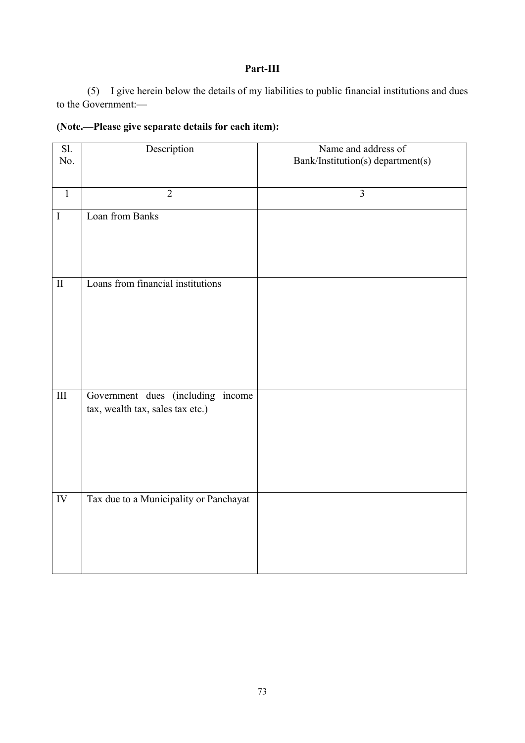**Part-III**

(5) I give herein below the details of my liabilities to public financial institutions and dues to the Government:—

**(Note.—Please give separate details for each item):**

| Sl. No. | Description | Name and address of Bank/Institution(s) department(s) |
|---|---|---|
| 1 | 2 | 3 |
| I | Loan from Banks | |
| II | Loans from financial institutions | |
| III | Government dues (including income tax, wealth tax, sales tax etc.) | |
| IV | Tax due to a Municipality or Panchayat | |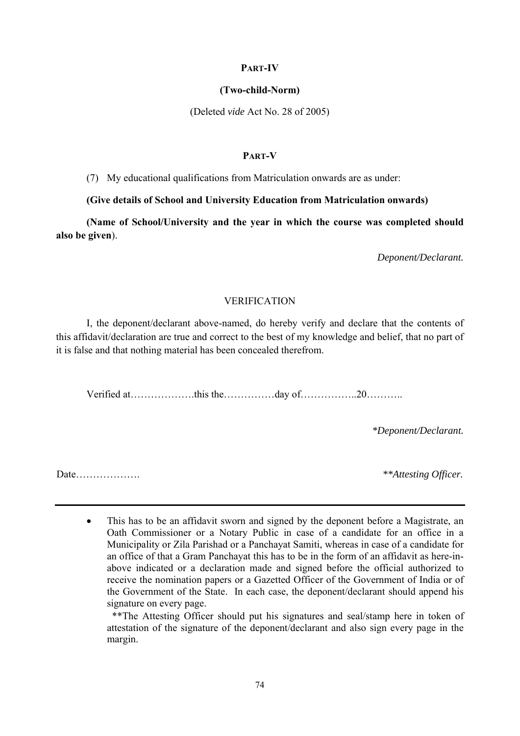## PART-IV

**(Two-child-Norm)**

(Deleted *vide* Act No. 28 of 2005)

## PART-V

(7) My educational qualifications from Matriculation onwards are as under:

**(Give details of School and University Education from Matriculation onwards)**

**(Name of School/University and the year in which the course was completed should also be given**).

*Deponent/Declarant.*

### VERIFICATION

I, the deponent/declarant above-named, do hereby verify and declare that the contents of this affidavit/declaration are true and correct to the best of my knowledge and belief, that no part of it is false and that nothing material has been concealed therefrom.

Verified at……………….this the……………day of……………..20………..

*\*Deponent/Declarant.*

Date……………….                                                                                    *\*\*Attesting Officer.*

---

- This has to be an affidavit sworn and signed by the deponent before a Magistrate, an Oath Commissioner or a Notary Public in case of a candidate for an office in a Municipality or Zila Parishad or a Panchayat Samiti, whereas in case of a candidate for an office of that a Gram Panchayat this has to be in the form of an affidavit as here-in-above indicated or a declaration made and signed before the official authorized to receive the nomination papers or a Gazetted Officer of the Government of India or of the Government of the State. In each case, the deponent/declarant should append his signature on every page.

  \*\*The Attesting Officer should put his signatures and seal/stamp here in token of attestation of the signature of the deponent/declarant and also sign every page in the margin.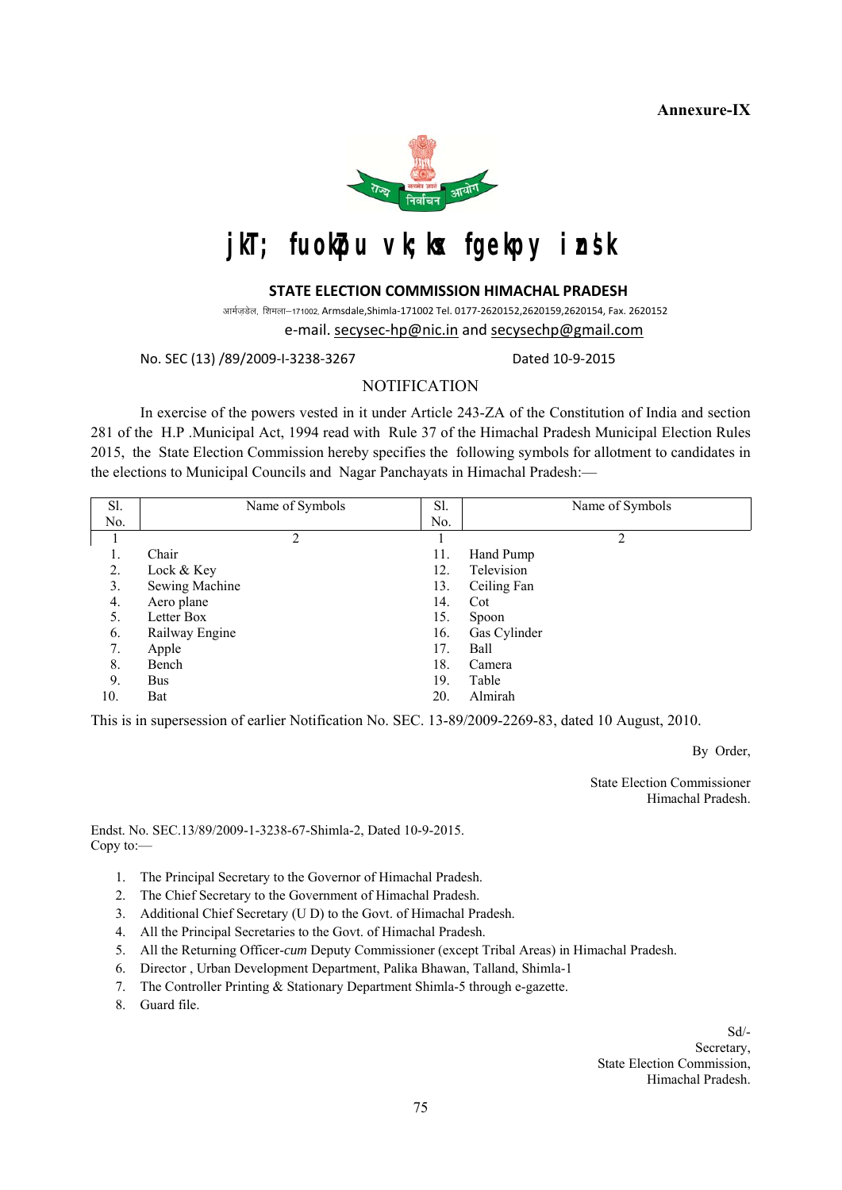**Annexure-IX**

# jkT; fuokZpu vk;ksx fgekpy izns'k

## STATE ELECTION COMMISSION HIMACHAL PRADESH

आर्मज़डेल, शिमला–171002, Armsdale,Shimla-171002 Tel. 0177-2620152,2620159,2620154, Fax. 2620152

e-mail. secysec-hp@nic.in and secysechp@gmail.com

No. SEC (13) /89/2009-I-3238-3267 Dated 10-9-2015

NOTIFICATION

In exercise of the powers vested in it under Article 243-ZA of the Constitution of India and section 281 of the H.P .Municipal Act, 1994 read with Rule 37 of the Himachal Pradesh Municipal Election Rules 2015, the State Election Commission hereby specifies the following symbols for allotment to candidates in the elections to Municipal Councils and Nagar Panchayats in Himachal Pradesh:—

| Sl. No. | Name of Symbols | Sl. No. | Name of Symbols |
|---|---|---|---|
| 1 | 2 | 1 | 2 |
| 1. | Chair | 11. | Hand Pump |
| 2. | Lock & Key | 12. | Television |
| 3. | Sewing Machine | 13. | Ceiling Fan |
| 4. | Aero plane | 14. | Cot |
| 5. | Letter Box | 15. | Spoon |
| 6. | Railway Engine | 16. | Gas Cylinder |
| 7. | Apple | 17. | Ball |
| 8. | Bench | 18. | Camera |
| 9. | Bus | 19. | Table |
| 10. | Bat | 20. | Almirah |

This is in supersession of earlier Notification No. SEC. 13-89/2009-2269-83, dated 10 August, 2010.

By Order,

State Election Commissioner
Himachal Pradesh.

Endst. No. SEC.13/89/2009-1-3238-67-Shimla-2, Dated 10-9-2015.
Copy to:—

1. The Principal Secretary to the Governor of Himachal Pradesh.
2. The Chief Secretary to the Government of Himachal Pradesh.
3. Additional Chief Secretary (U D) to the Govt. of Himachal Pradesh.
4. All the Principal Secretaries to the Govt. of Himachal Pradesh.
5. All the Returning Officer-*cum* Deputy Commissioner (except Tribal Areas) in Himachal Pradesh.
6. Director , Urban Development Department, Palika Bhawan, Talland, Shimla-1
7. The Controller Printing & Stationary Department Shimla-5 through e-gazette.
8. Guard file.

Sd/-
Secretary,
State Election Commission,
Himachal Pradesh.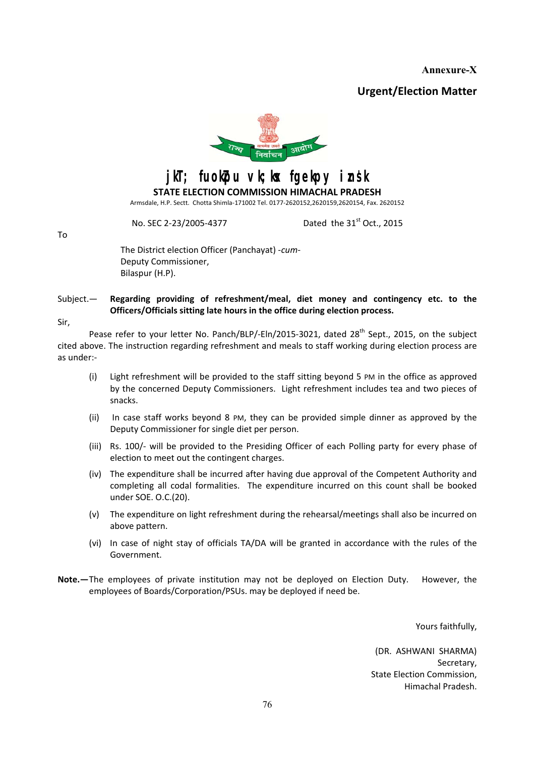**Annexure-X**

**Urgent/Election Matter**

jkT; fuokZpu vk;ksx fgekpy izns'k

**STATE ELECTION COMMISSION HIMACHAL PRADESH**

Armsdale, H.P. Sectt. Chotta Shimla-171002 Tel. 0177-2620152,2620159,2620154, Fax. 2620152

No. SEC 2-23/2005-4377 Dated the 31st Oct., 2015

To

The District election Officer (Panchayat) -*cum*-
Deputy Commissioner,
Bilaspur (H.P).

Subject.— **Regarding providing of refreshment/meal, diet money and contingency etc. to the Officers/Officials sitting late hours in the office during election process.**

Sir,

Pease refer to your letter No. Panch/BLP/-Eln/2015-3021, dated 28th Sept., 2015, on the subject cited above. The instruction regarding refreshment and meals to staff working during election process are as under:-

(i) Light refreshment will be provided to the staff sitting beyond 5 PM in the office as approved by the concerned Deputy Commissioners. Light refreshment includes tea and two pieces of snacks.

(ii) In case staff works beyond 8 PM, they can be provided simple dinner as approved by the Deputy Commissioner for single diet per person.

(iii) Rs. 100/- will be provided to the Presiding Officer of each Polling party for every phase of election to meet out the contingent charges.

(iv) The expenditure shall be incurred after having due approval of the Competent Authority and completing all codal formalities. The expenditure incurred on this count shall be booked under SOE. O.C.(20).

(v) The expenditure on light refreshment during the rehearsal/meetings shall also be incurred on above pattern.

(vi) In case of night stay of officials TA/DA will be granted in accordance with the rules of the Government.

**Note.—**The employees of private institution may not be deployed on Election Duty. However, the employees of Boards/Corporation/PSUs. may be deployed if need be.

Yours faithfully,

(DR. ASHWANI SHARMA)
Secretary,
State Election Commission,
Himachal Pradesh.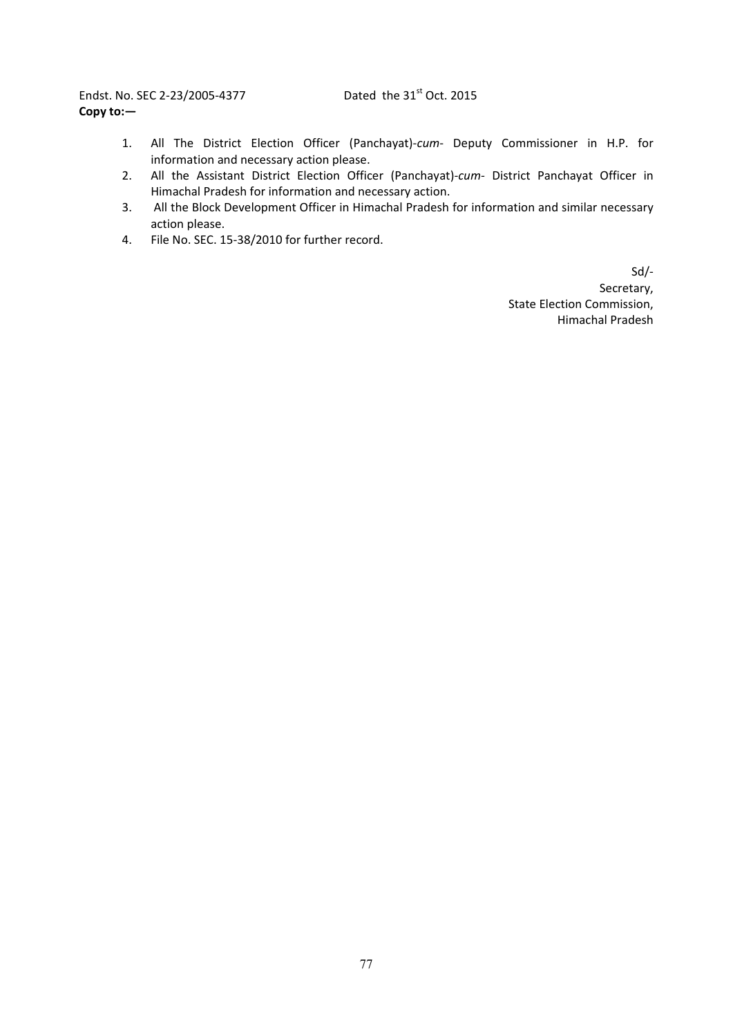Endst. No. SEC 2-23/2005-4377 Dated the 31st Oct. 2015

**Copy to:—**

1. All The District Election Officer (Panchayat)-*cum*- Deputy Commissioner in H.P. for information and necessary action please.
2. All the Assistant District Election Officer (Panchayat)-*cum*- District Panchayat Officer in Himachal Pradesh for information and necessary action.
3. All the Block Development Officer in Himachal Pradesh for information and similar necessary action please.
4. File No. SEC. 15-38/2010 for further record.

Sd/-
Secretary,
State Election Commission,
Himachal Pradesh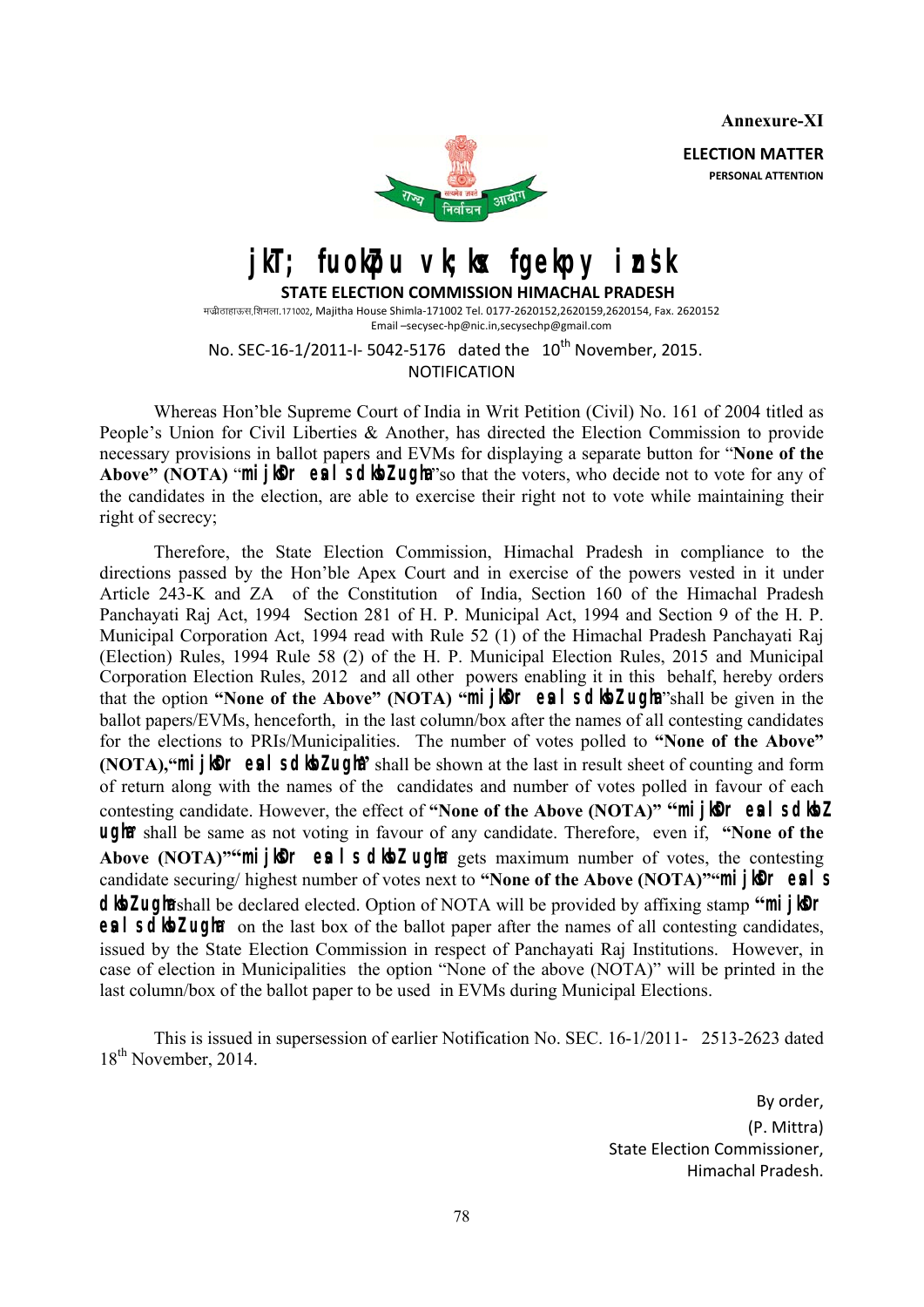**Annexure-XI**

**ELECTION MATTER**

**PERSONAL ATTENTION**

# jkT; fuokZpu vk;ksx fgekpy izns'k

**STATE ELECTION COMMISSION HIMACHAL PRADESH**

मजीठाहाऊस,शिमला.171002, Majitha House Shimla-171002 Tel. 0177-2620152,2620159,2620154, Fax. 2620152

Email –secysec-hp@nic.in,secysechp@gmail.com

No. SEC-16-1/2011-I- 5042-5176 dated the 10th November, 2015.

NOTIFICATION

Whereas Hon'ble Supreme Court of India in Writ Petition (Civil) No. 161 of 2004 titled as People's Union for Civil Liberties & Another, has directed the Election Commission to provide necessary provisions in ballot papers and EVMs for displaying a separate button for "**None of the Above" (NOTA)** "**mijksDr esa ls dksbZ ugha**"so that the voters, who decide not to vote for any of the candidates in the election, are able to exercise their right not to vote while maintaining their right of secrecy;

Therefore, the State Election Commission, Himachal Pradesh in compliance to the directions passed by the Hon'ble Apex Court and in exercise of the powers vested in it under Article 243-K and ZA of the Constitution of India, Section 160 of the Himachal Pradesh Panchayati Raj Act, 1994 Section 281 of H. P. Municipal Act, 1994 and Section 9 of the H. P. Municipal Corporation Act, 1994 read with Rule 52 (1) of the Himachal Pradesh Panchayati Raj (Election) Rules, 1994 Rule 58 (2) of the H. P. Municipal Election Rules, 2015 and Municipal Corporation Election Rules, 2012 and all other powers enabling it in this behalf, hereby orders that the option **"None of the Above" (NOTA) "mijksDr esa ls dksbZ ugha**"shall be given in the ballot papers/EVMs, henceforth, in the last column/box after the names of all contesting candidates for the elections to PRIs/Municipalities. The number of votes polled to **"None of the Above" (NOTA),"mijksDr esa ls dksbZ ugha"** shall be shown at the last in result sheet of counting and form of return along with the names of the candidates and number of votes polled in favour of each contesting candidate. However, the effect of **"None of the Above (NOTA)" "mijksDr esa ls dksbZ ugha"** shall be same as not voting in favour of any candidate. Therefore, even if, **"None of the Above (NOTA)""mijksDr esa ls dksbZ ugha"** gets maximum number of votes, the contesting candidate securing/ highest number of votes next to **"None of the Above (NOTA)""mijksDr esa ls dksbZ ugha"** shall be declared elected. Option of NOTA will be provided by affixing stamp **"mijksDr esa ls dksbZ ugha"** on the last box of the ballot paper after the names of all contesting candidates, issued by the State Election Commission in respect of Panchayati Raj Institutions. However, in case of election in Municipalities the option "None of the above (NOTA)" will be printed in the last column/box of the ballot paper to be used in EVMs during Municipal Elections.

This is issued in supersession of earlier Notification No. SEC. 16-1/2011- 2513-2623 dated 18th November, 2014.

By order,

(P. Mittra)

State Election Commissioner,

Himachal Pradesh.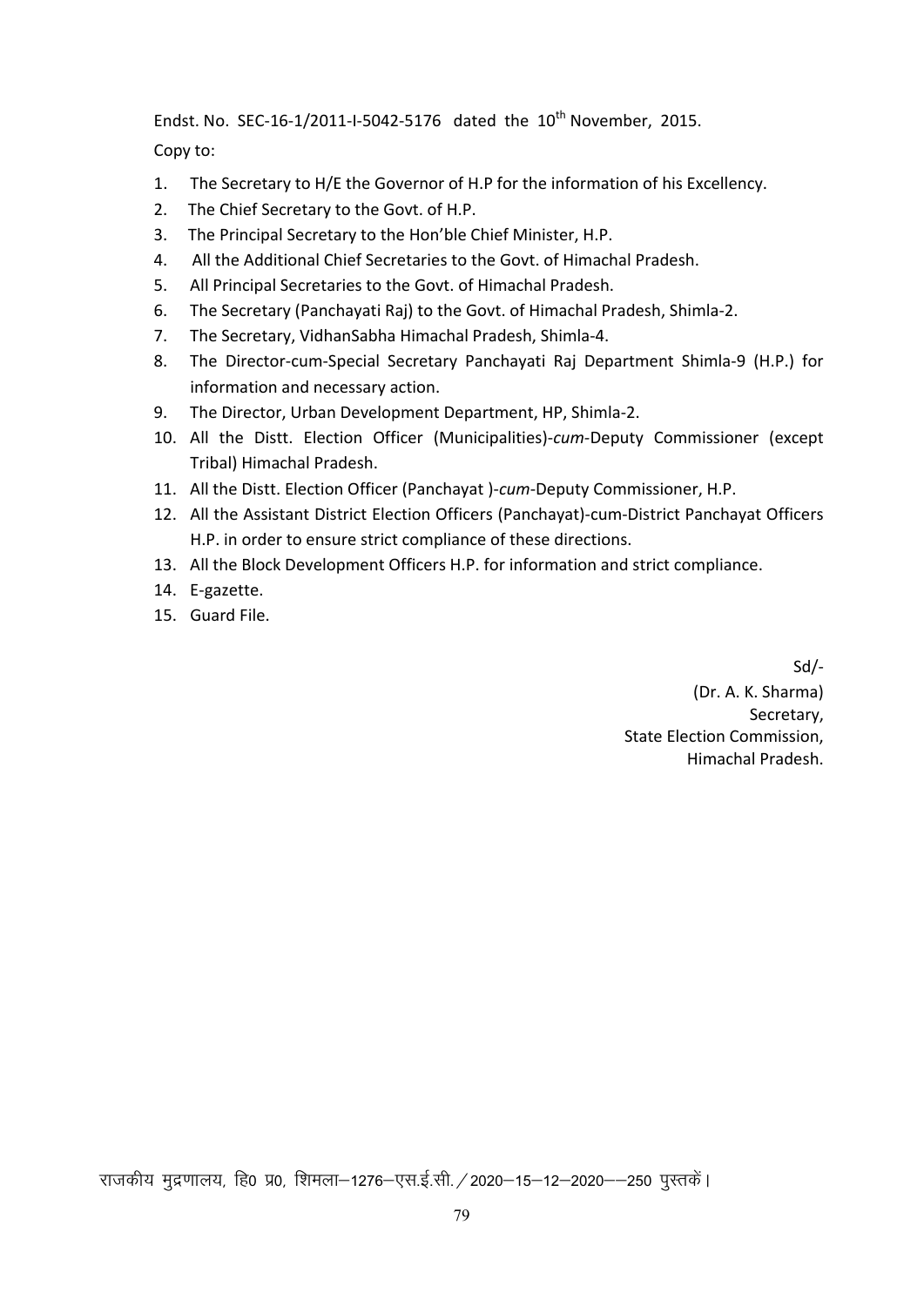Endst. No. SEC-16-1/2011-I-5042-5176 dated the 10th November, 2015.

Copy to:

1. The Secretary to H/E the Governor of H.P for the information of his Excellency.
2. The Chief Secretary to the Govt. of H.P.
3. The Principal Secretary to the Hon'ble Chief Minister, H.P.
4. All the Additional Chief Secretaries to the Govt. of Himachal Pradesh.
5. All Principal Secretaries to the Govt. of Himachal Pradesh.
6. The Secretary (Panchayati Raj) to the Govt. of Himachal Pradesh, Shimla-2.
7. The Secretary, VidhanSabha Himachal Pradesh, Shimla-4.
8. The Director-cum-Special Secretary Panchayati Raj Department Shimla-9 (H.P.) for information and necessary action.
9. The Director, Urban Development Department, HP, Shimla-2.
10. All the Distt. Election Officer (Municipalities)-*cum*-Deputy Commissioner (except Tribal) Himachal Pradesh.
11. All the Distt. Election Officer (Panchayat )-*cum*-Deputy Commissioner, H.P.
12. All the Assistant District Election Officers (Panchayat)-cum-District Panchayat Officers H.P. in order to ensure strict compliance of these directions.
13. All the Block Development Officers H.P. for information and strict compliance.
14. E-gazette.
15. Guard File.

Sd/-
(Dr. A. K. Sharma)
Secretary,
State Election Commission,
Himachal Pradesh.

राजकीय मुद्रणालय, हि0 प्र0, शिमला–1276–एस.ई.सी. / 2020–15–12–2020––250 पुस्तकें।